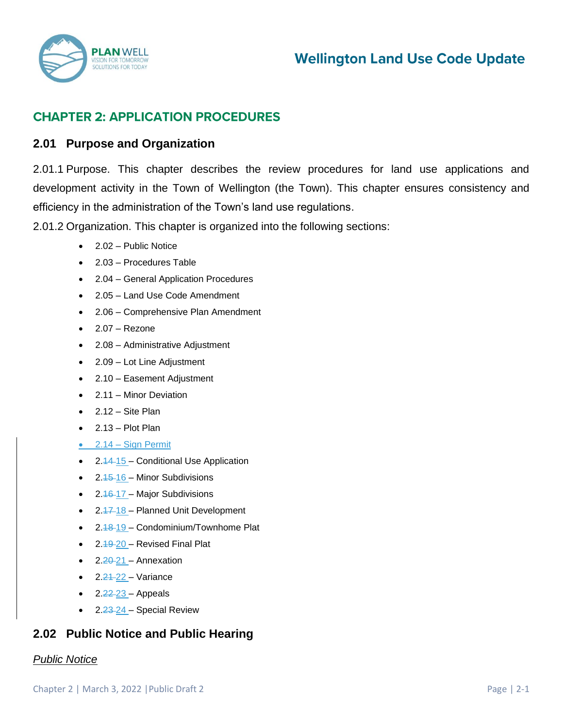# CHAPTER 2: APPLICATION PROCEDURES

## 2.01 Purpose and Organization

2.01.1 Purpose. This chapter describes the review procedures for land use applications and development activity in the Town of Wellington (the Town). This chapter ensures consistency and efficiency in the administration of the Town's land use regulations.

2.01.2 Organization. This chapter is organized into the following sections:

- 2.02 – Public Notice
- 2.03 – Procedures Table
- 2.04 – General Application Procedures
- 2.05 – Land Use Code Amendment
- 2.06 – Comprehensive Plan Amendment
- 2.07 – Rezone
- 2.08 – Administrative Adjustment
- 2.09 – Lot Line Adjustment
- 2.10 – Easement Adjustment
- 2.11 – Minor Deviation
- 2.12 – Site Plan
- 2.13 – Plot Plan
- 2.14 – Sign Permit
- 2.~~14~~ 15 – Conditional Use Application
- 2.~~15~~ 16 – Minor Subdivisions
- 2.~~16~~ 17 – Major Subdivisions
- 2.~~17~~ 18 – Planned Unit Development
- 2.~~18~~ 19 – Condominium/Townhome Plat
- 2.~~19~~ 20 – Revised Final Plat
- 2.~~20~~ 21 – Annexation
- 2.~~21~~ 22 – Variance
- 2.~~22~~ 23 – Appeals
- 2.~~23~~ 24 – Special Review

## 2.02 Public Notice and Public Hearing

*Public Notice*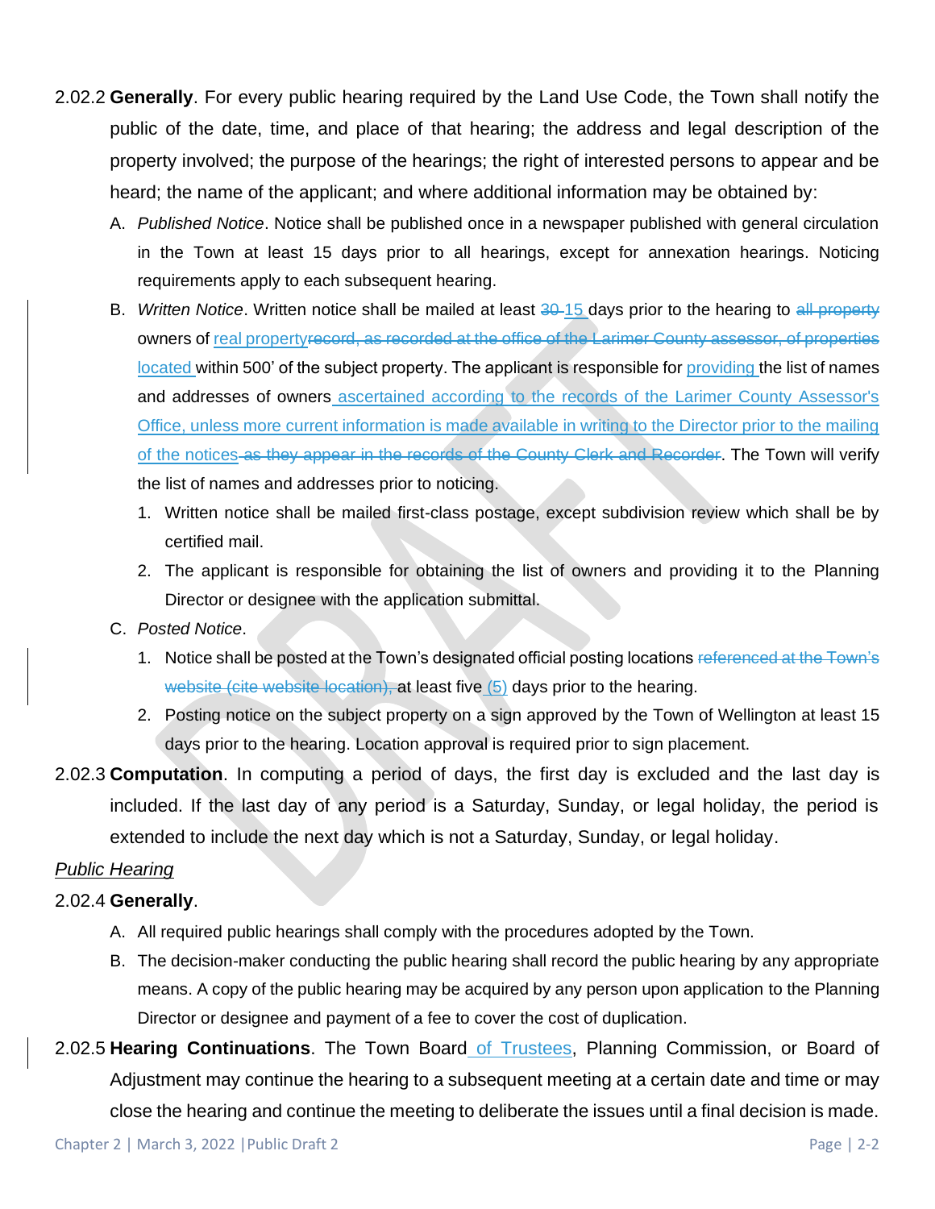2.02.2 **Generally**. For every public hearing required by the Land Use Code, the Town shall notify the public of the date, time, and place of that hearing; the address and legal description of the property involved; the purpose of the hearings; the right of interested persons to appear and be heard; the name of the applicant; and where additional information may be obtained by:

A. *Published Notice*. Notice shall be published once in a newspaper published with general circulation in the Town at least 15 days prior to all hearings, except for annexation hearings. Noticing requirements apply to each subsequent hearing.

B. *Written Notice*. Written notice shall be mailed at least ~~30~~ 15 days prior to the hearing to ~~all property~~ owners of real property~~record, as recorded at the office of the Larimer County assessor, of properties~~ located within 500' of the subject property. The applicant is responsible for providing the list of names and addresses of owners ascertained according to the records of the Larimer County Assessor's Office, unless more current information is made available in writing to the Director prior to the mailing of the notices~~ as they appear in the records of the County Clerk and Recorder~~. The Town will verify the list of names and addresses prior to noticing.

   1. Written notice shall be mailed first-class postage, except subdivision review which shall be by certified mail.
   2. The applicant is responsible for obtaining the list of owners and providing it to the Planning Director or designee with the application submittal.

C. *Posted Notice*.

   1. Notice shall be posted at the Town's designated official posting locations ~~referenced at the Town's website (cite website location),~~ at least five (5) days prior to the hearing.
   2. Posting notice on the subject property on a sign approved by the Town of Wellington at least 15 days prior to the hearing. Location approval is required prior to sign placement.

2.02.3 **Computation**. In computing a period of days, the first day is excluded and the last day is included. If the last day of any period is a Saturday, Sunday, or legal holiday, the period is extended to include the next day which is not a Saturday, Sunday, or legal holiday.

*Public Hearing*

2.02.4 **Generally**.

A. All required public hearings shall comply with the procedures adopted by the Town.

B. The decision-maker conducting the public hearing shall record the public hearing by any appropriate means. A copy of the public hearing may be acquired by any person upon application to the Planning Director or designee and payment of a fee to cover the cost of duplication.

2.02.5 **Hearing Continuations**. The Town Board of Trustees, Planning Commission, or Board of Adjustment may continue the hearing to a subsequent meeting at a certain date and time or may close the hearing and continue the meeting to deliberate the issues until a final decision is made.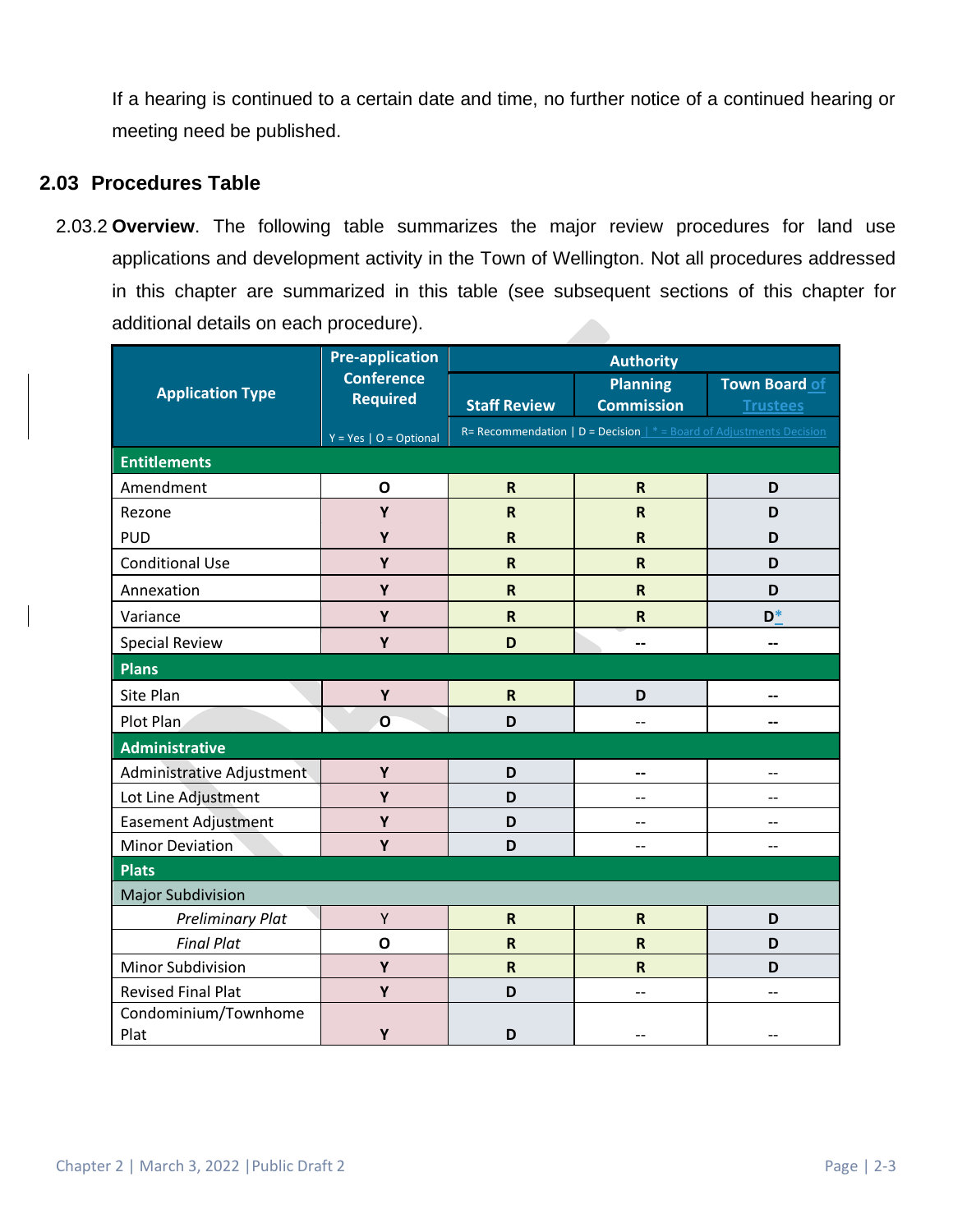If a hearing is continued to a certain date and time, no further notice of a continued hearing or meeting need be published.

## 2.03 Procedures Table

2.03.2 **Overview**. The following table summarizes the major review procedures for land use applications and development activity in the Town of Wellington. Not all procedures addressed in this chapter are summarized in this table (see subsequent sections of this chapter for additional details on each procedure).

| Application Type | Pre-application Conference Required | Authority | | |
|---|---|---|---|---|
| | | Staff Review | Planning Commission | Town Board of Trustees |
| | Y = Yes \| O = Optional | R= Recommendation \| D = Decision \| * = Board of Adjustments Decision | | |
| **Entitlements** | | | | |
| Amendment | O | R | R | D |
| Rezone | Y | R | R | D |
| PUD | Y | R | R | D |
| Conditional Use | Y | R | R | D |
| Annexation | Y | R | R | D |
| Variance | Y | R | R | D* |
| Special Review | Y | D | -- | -- |
| **Plans** | | | | |
| Site Plan | Y | R | D | -- |
| Plot Plan | O | D | -- | -- |
| **Administrative** | | | | |
| Administrative Adjustment | Y | D | -- | -- |
| Lot Line Adjustment | Y | D | -- | -- |
| Easement Adjustment | Y | D | -- | -- |
| Minor Deviation | Y | D | -- | -- |
| **Plats** | | | | |
| Major Subdivision | | | | |
| *Preliminary Plat* | Y | R | R | D |
| *Final Plat* | O | R | R | D |
| Minor Subdivision | Y | R | R | D |
| Revised Final Plat | Y | D | -- | -- |
| Condominium/Townhome Plat | Y | D | -- | -- |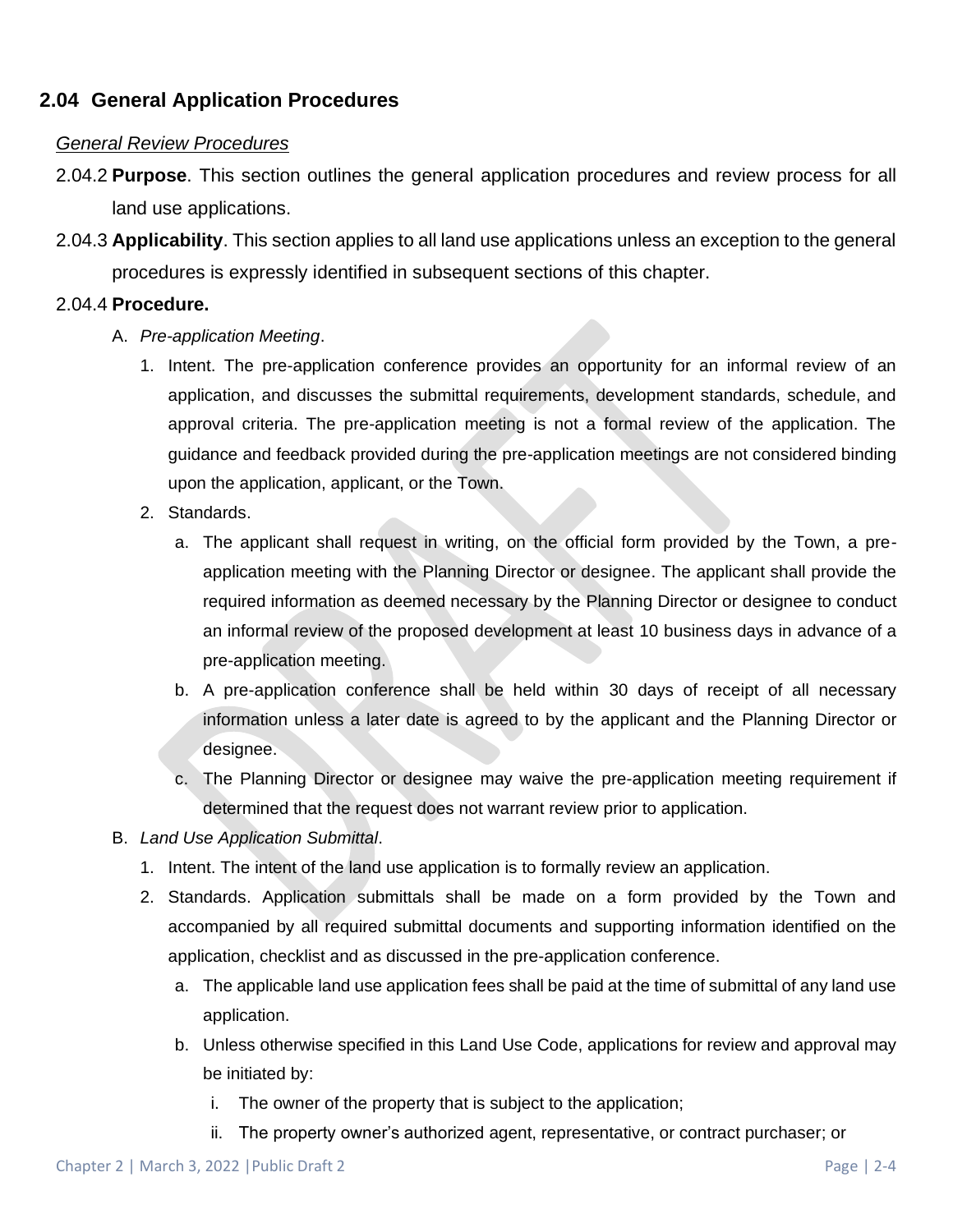## 2.04 General Application Procedures

*General Review Procedures*

2.04.2 **Purpose**. This section outlines the general application procedures and review process for all land use applications.

2.04.3 **Applicability**. This section applies to all land use applications unless an exception to the general procedures is expressly identified in subsequent sections of this chapter.

2.04.4 **Procedure.**

A. *Pre-application Meeting*.

1. Intent. The pre-application conference provides an opportunity for an informal review of an application, and discusses the submittal requirements, development standards, schedule, and approval criteria. The pre-application meeting is not a formal review of the application. The guidance and feedback provided during the pre-application meetings are not considered binding upon the application, applicant, or the Town.
2. Standards.
   a. The applicant shall request in writing, on the official form provided by the Town, a pre-application meeting with the Planning Director or designee. The applicant shall provide the required information as deemed necessary by the Planning Director or designee to conduct an informal review of the proposed development at least 10 business days in advance of a pre-application meeting.
   b. A pre-application conference shall be held within 30 days of receipt of all necessary information unless a later date is agreed to by the applicant and the Planning Director or designee.
   c. The Planning Director or designee may waive the pre-application meeting requirement if determined that the request does not warrant review prior to application.

B. *Land Use Application Submittal*.

1. Intent. The intent of the land use application is to formally review an application.
2. Standards. Application submittals shall be made on a form provided by the Town and accompanied by all required submittal documents and supporting information identified on the application, checklist and as discussed in the pre-application conference.
   a. The applicable land use application fees shall be paid at the time of submittal of any land use application.
   b. Unless otherwise specified in this Land Use Code, applications for review and approval may be initiated by:
      i. The owner of the property that is subject to the application;
      ii. The property owner's authorized agent, representative, or contract purchaser; or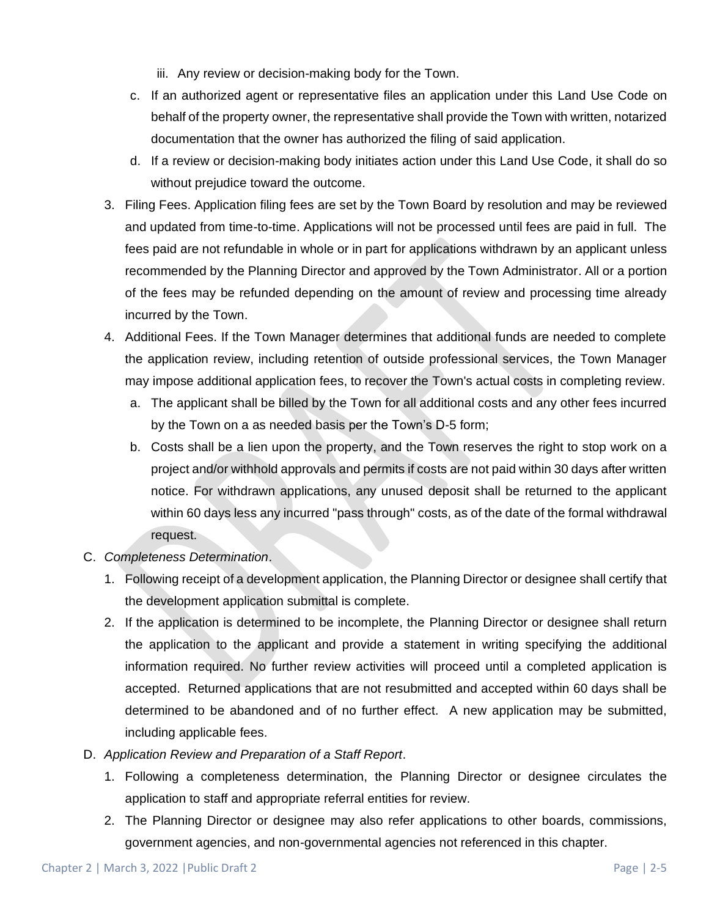iii. Any review or decision-making body for the Town.

c. If an authorized agent or representative files an application under this Land Use Code on behalf of the property owner, the representative shall provide the Town with written, notarized documentation that the owner has authorized the filing of said application.

d. If a review or decision-making body initiates action under this Land Use Code, it shall do so without prejudice toward the outcome.

3. Filing Fees. Application filing fees are set by the Town Board by resolution and may be reviewed and updated from time-to-time. Applications will not be processed until fees are paid in full. The fees paid are not refundable in whole or in part for applications withdrawn by an applicant unless recommended by the Planning Director and approved by the Town Administrator. All or a portion of the fees may be refunded depending on the amount of review and processing time already incurred by the Town.

4. Additional Fees. If the Town Manager determines that additional funds are needed to complete the application review, including retention of outside professional services, the Town Manager may impose additional application fees, to recover the Town's actual costs in completing review.

   a. The applicant shall be billed by the Town for all additional costs and any other fees incurred by the Town on a as needed basis per the Town's D-5 form;

   b. Costs shall be a lien upon the property, and the Town reserves the right to stop work on a project and/or withhold approvals and permits if costs are not paid within 30 days after written notice. For withdrawn applications, any unused deposit shall be returned to the applicant within 60 days less any incurred "pass through" costs, as of the date of the formal withdrawal request.

C. *Completeness Determination*.

1. Following receipt of a development application, the Planning Director or designee shall certify that the development application submittal is complete.

2. If the application is determined to be incomplete, the Planning Director or designee shall return the application to the applicant and provide a statement in writing specifying the additional information required. No further review activities will proceed until a completed application is accepted. Returned applications that are not resubmitted and accepted within 60 days shall be determined to be abandoned and of no further effect. A new application may be submitted, including applicable fees.

D. *Application Review and Preparation of a Staff Report*.

1. Following a completeness determination, the Planning Director or designee circulates the application to staff and appropriate referral entities for review.

2. The Planning Director or designee may also refer applications to other boards, commissions, government agencies, and non-governmental agencies not referenced in this chapter.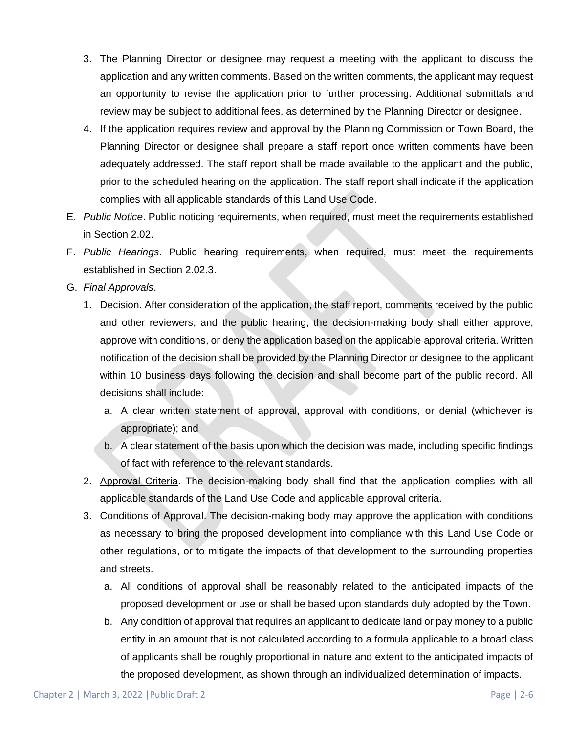3. The Planning Director or designee may request a meeting with the applicant to discuss the application and any written comments. Based on the written comments, the applicant may request an opportunity to revise the application prior to further processing. Additional submittals and review may be subject to additional fees, as determined by the Planning Director or designee.
4. If the application requires review and approval by the Planning Commission or Town Board, the Planning Director or designee shall prepare a staff report once written comments have been adequately addressed. The staff report shall be made available to the applicant and the public, prior to the scheduled hearing on the application. The staff report shall indicate if the application complies with all applicable standards of this Land Use Code.

E. *Public Notice*. Public noticing requirements, when required, must meet the requirements established in Section 2.02.

F. *Public Hearings*. Public hearing requirements, when required, must meet the requirements established in Section 2.02.3.

G. *Final Approvals*.

1. Decision. After consideration of the application, the staff report, comments received by the public and other reviewers, and the public hearing, the decision-making body shall either approve, approve with conditions, or deny the application based on the applicable approval criteria. Written notification of the decision shall be provided by the Planning Director or designee to the applicant within 10 business days following the decision and shall become part of the public record. All decisions shall include:
   a. A clear written statement of approval, approval with conditions, or denial (whichever is appropriate); and
   b. A clear statement of the basis upon which the decision was made, including specific findings of fact with reference to the relevant standards.
2. Approval Criteria. The decision-making body shall find that the application complies with all applicable standards of the Land Use Code and applicable approval criteria.
3. Conditions of Approval. The decision-making body may approve the application with conditions as necessary to bring the proposed development into compliance with this Land Use Code or other regulations, or to mitigate the impacts of that development to the surrounding properties and streets.
   a. All conditions of approval shall be reasonably related to the anticipated impacts of the proposed development or use or shall be based upon standards duly adopted by the Town.
   b. Any condition of approval that requires an applicant to dedicate land or pay money to a public entity in an amount that is not calculated according to a formula applicable to a broad class of applicants shall be roughly proportional in nature and extent to the anticipated impacts of the proposed development, as shown through an individualized determination of impacts.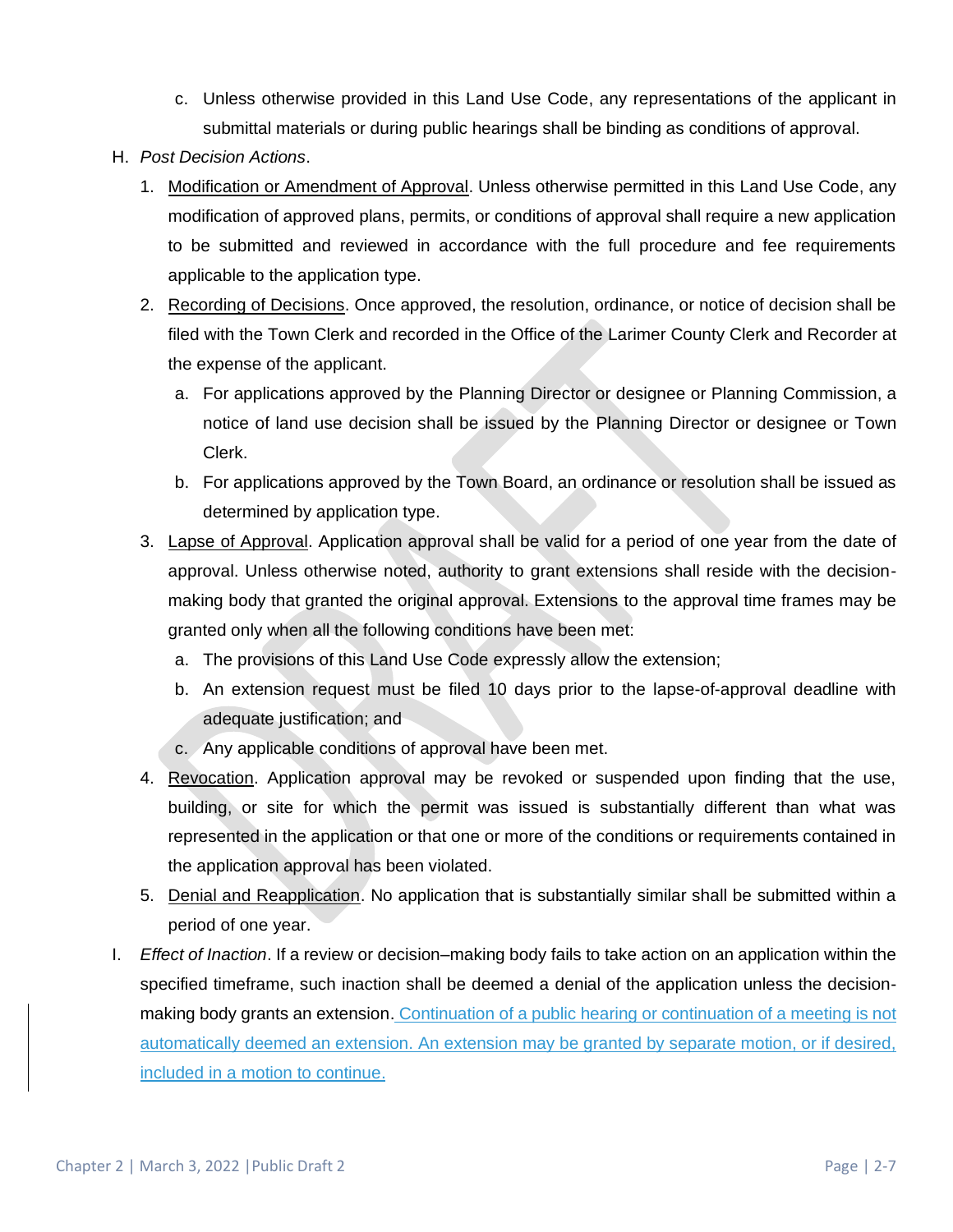c. Unless otherwise provided in this Land Use Code, any representations of the applicant in submittal materials or during public hearings shall be binding as conditions of approval.

H. *Post Decision Actions*.

1. Modification or Amendment of Approval. Unless otherwise permitted in this Land Use Code, any modification of approved plans, permits, or conditions of approval shall require a new application to be submitted and reviewed in accordance with the full procedure and fee requirements applicable to the application type.

2. Recording of Decisions. Once approved, the resolution, ordinance, or notice of decision shall be filed with the Town Clerk and recorded in the Office of the Larimer County Clerk and Recorder at the expense of the applicant.

   a. For applications approved by the Planning Director or designee or Planning Commission, a notice of land use decision shall be issued by the Planning Director or designee or Town Clerk.

   b. For applications approved by the Town Board, an ordinance or resolution shall be issued as determined by application type.

3. Lapse of Approval. Application approval shall be valid for a period of one year from the date of approval. Unless otherwise noted, authority to grant extensions shall reside with the decision-making body that granted the original approval. Extensions to the approval time frames may be granted only when all the following conditions have been met:

   a. The provisions of this Land Use Code expressly allow the extension;

   b. An extension request must be filed 10 days prior to the lapse-of-approval deadline with adequate justification; and

   c. Any applicable conditions of approval have been met.

4. Revocation. Application approval may be revoked or suspended upon finding that the use, building, or site for which the permit was issued is substantially different than what was represented in the application or that one or more of the conditions or requirements contained in the application approval has been violated.

5. Denial and Reapplication. No application that is substantially similar shall be submitted within a period of one year.

I. *Effect of Inaction*. If a review or decision–making body fails to take action on an application within the specified timeframe, such inaction shall be deemed a denial of the application unless the decision-making body grants an extension. Continuation of a public hearing or continuation of a meeting is not automatically deemed an extension. An extension may be granted by separate motion, or if desired, included in a motion to continue.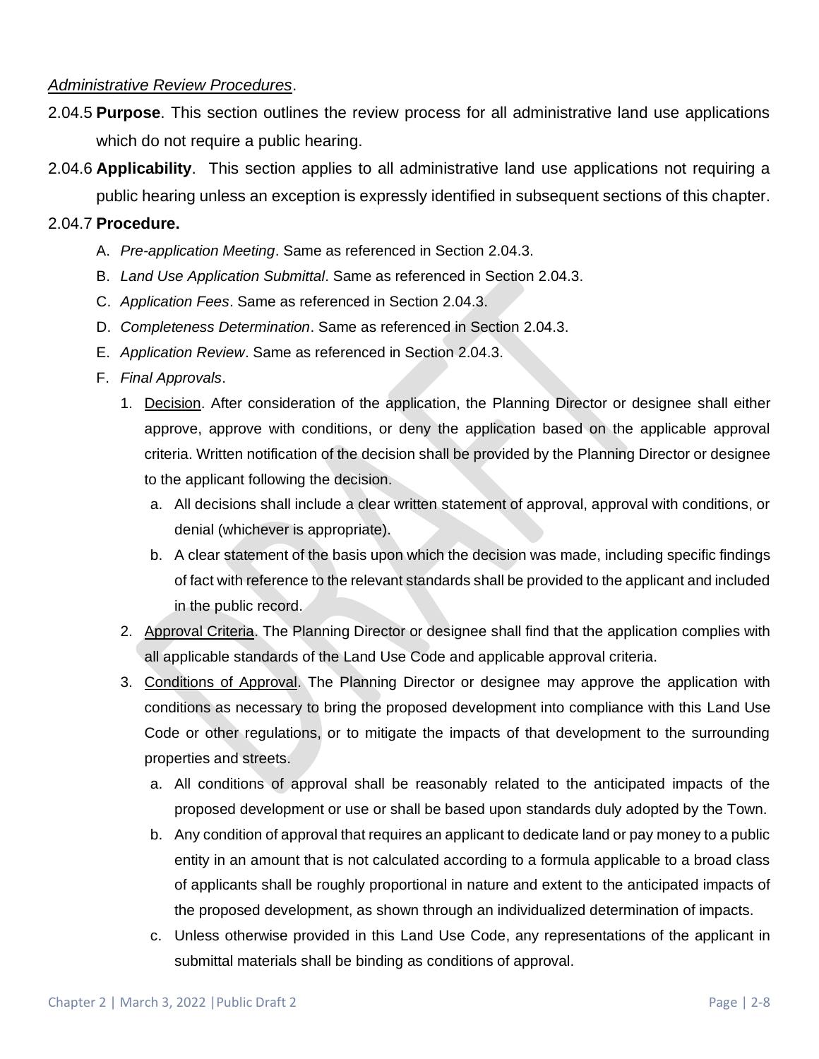*<u>Administrative Review Procedures</u>*.

2.04.5 **Purpose**. This section outlines the review process for all administrative land use applications which do not require a public hearing.

2.04.6 **Applicability**. This section applies to all administrative land use applications not requiring a public hearing unless an exception is expressly identified in subsequent sections of this chapter.

2.04.7 **Procedure.**

A. *Pre-application Meeting*. Same as referenced in Section 2.04.3.

B. *Land Use Application Submittal*. Same as referenced in Section 2.04.3.

C. *Application Fees*. Same as referenced in Section 2.04.3.

D. *Completeness Determination*. Same as referenced in Section 2.04.3.

E. *Application Review*. Same as referenced in Section 2.04.3.

F. *Final Approvals*.

1. <u>Decision</u>. After consideration of the application, the Planning Director or designee shall either approve, approve with conditions, or deny the application based on the applicable approval criteria. Written notification of the decision shall be provided by the Planning Director or designee to the applicant following the decision.
   a. All decisions shall include a clear written statement of approval, approval with conditions, or denial (whichever is appropriate).
   b. A clear statement of the basis upon which the decision was made, including specific findings of fact with reference to the relevant standards shall be provided to the applicant and included in the public record.
2. <u>Approval Criteria</u>. The Planning Director or designee shall find that the application complies with all applicable standards of the Land Use Code and applicable approval criteria.
3. <u>Conditions of Approval</u>. The Planning Director or designee may approve the application with conditions as necessary to bring the proposed development into compliance with this Land Use Code or other regulations, or to mitigate the impacts of that development to the surrounding properties and streets.
   a. All conditions of approval shall be reasonably related to the anticipated impacts of the proposed development or use or shall be based upon standards duly adopted by the Town.
   b. Any condition of approval that requires an applicant to dedicate land or pay money to a public entity in an amount that is not calculated according to a formula applicable to a broad class of applicants shall be roughly proportional in nature and extent to the anticipated impacts of the proposed development, as shown through an individualized determination of impacts.
   c. Unless otherwise provided in this Land Use Code, any representations of the applicant in submittal materials shall be binding as conditions of approval.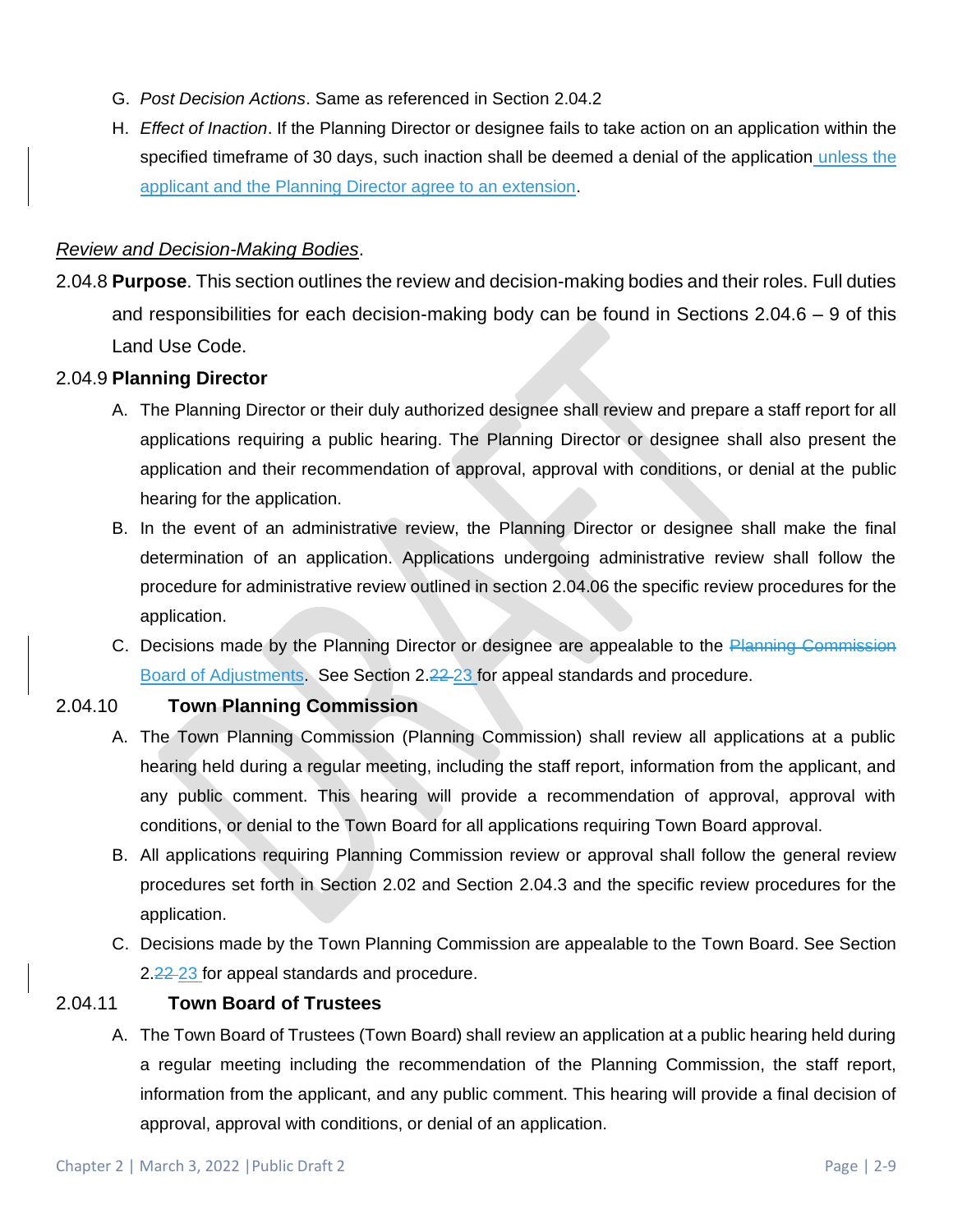G. *Post Decision Actions*. Same as referenced in Section 2.04.2

H. *Effect of Inaction*. If the Planning Director or designee fails to take action on an application within the specified timeframe of 30 days, such inaction shall be deemed a denial of the application unless the applicant and the Planning Director agree to an extension.

*Review and Decision-Making Bodies*.

2.04.8 **Purpose**. This section outlines the review and decision-making bodies and their roles. Full duties and responsibilities for each decision-making body can be found in Sections 2.04.6 – 9 of this Land Use Code.

2.04.9 **Planning Director**

A. The Planning Director or their duly authorized designee shall review and prepare a staff report for all applications requiring a public hearing. The Planning Director or designee shall also present the application and their recommendation of approval, approval with conditions, or denial at the public hearing for the application.

B. In the event of an administrative review, the Planning Director or designee shall make the final determination of an application. Applications undergoing administrative review shall follow the procedure for administrative review outlined in section 2.04.06 the specific review procedures for the application.

C. Decisions made by the Planning Director or designee are appealable to the ~~Planning Commission~~ Board of Adjustments. See Section 2.~~22~~ 23 for appeal standards and procedure.

2.04.10 **Town Planning Commission**

A. The Town Planning Commission (Planning Commission) shall review all applications at a public hearing held during a regular meeting, including the staff report, information from the applicant, and any public comment. This hearing will provide a recommendation of approval, approval with conditions, or denial to the Town Board for all applications requiring Town Board approval.

B. All applications requiring Planning Commission review or approval shall follow the general review procedures set forth in Section 2.02 and Section 2.04.3 and the specific review procedures for the application.

C. Decisions made by the Town Planning Commission are appealable to the Town Board. See Section 2.~~22~~ 23 for appeal standards and procedure.

2.04.11 **Town Board of Trustees**

A. The Town Board of Trustees (Town Board) shall review an application at a public hearing held during a regular meeting including the recommendation of the Planning Commission, the staff report, information from the applicant, and any public comment. This hearing will provide a final decision of approval, approval with conditions, or denial of an application.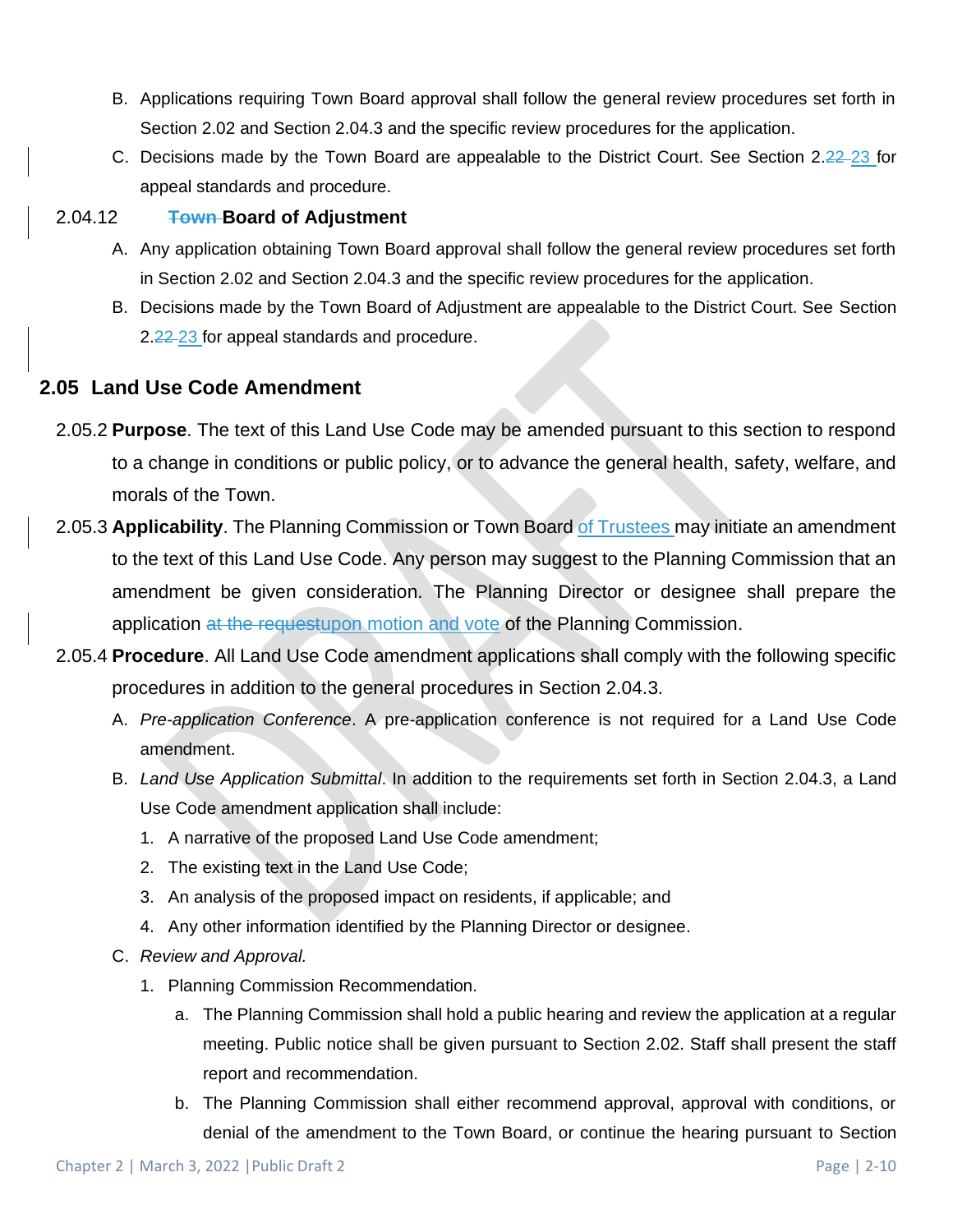B. Applications requiring Town Board approval shall follow the general review procedures set forth in Section 2.02 and Section 2.04.3 and the specific review procedures for the application.

C. Decisions made by the Town Board are appealable to the District Court. See Section 2.~~22~~ 23 for appeal standards and procedure.

2.04.12 **~~Town~~ Board of Adjustment**

A. Any application obtaining Town Board approval shall follow the general review procedures set forth in Section 2.02 and Section 2.04.3 and the specific review procedures for the application.

B. Decisions made by the Town Board of Adjustment are appealable to the District Court. See Section 2.~~22~~ 23 for appeal standards and procedure.

## 2.05 Land Use Code Amendment

2.05.2 **Purpose**. The text of this Land Use Code may be amended pursuant to this section to respond to a change in conditions or public policy, or to advance the general health, safety, welfare, and morals of the Town.

2.05.3 **Applicability**. The Planning Commission or Town Board of Trustees may initiate an amendment to the text of this Land Use Code. Any person may suggest to the Planning Commission that an amendment be given consideration. The Planning Director or designee shall prepare the application ~~at the request~~upon motion and vote of the Planning Commission.

2.05.4 **Procedure**. All Land Use Code amendment applications shall comply with the following specific procedures in addition to the general procedures in Section 2.04.3.

A. *Pre-application Conference*. A pre-application conference is not required for a Land Use Code amendment.

B. *Land Use Application Submittal*. In addition to the requirements set forth in Section 2.04.3, a Land Use Code amendment application shall include:

1. A narrative of the proposed Land Use Code amendment;
2. The existing text in the Land Use Code;
3. An analysis of the proposed impact on residents, if applicable; and
4. Any other information identified by the Planning Director or designee.

C. *Review and Approval.*

1. Planning Commission Recommendation.

   a. The Planning Commission shall hold a public hearing and review the application at a regular meeting. Public notice shall be given pursuant to Section 2.02. Staff shall present the staff report and recommendation.

   b. The Planning Commission shall either recommend approval, approval with conditions, or denial of the amendment to the Town Board, or continue the hearing pursuant to Section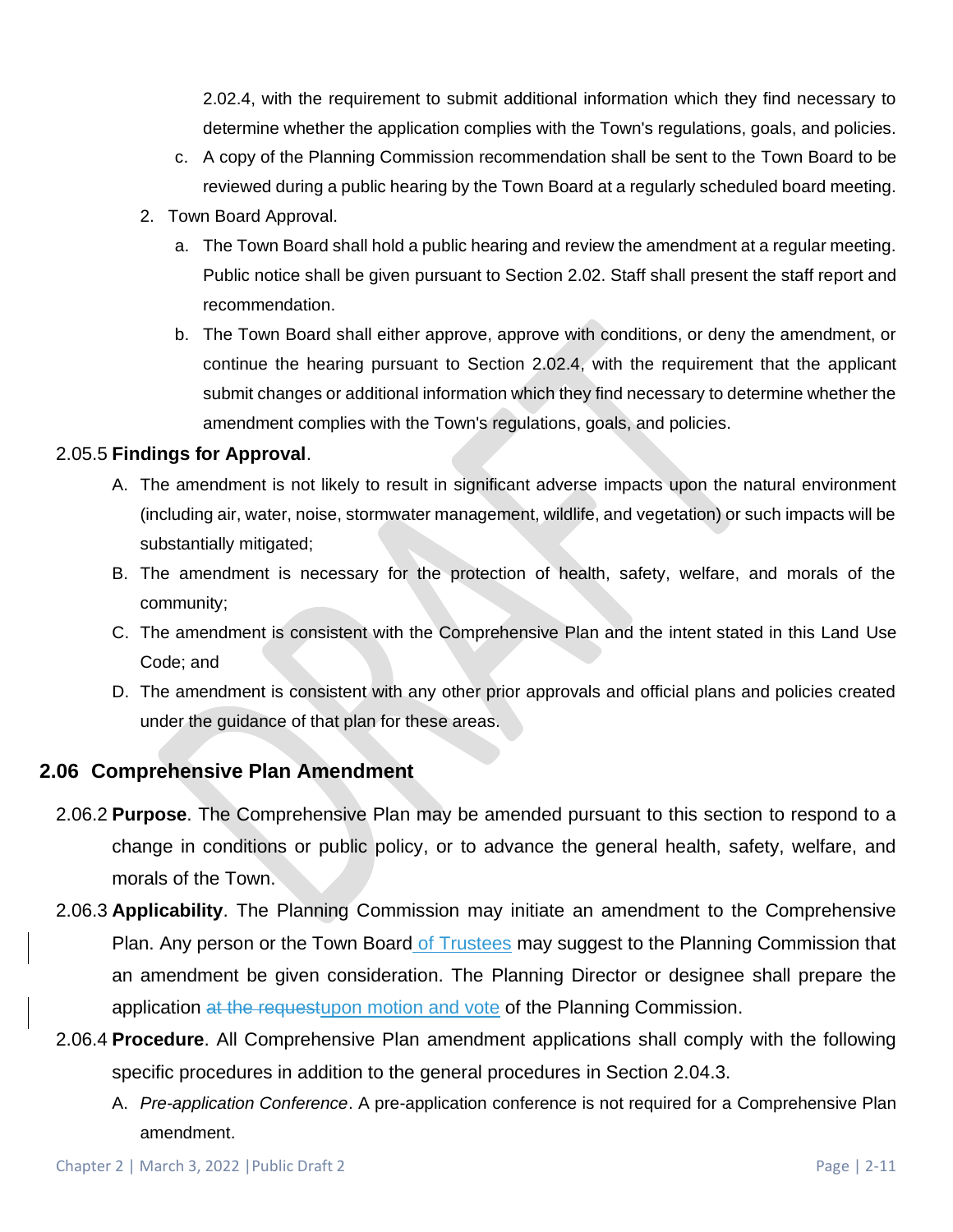2.02.4, with the requirement to submit additional information which they find necessary to determine whether the application complies with the Town's regulations, goals, and policies.

c. A copy of the Planning Commission recommendation shall be sent to the Town Board to be reviewed during a public hearing by the Town Board at a regularly scheduled board meeting.

2. Town Board Approval.

   a. The Town Board shall hold a public hearing and review the amendment at a regular meeting. Public notice shall be given pursuant to Section 2.02. Staff shall present the staff report and recommendation.

   b. The Town Board shall either approve, approve with conditions, or deny the amendment, or continue the hearing pursuant to Section 2.02.4, with the requirement that the applicant submit changes or additional information which they find necessary to determine whether the amendment complies with the Town's regulations, goals, and policies.

2.05.5 **Findings for Approval**.

A. The amendment is not likely to result in significant adverse impacts upon the natural environment (including air, water, noise, stormwater management, wildlife, and vegetation) or such impacts will be substantially mitigated;

B. The amendment is necessary for the protection of health, safety, welfare, and morals of the community;

C. The amendment is consistent with the Comprehensive Plan and the intent stated in this Land Use Code; and

D. The amendment is consistent with any other prior approvals and official plans and policies created under the guidance of that plan for these areas.

## 2.06 Comprehensive Plan Amendment

2.06.2 **Purpose**. The Comprehensive Plan may be amended pursuant to this section to respond to a change in conditions or public policy, or to advance the general health, safety, welfare, and morals of the Town.

2.06.3 **Applicability**. The Planning Commission may initiate an amendment to the Comprehensive Plan. Any person or the Town Board of Trustees may suggest to the Planning Commission that an amendment be given consideration. The Planning Director or designee shall prepare the application ~~at the request~~upon motion and vote of the Planning Commission.

2.06.4 **Procedure**. All Comprehensive Plan amendment applications shall comply with the following specific procedures in addition to the general procedures in Section 2.04.3.

A. *Pre-application Conference*. A pre-application conference is not required for a Comprehensive Plan amendment.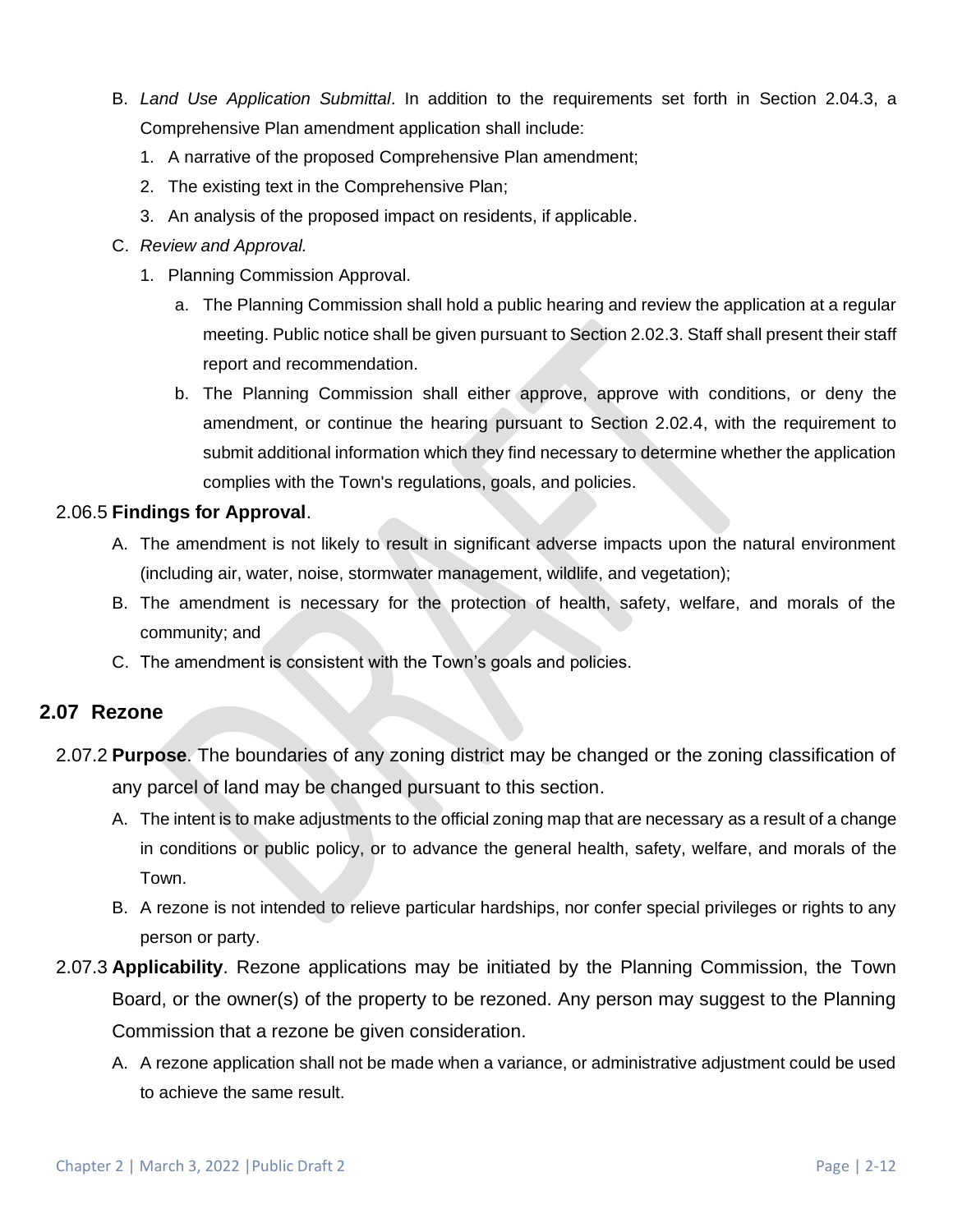B. *Land Use Application Submittal*. In addition to the requirements set forth in Section 2.04.3, a Comprehensive Plan amendment application shall include:

1. A narrative of the proposed Comprehensive Plan amendment;
2. The existing text in the Comprehensive Plan;
3. An analysis of the proposed impact on residents, if applicable.

C. *Review and Approval.*

1. Planning Commission Approval.
   a. The Planning Commission shall hold a public hearing and review the application at a regular meeting. Public notice shall be given pursuant to Section 2.02.3. Staff shall present their staff report and recommendation.
   b. The Planning Commission shall either approve, approve with conditions, or deny the amendment, or continue the hearing pursuant to Section 2.02.4, with the requirement to submit additional information which they find necessary to determine whether the application complies with the Town's regulations, goals, and policies.

2.06.5 **Findings for Approval**.

A. The amendment is not likely to result in significant adverse impacts upon the natural environment (including air, water, noise, stormwater management, wildlife, and vegetation);

B. The amendment is necessary for the protection of health, safety, welfare, and morals of the community; and

C. The amendment is consistent with the Town's goals and policies.

## 2.07 Rezone

2.07.2 **Purpose**. The boundaries of any zoning district may be changed or the zoning classification of any parcel of land may be changed pursuant to this section.

A. The intent is to make adjustments to the official zoning map that are necessary as a result of a change in conditions or public policy, or to advance the general health, safety, welfare, and morals of the Town.

B. A rezone is not intended to relieve particular hardships, nor confer special privileges or rights to any person or party.

2.07.3 **Applicability**. Rezone applications may be initiated by the Planning Commission, the Town Board, or the owner(s) of the property to be rezoned. Any person may suggest to the Planning Commission that a rezone be given consideration.

A. A rezone application shall not be made when a variance, or administrative adjustment could be used to achieve the same result.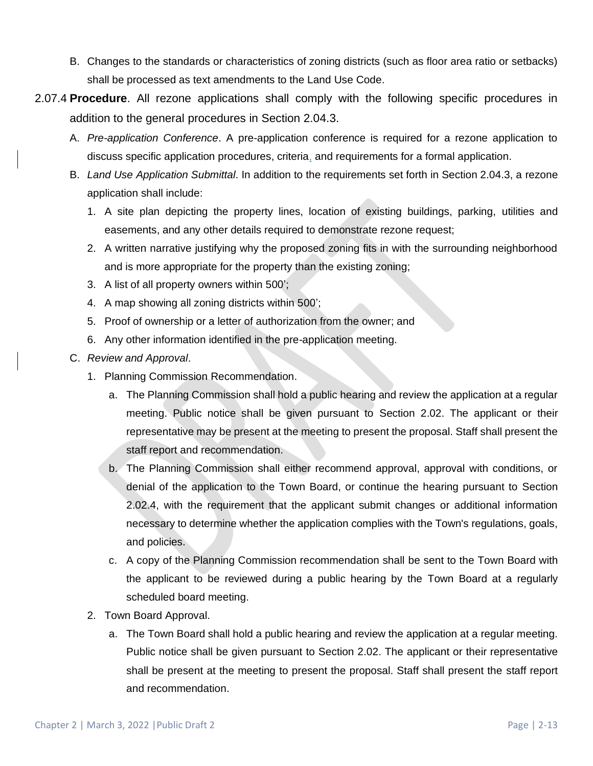B. Changes to the standards or characteristics of zoning districts (such as floor area ratio or setbacks) shall be processed as text amendments to the Land Use Code.

2.07.4 **Procedure**. All rezone applications shall comply with the following specific procedures in addition to the general procedures in Section 2.04.3.

A. *Pre-application Conference*. A pre-application conference is required for a rezone application to discuss specific application procedures, criteria, and requirements for a formal application.

B. *Land Use Application Submittal*. In addition to the requirements set forth in Section 2.04.3, a rezone application shall include:

1. A site plan depicting the property lines, location of existing buildings, parking, utilities and easements, and any other details required to demonstrate rezone request;
2. A written narrative justifying why the proposed zoning fits in with the surrounding neighborhood and is more appropriate for the property than the existing zoning;
3. A list of all property owners within 500';
4. A map showing all zoning districts within 500';
5. Proof of ownership or a letter of authorization from the owner; and
6. Any other information identified in the pre-application meeting.

C. *Review and Approval*.

1. Planning Commission Recommendation.
   a. The Planning Commission shall hold a public hearing and review the application at a regular meeting. Public notice shall be given pursuant to Section 2.02. The applicant or their representative may be present at the meeting to present the proposal. Staff shall present the staff report and recommendation.
   b. The Planning Commission shall either recommend approval, approval with conditions, or denial of the application to the Town Board, or continue the hearing pursuant to Section 2.02.4, with the requirement that the applicant submit changes or additional information necessary to determine whether the application complies with the Town's regulations, goals, and policies.
   c. A copy of the Planning Commission recommendation shall be sent to the Town Board with the applicant to be reviewed during a public hearing by the Town Board at a regularly scheduled board meeting.
2. Town Board Approval.
   a. The Town Board shall hold a public hearing and review the application at a regular meeting. Public notice shall be given pursuant to Section 2.02. The applicant or their representative shall be present at the meeting to present the proposal. Staff shall present the staff report and recommendation.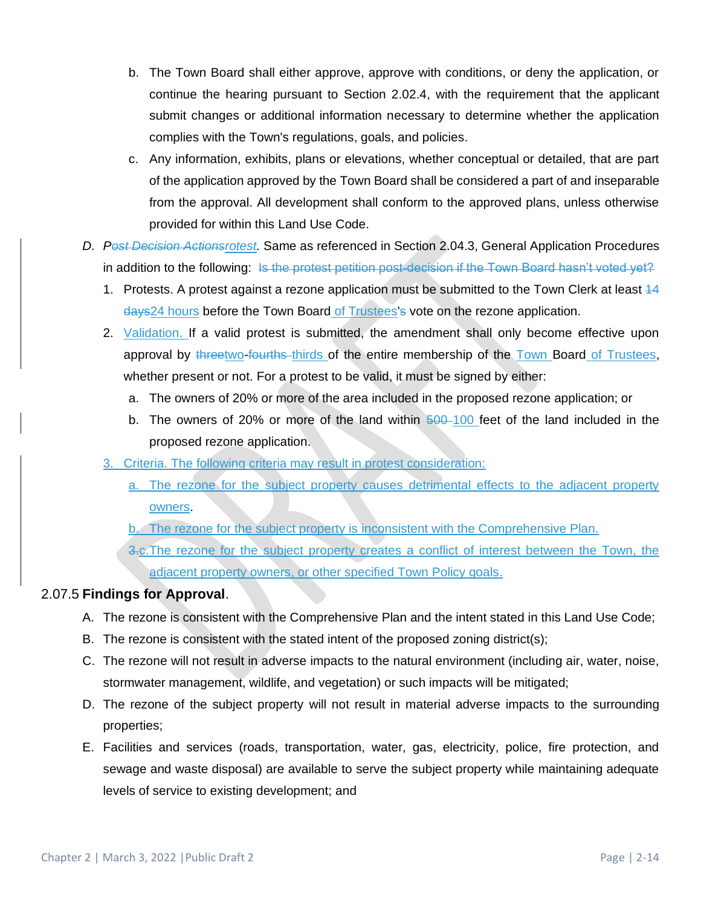b. The Town Board shall either approve, approve with conditions, or deny the application, or continue the hearing pursuant to Section 2.02.4, with the requirement that the applicant submit changes or additional information necessary to determine whether the application complies with the Town's regulations, goals, and policies.

c. Any information, exhibits, plans or elevations, whether conceptual or detailed, that are part of the application approved by the Town Board shall be considered a part of and inseparable from the approval. All development shall conform to the approved plans, unless otherwise provided for within this Land Use Code.

D. *P~~ost Decision Actions~~rotest.* Same as referenced in Section 2.04.3, General Application Procedures in addition to the following: ~~Is the protest petition post-decision if the Town Board hasn't voted yet?~~

1. Protests. A protest against a rezone application must be submitted to the Town Clerk at least ~~14 days~~24 hours before the Town Board of Trustees'~~s~~ vote on the rezone application.
2. Validation. If a valid protest is submitted, the amendment shall only become effective upon approval by ~~three~~two-~~fourths~~ thirds of the entire membership of the Town Board of Trustees, whether present or not. For a protest to be valid, it must be signed by either:
   a. The owners of 20% or more of the area included in the proposed rezone application; or
   b. The owners of 20% or more of the land within ~~500~~ 100 feet of the land included in the proposed rezone application.
3. Criteria. The following criteria may result in protest consideration:
   a. The rezone for the subject property causes detrimental effects to the adjacent property owners.
   b. The rezone for the subject property is inconsistent with the Comprehensive Plan.
   ~~3.~~c. The rezone for the subject property creates a conflict of interest between the Town, the adjacent property owners, or other specified Town Policy goals.

2.07.5 **Findings for Approval**.

A. The rezone is consistent with the Comprehensive Plan and the intent stated in this Land Use Code;

B. The rezone is consistent with the stated intent of the proposed zoning district(s);

C. The rezone will not result in adverse impacts to the natural environment (including air, water, noise, stormwater management, wildlife, and vegetation) or such impacts will be mitigated;

D. The rezone of the subject property will not result in material adverse impacts to the surrounding properties;

E. Facilities and services (roads, transportation, water, gas, electricity, police, fire protection, and sewage and waste disposal) are available to serve the subject property while maintaining adequate levels of service to existing development; and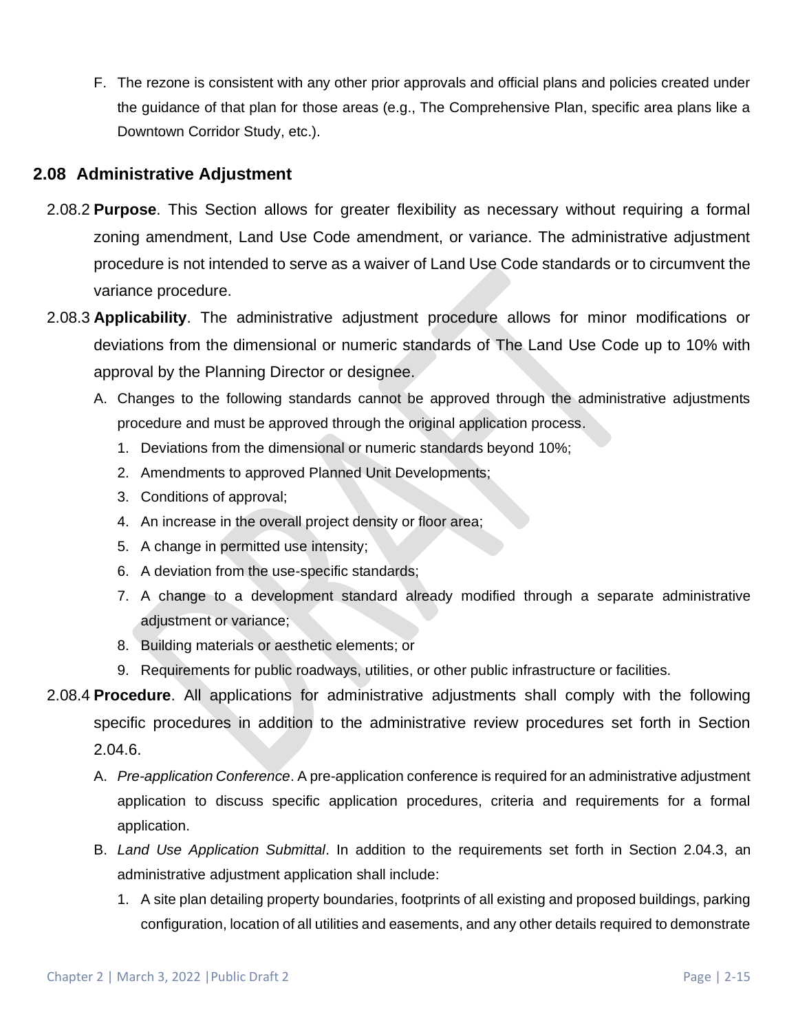F. The rezone is consistent with any other prior approvals and official plans and policies created under the guidance of that plan for those areas (e.g., The Comprehensive Plan, specific area plans like a Downtown Corridor Study, etc.).

## 2.08 Administrative Adjustment

2.08.2 **Purpose**. This Section allows for greater flexibility as necessary without requiring a formal zoning amendment, Land Use Code amendment, or variance. The administrative adjustment procedure is not intended to serve as a waiver of Land Use Code standards or to circumvent the variance procedure.

2.08.3 **Applicability**. The administrative adjustment procedure allows for minor modifications or deviations from the dimensional or numeric standards of The Land Use Code up to 10% with approval by the Planning Director or designee.

A. Changes to the following standards cannot be approved through the administrative adjustments procedure and must be approved through the original application process.

1. Deviations from the dimensional or numeric standards beyond 10%;
2. Amendments to approved Planned Unit Developments;
3. Conditions of approval;
4. An increase in the overall project density or floor area;
5. A change in permitted use intensity;
6. A deviation from the use-specific standards;
7. A change to a development standard already modified through a separate administrative adjustment or variance;
8. Building materials or aesthetic elements; or
9. Requirements for public roadways, utilities, or other public infrastructure or facilities.

2.08.4 **Procedure**. All applications for administrative adjustments shall comply with the following specific procedures in addition to the administrative review procedures set forth in Section 2.04.6.

A. *Pre-application Conference*. A pre-application conference is required for an administrative adjustment application to discuss specific application procedures, criteria and requirements for a formal application.

B. *Land Use Application Submittal*. In addition to the requirements set forth in Section 2.04.3, an administrative adjustment application shall include:

1. A site plan detailing property boundaries, footprints of all existing and proposed buildings, parking configuration, location of all utilities and easements, and any other details required to demonstrate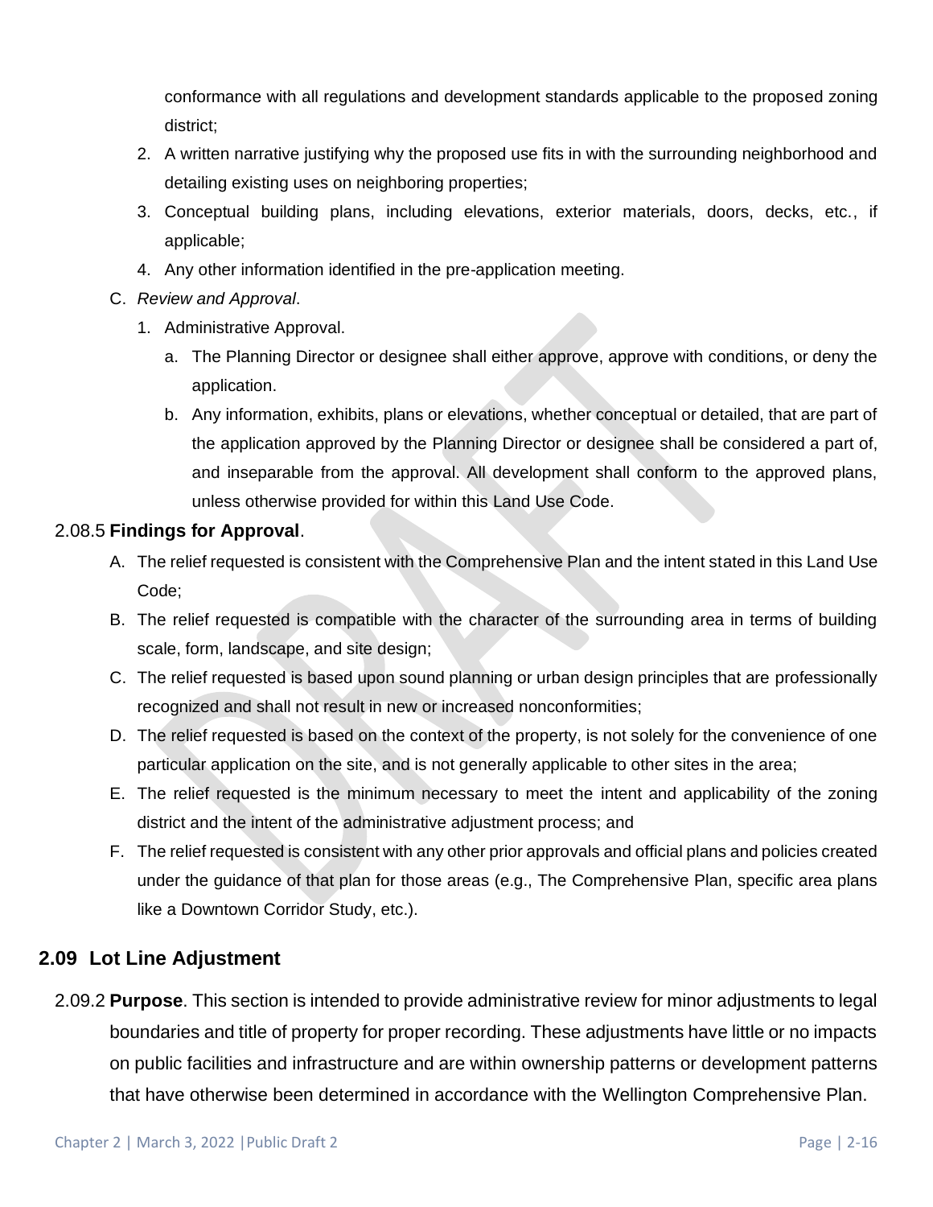conformance with all regulations and development standards applicable to the proposed zoning district;

2. A written narrative justifying why the proposed use fits in with the surrounding neighborhood and detailing existing uses on neighboring properties;
3. Conceptual building plans, including elevations, exterior materials, doors, decks, etc., if applicable;
4. Any other information identified in the pre-application meeting.

C. *Review and Approval*.

1. Administrative Approval.
   a. The Planning Director or designee shall either approve, approve with conditions, or deny the application.
   b. Any information, exhibits, plans or elevations, whether conceptual or detailed, that are part of the application approved by the Planning Director or designee shall be considered a part of, and inseparable from the approval. All development shall conform to the approved plans, unless otherwise provided for within this Land Use Code.

2.08.5 **Findings for Approval**.

A. The relief requested is consistent with the Comprehensive Plan and the intent stated in this Land Use Code;
B. The relief requested is compatible with the character of the surrounding area in terms of building scale, form, landscape, and site design;
C. The relief requested is based upon sound planning or urban design principles that are professionally recognized and shall not result in new or increased nonconformities;
D. The relief requested is based on the context of the property, is not solely for the convenience of one particular application on the site, and is not generally applicable to other sites in the area;
E. The relief requested is the minimum necessary to meet the intent and applicability of the zoning district and the intent of the administrative adjustment process; and
F. The relief requested is consistent with any other prior approvals and official plans and policies created under the guidance of that plan for those areas (e.g., The Comprehensive Plan, specific area plans like a Downtown Corridor Study, etc.).

## 2.09 Lot Line Adjustment

2.09.2 **Purpose**. This section is intended to provide administrative review for minor adjustments to legal boundaries and title of property for proper recording. These adjustments have little or no impacts on public facilities and infrastructure and are within ownership patterns or development patterns that have otherwise been determined in accordance with the Wellington Comprehensive Plan.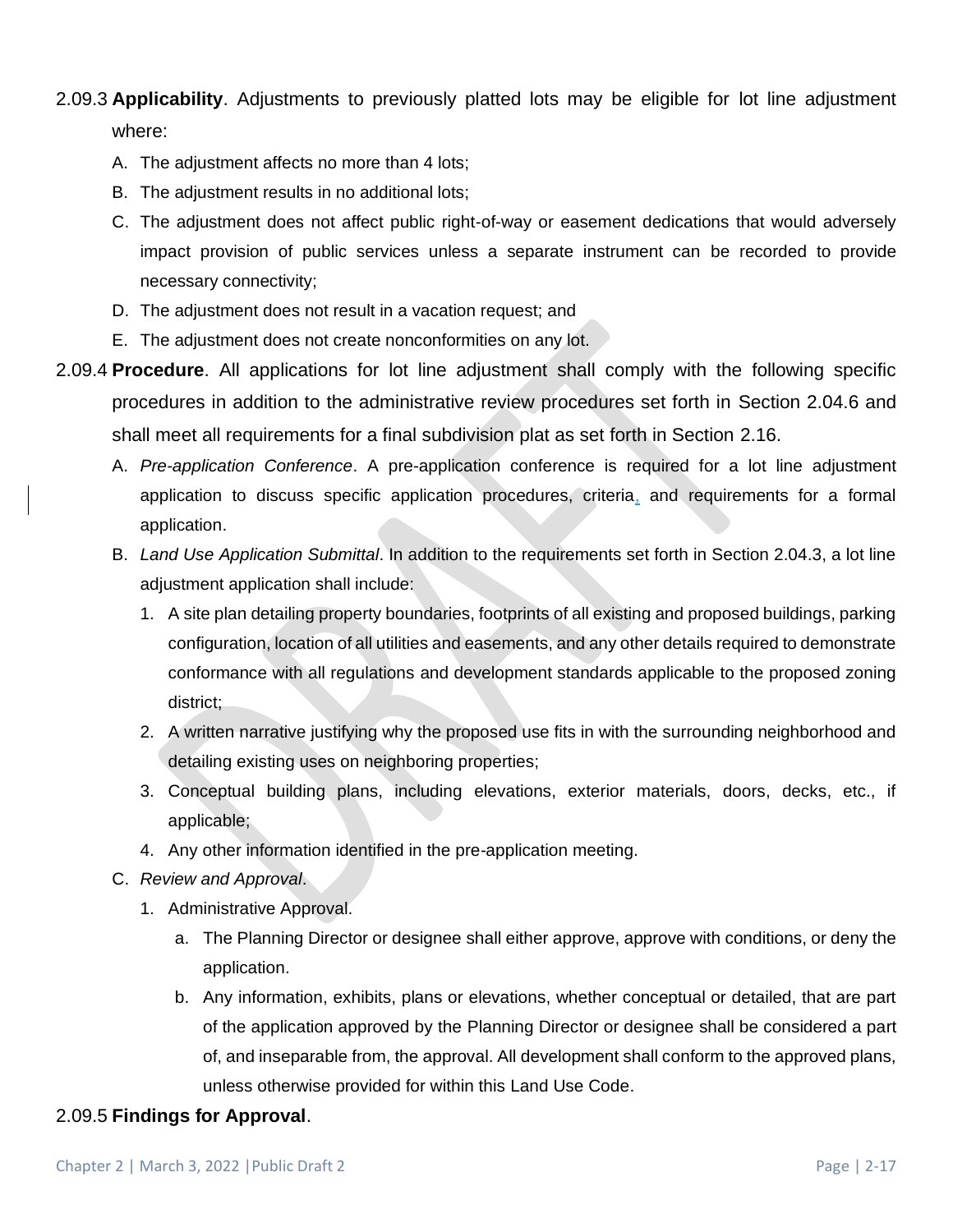2.09.3 **Applicability**. Adjustments to previously platted lots may be eligible for lot line adjustment where:

A. The adjustment affects no more than 4 lots;

B. The adjustment results in no additional lots;

C. The adjustment does not affect public right-of-way or easement dedications that would adversely impact provision of public services unless a separate instrument can be recorded to provide necessary connectivity;

D. The adjustment does not result in a vacation request; and

E. The adjustment does not create nonconformities on any lot.

2.09.4 **Procedure**. All applications for lot line adjustment shall comply with the following specific procedures in addition to the administrative review procedures set forth in Section 2.04.6 and shall meet all requirements for a final subdivision plat as set forth in Section 2.16.

A. *Pre-application Conference*. A pre-application conference is required for a lot line adjustment application to discuss specific application procedures, criteria, and requirements for a formal application.

B. *Land Use Application Submittal*. In addition to the requirements set forth in Section 2.04.3, a lot line adjustment application shall include:

1. A site plan detailing property boundaries, footprints of all existing and proposed buildings, parking configuration, location of all utilities and easements, and any other details required to demonstrate conformance with all regulations and development standards applicable to the proposed zoning district;
2. A written narrative justifying why the proposed use fits in with the surrounding neighborhood and detailing existing uses on neighboring properties;
3. Conceptual building plans, including elevations, exterior materials, doors, decks, etc., if applicable;
4. Any other information identified in the pre-application meeting.

C. *Review and Approval*.

1. Administrative Approval.
   a. The Planning Director or designee shall either approve, approve with conditions, or deny the application.
   b. Any information, exhibits, plans or elevations, whether conceptual or detailed, that are part of the application approved by the Planning Director or designee shall be considered a part of, and inseparable from, the approval. All development shall conform to the approved plans, unless otherwise provided for within this Land Use Code.

2.09.5 **Findings for Approval**.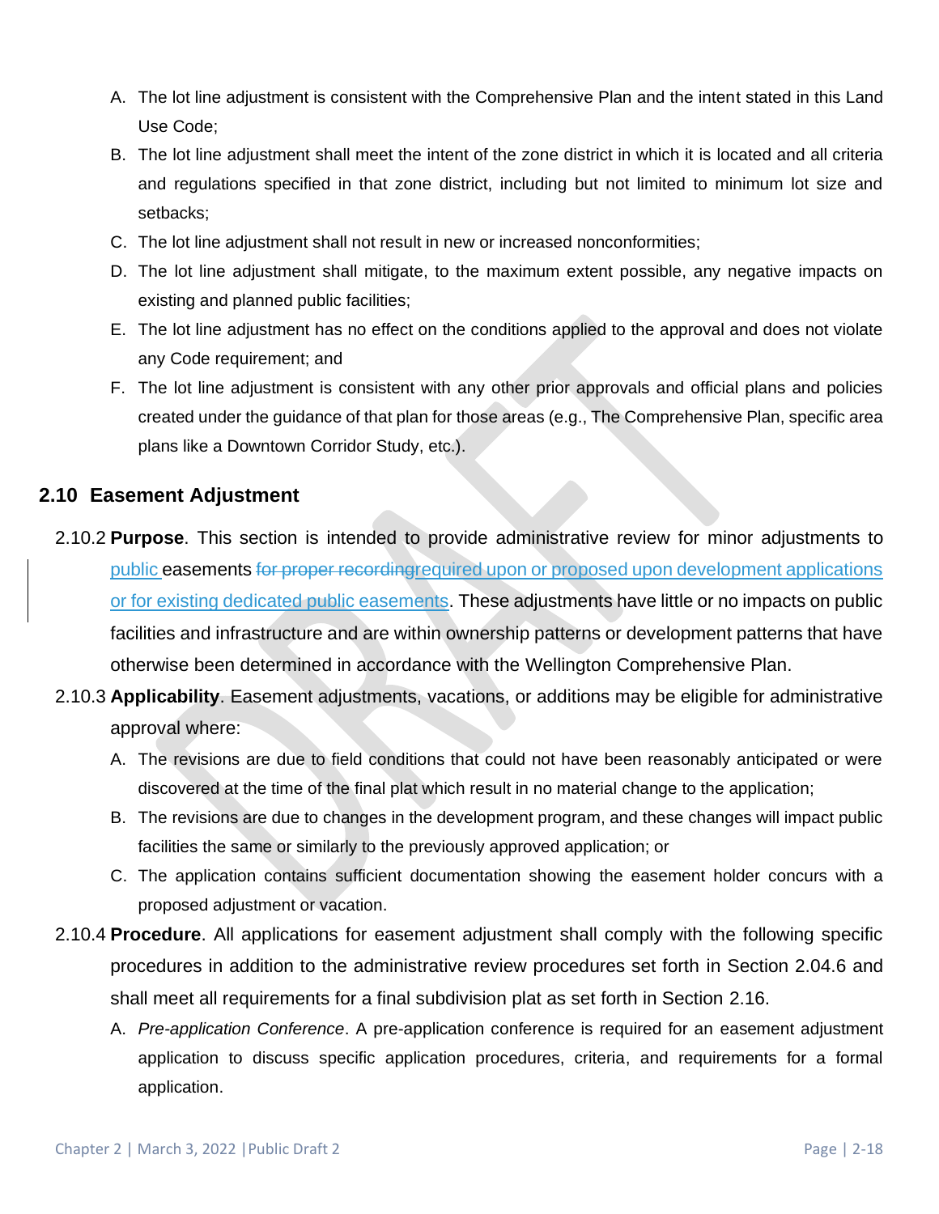A. The lot line adjustment is consistent with the Comprehensive Plan and the intent stated in this Land Use Code;
B. The lot line adjustment shall meet the intent of the zone district in which it is located and all criteria and regulations specified in that zone district, including but not limited to minimum lot size and setbacks;
C. The lot line adjustment shall not result in new or increased nonconformities;
D. The lot line adjustment shall mitigate, to the maximum extent possible, any negative impacts on existing and planned public facilities;
E. The lot line adjustment has no effect on the conditions applied to the approval and does not violate any Code requirement; and
F. The lot line adjustment is consistent with any other prior approvals and official plans and policies created under the guidance of that plan for those areas (e.g., The Comprehensive Plan, specific area plans like a Downtown Corridor Study, etc.).

## 2.10 Easement Adjustment

2.10.2 **Purpose**. This section is intended to provide administrative review for minor adjustments to public easements ~~for proper recording~~required upon or proposed upon development applications or for existing dedicated public easements. These adjustments have little or no impacts on public facilities and infrastructure and are within ownership patterns or development patterns that have otherwise been determined in accordance with the Wellington Comprehensive Plan.

2.10.3 **Applicability**. Easement adjustments, vacations, or additions may be eligible for administrative approval where:

A. The revisions are due to field conditions that could not have been reasonably anticipated or were discovered at the time of the final plat which result in no material change to the application;
B. The revisions are due to changes in the development program, and these changes will impact public facilities the same or similarly to the previously approved application; or
C. The application contains sufficient documentation showing the easement holder concurs with a proposed adjustment or vacation.

2.10.4 **Procedure**. All applications for easement adjustment shall comply with the following specific procedures in addition to the administrative review procedures set forth in Section 2.04.6 and shall meet all requirements for a final subdivision plat as set forth in Section 2.16.

A. *Pre-application Conference*. A pre-application conference is required for an easement adjustment application to discuss specific application procedures, criteria, and requirements for a formal application.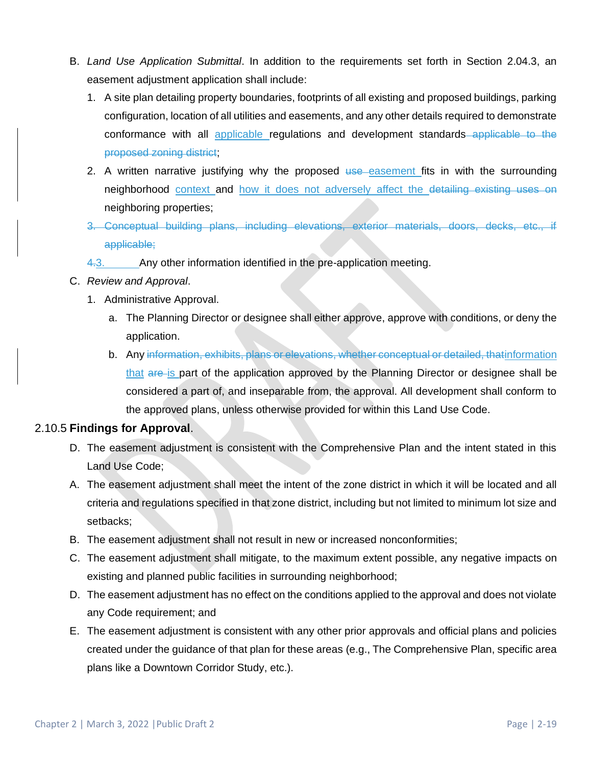B. *Land Use Application Submittal*. In addition to the requirements set forth in Section 2.04.3, an easement adjustment application shall include:

1. A site plan detailing property boundaries, footprints of all existing and proposed buildings, parking configuration, location of all utilities and easements, and any other details required to demonstrate conformance with all applicable regulations and development standards ~~applicable to the proposed zoning district~~;
2. A written narrative justifying why the proposed ~~use~~ easement fits in with the surrounding neighborhood context and how it does not adversely affect the ~~detailing existing uses on~~ neighboring properties;
3. ~~Conceptual building plans, including elevations, exterior materials, doors, decks, etc., if applicable;~~
4. ~~4.~~3. Any other information identified in the pre-application meeting.

C. *Review and Approval*.

1. Administrative Approval.
   a. The Planning Director or designee shall either approve, approve with conditions, or deny the application.
   b. Any ~~information, exhibits, plans or elevations, whether conceptual or detailed, that~~information that ~~are~~ is part of the application approved by the Planning Director or designee shall be considered a part of, and inseparable from, the approval. All development shall conform to the approved plans, unless otherwise provided for within this Land Use Code.

2.10.5 **Findings for Approval**.

D. The easement adjustment is consistent with the Comprehensive Plan and the intent stated in this Land Use Code;

A. The easement adjustment shall meet the intent of the zone district in which it will be located and all criteria and regulations specified in that zone district, including but not limited to minimum lot size and setbacks;

B. The easement adjustment shall not result in new or increased nonconformities;

C. The easement adjustment shall mitigate, to the maximum extent possible, any negative impacts on existing and planned public facilities in surrounding neighborhood;

D. The easement adjustment has no effect on the conditions applied to the approval and does not violate any Code requirement; and

E. The easement adjustment is consistent with any other prior approvals and official plans and policies created under the guidance of that plan for these areas (e.g., The Comprehensive Plan, specific area plans like a Downtown Corridor Study, etc.).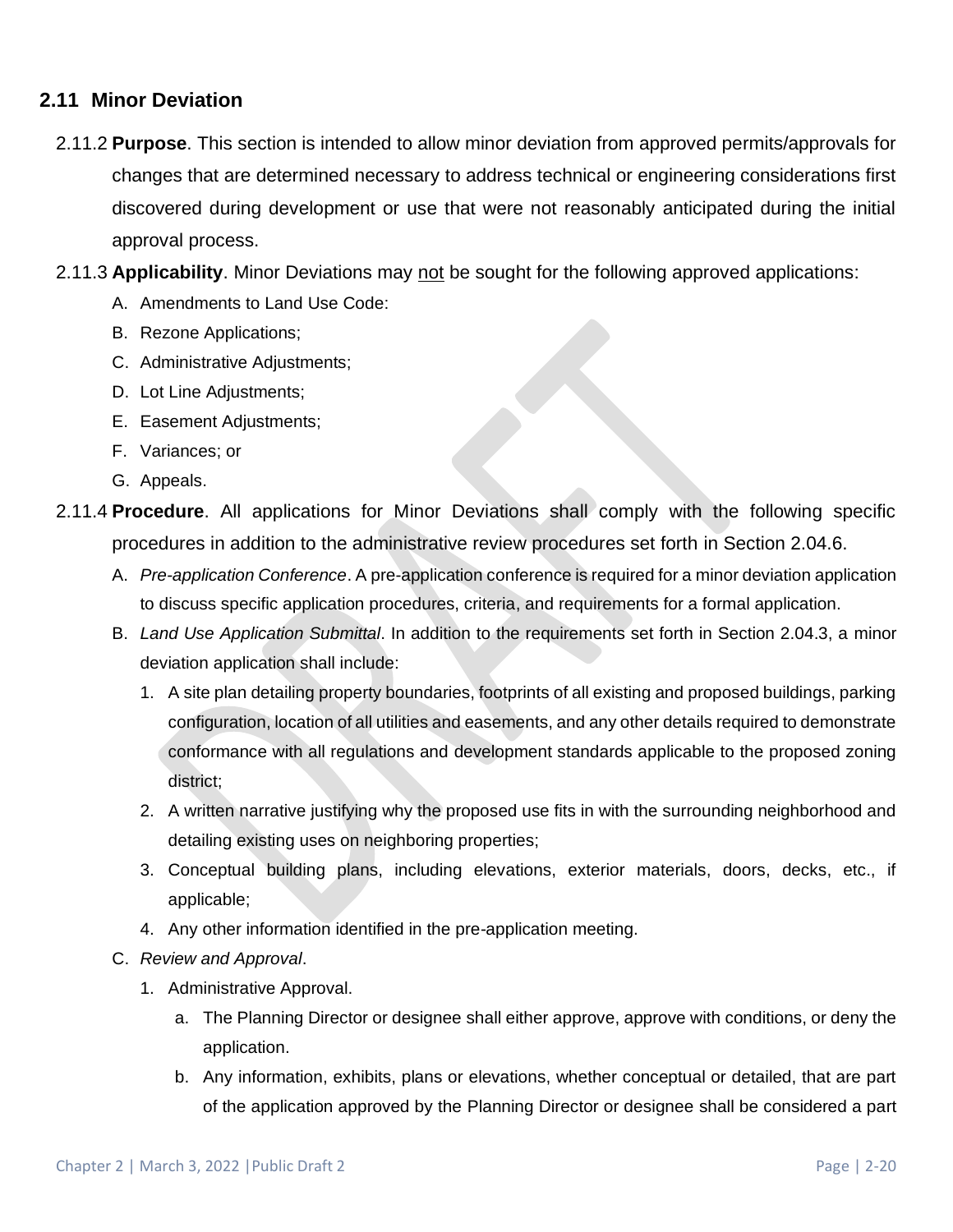## 2.11 Minor Deviation

2.11.2 **Purpose**. This section is intended to allow minor deviation from approved permits/approvals for changes that are determined necessary to address technical or engineering considerations first discovered during development or use that were not reasonably anticipated during the initial approval process.

2.11.3 **Applicability**. Minor Deviations may not be sought for the following approved applications:

A. Amendments to Land Use Code:
B. Rezone Applications;
C. Administrative Adjustments;
D. Lot Line Adjustments;
E. Easement Adjustments;
F. Variances; or
G. Appeals.

2.11.4 **Procedure**. All applications for Minor Deviations shall comply with the following specific procedures in addition to the administrative review procedures set forth in Section 2.04.6.

A. *Pre-application Conference*. A pre-application conference is required for a minor deviation application to discuss specific application procedures, criteria, and requirements for a formal application.

B. *Land Use Application Submittal*. In addition to the requirements set forth in Section 2.04.3, a minor deviation application shall include:

1. A site plan detailing property boundaries, footprints of all existing and proposed buildings, parking configuration, location of all utilities and easements, and any other details required to demonstrate conformance with all regulations and development standards applicable to the proposed zoning district;
2. A written narrative justifying why the proposed use fits in with the surrounding neighborhood and detailing existing uses on neighboring properties;
3. Conceptual building plans, including elevations, exterior materials, doors, decks, etc., if applicable;
4. Any other information identified in the pre-application meeting.

C. *Review and Approval*.

1. Administrative Approval.
   a. The Planning Director or designee shall either approve, approve with conditions, or deny the application.
   b. Any information, exhibits, plans or elevations, whether conceptual or detailed, that are part of the application approved by the Planning Director or designee shall be considered a part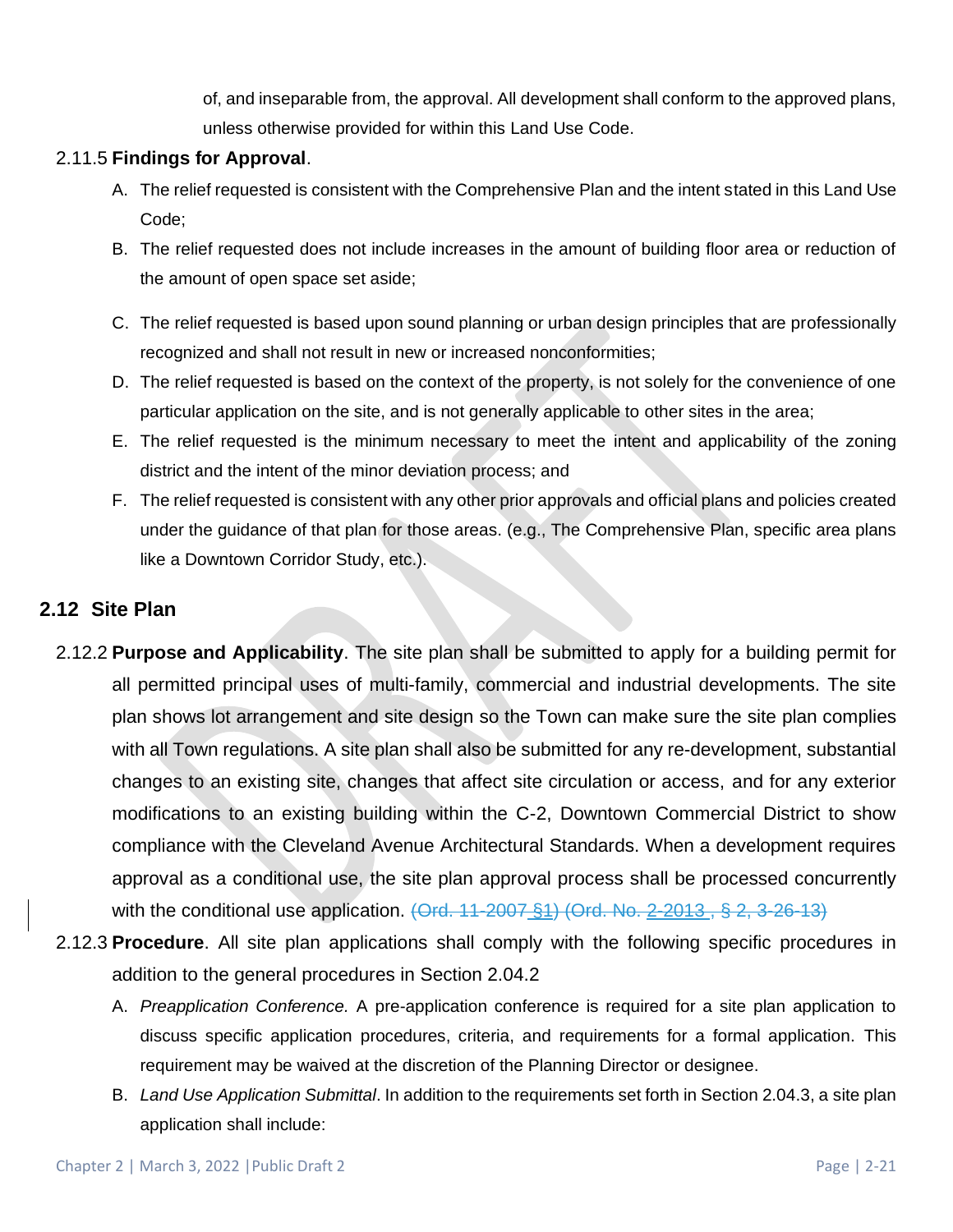of, and inseparable from, the approval. All development shall conform to the approved plans, unless otherwise provided for within this Land Use Code.

2.11.5 **Findings for Approval**.

A. The relief requested is consistent with the Comprehensive Plan and the intent stated in this Land Use Code;

B. The relief requested does not include increases in the amount of building floor area or reduction of the amount of open space set aside;

C. The relief requested is based upon sound planning or urban design principles that are professionally recognized and shall not result in new or increased nonconformities;

D. The relief requested is based on the context of the property, is not solely for the convenience of one particular application on the site, and is not generally applicable to other sites in the area;

E. The relief requested is the minimum necessary to meet the intent and applicability of the zoning district and the intent of the minor deviation process; and

F. The relief requested is consistent with any other prior approvals and official plans and policies created under the guidance of that plan for those areas. (e.g., The Comprehensive Plan, specific area plans like a Downtown Corridor Study, etc.).

## 2.12 Site Plan

2.12.2 **Purpose and Applicability**. The site plan shall be submitted to apply for a building permit for all permitted principal uses of multi-family, commercial and industrial developments. The site plan shows lot arrangement and site design so the Town can make sure the site plan complies with all Town regulations. A site plan shall also be submitted for any re-development, substantial changes to an existing site, changes that affect site circulation or access, and for any exterior modifications to an existing building within the C-2, Downtown Commercial District to show compliance with the Cleveland Avenue Architectural Standards. When a development requires approval as a conditional use, the site plan approval process shall be processed concurrently with the conditional use application. ~~(Ord. 11-2007 §1) (Ord. No. 2-2013 , § 2, 3-26-13)~~

2.12.3 **Procedure**. All site plan applications shall comply with the following specific procedures in addition to the general procedures in Section 2.04.2

A. *Preapplication Conference.* A pre-application conference is required for a site plan application to discuss specific application procedures, criteria, and requirements for a formal application. This requirement may be waived at the discretion of the Planning Director or designee.

B. *Land Use Application Submittal*. In addition to the requirements set forth in Section 2.04.3, a site plan application shall include: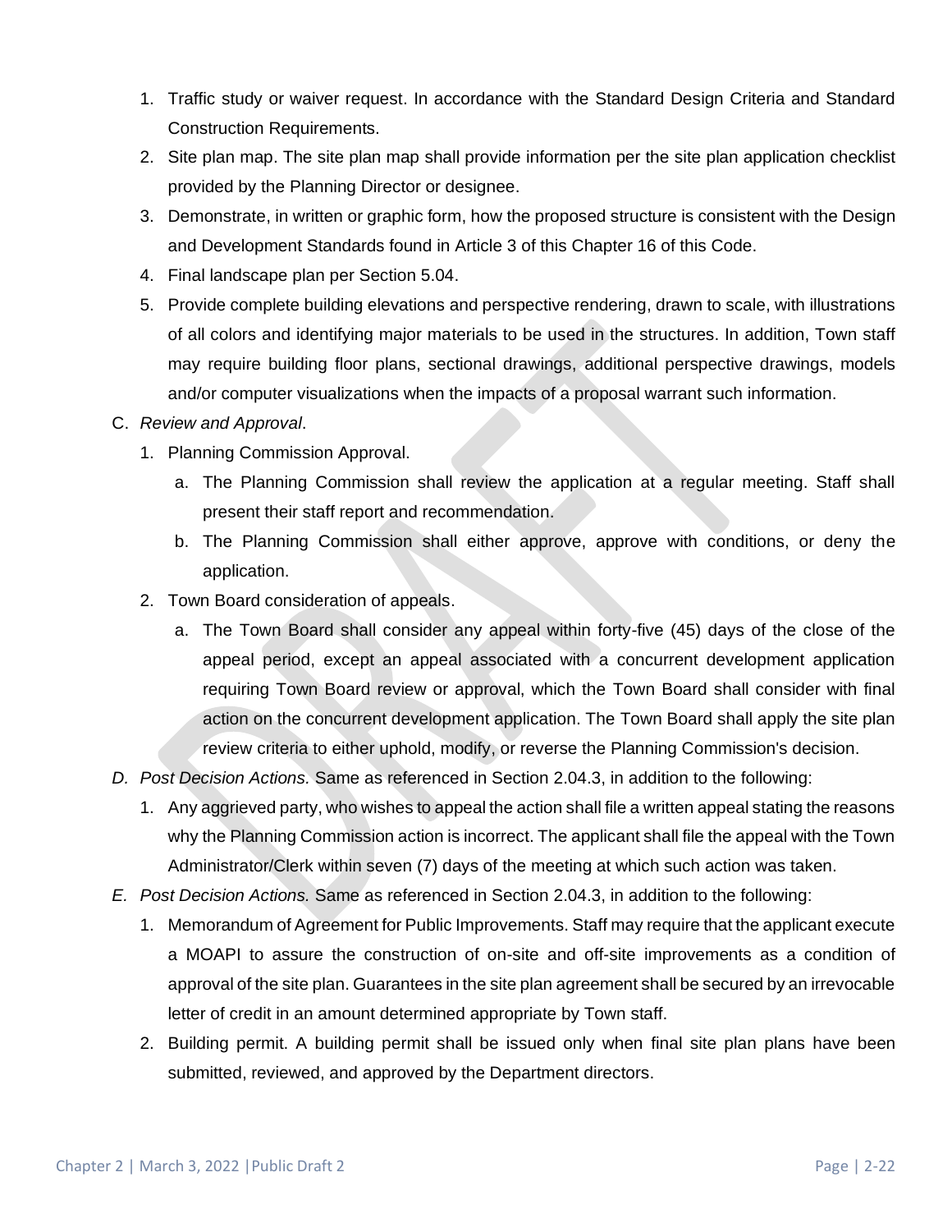1. Traffic study or waiver request. In accordance with the Standard Design Criteria and Standard Construction Requirements.
2. Site plan map. The site plan map shall provide information per the site plan application checklist provided by the Planning Director or designee.
3. Demonstrate, in written or graphic form, how the proposed structure is consistent with the Design and Development Standards found in Article 3 of this Chapter 16 of this Code.
4. Final landscape plan per Section 5.04.
5. Provide complete building elevations and perspective rendering, drawn to scale, with illustrations of all colors and identifying major materials to be used in the structures. In addition, Town staff may require building floor plans, sectional drawings, additional perspective drawings, models and/or computer visualizations when the impacts of a proposal warrant such information.

C. *Review and Approval*.

1. Planning Commission Approval.
   a. The Planning Commission shall review the application at a regular meeting. Staff shall present their staff report and recommendation.
   b. The Planning Commission shall either approve, approve with conditions, or deny the application.
2. Town Board consideration of appeals.
   a. The Town Board shall consider any appeal within forty-five (45) days of the close of the appeal period, except an appeal associated with a concurrent development application requiring Town Board review or approval, which the Town Board shall consider with final action on the concurrent development application. The Town Board shall apply the site plan review criteria to either uphold, modify, or reverse the Planning Commission's decision.

*D. Post Decision Actions.* Same as referenced in Section 2.04.3, in addition to the following:

1. Any aggrieved party, who wishes to appeal the action shall file a written appeal stating the reasons why the Planning Commission action is incorrect. The applicant shall file the appeal with the Town Administrator/Clerk within seven (7) days of the meeting at which such action was taken.

*E. Post Decision Actions.* Same as referenced in Section 2.04.3, in addition to the following:

1. Memorandum of Agreement for Public Improvements. Staff may require that the applicant execute a MOAPI to assure the construction of on-site and off-site improvements as a condition of approval of the site plan. Guarantees in the site plan agreement shall be secured by an irrevocable letter of credit in an amount determined appropriate by Town staff.
2. Building permit. A building permit shall be issued only when final site plan plans have been submitted, reviewed, and approved by the Department directors.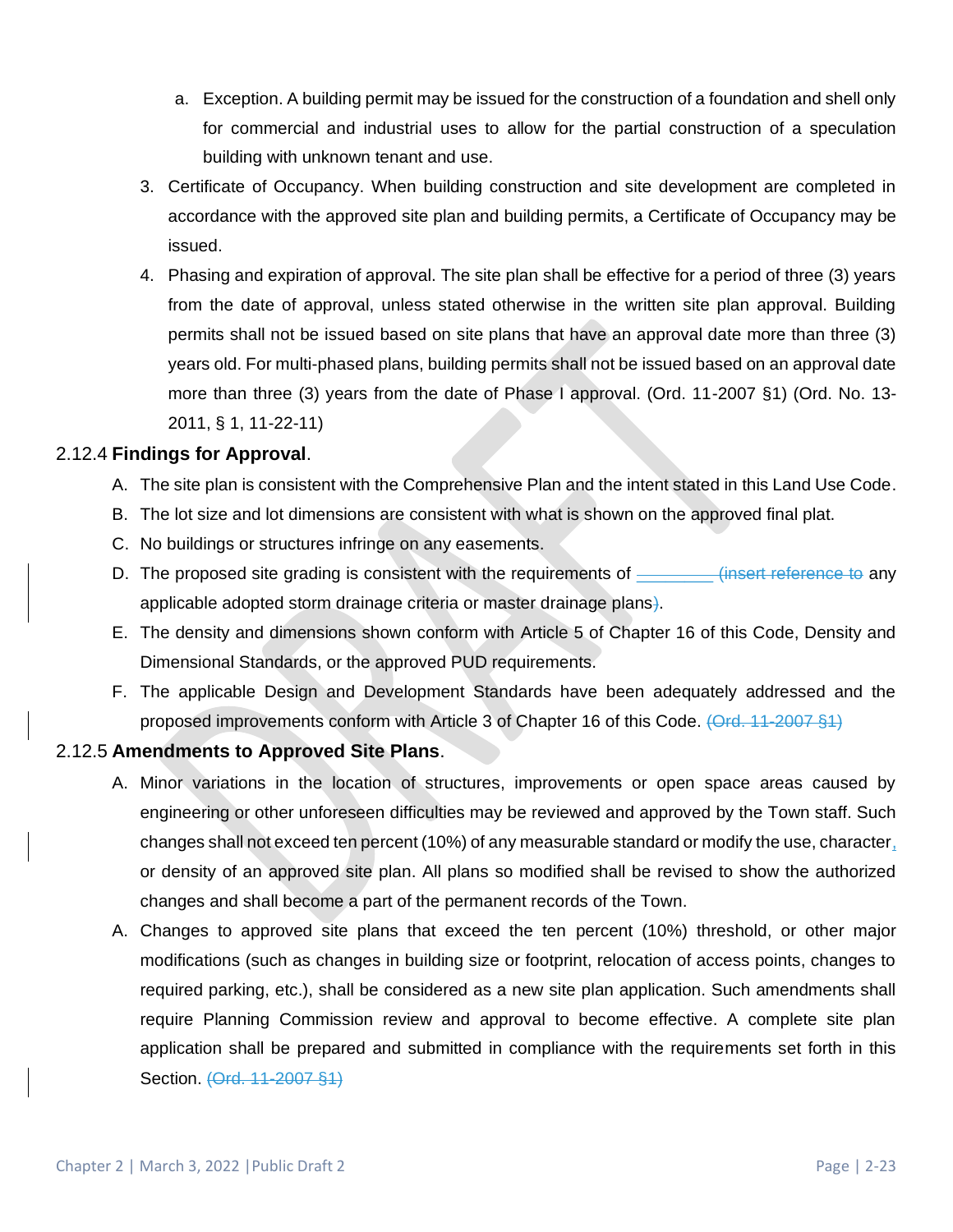a. Exception. A building permit may be issued for the construction of a foundation and shell only for commercial and industrial uses to allow for the partial construction of a speculation building with unknown tenant and use.

3. Certificate of Occupancy. When building construction and site development are completed in accordance with the approved site plan and building permits, a Certificate of Occupancy may be issued.
4. Phasing and expiration of approval. The site plan shall be effective for a period of three (3) years from the date of approval, unless stated otherwise in the written site plan approval. Building permits shall not be issued based on site plans that have an approval date more than three (3) years old. For multi-phased plans, building permits shall not be issued based on an approval date more than three (3) years from the date of Phase I approval. (Ord. 11-2007 §1) (Ord. No. 13-2011, § 1, 11-22-11)

2.12.4 **Findings for Approval**.

A. The site plan is consistent with the Comprehensive Plan and the intent stated in this Land Use Code.
B. The lot size and lot dimensions are consistent with what is shown on the approved final plat.
C. No buildings or structures infringe on any easements.
D. The proposed site grading is consistent with the requirements of ~~_________ (insert reference to~~ any applicable adopted storm drainage criteria or master drainage plans~~)~~.
E. The density and dimensions shown conform with Article 5 of Chapter 16 of this Code, Density and Dimensional Standards, or the approved PUD requirements.
F. The applicable Design and Development Standards have been adequately addressed and the proposed improvements conform with Article 3 of Chapter 16 of this Code. ~~(Ord. 11-2007 §1)~~

2.12.5 **Amendments to Approved Site Plans**.

A. Minor variations in the location of structures, improvements or open space areas caused by engineering or other unforeseen difficulties may be reviewed and approved by the Town staff. Such changes shall not exceed ten percent (10%) of any measurable standard or modify the use, character, or density of an approved site plan. All plans so modified shall be revised to show the authorized changes and shall become a part of the permanent records of the Town.

A. Changes to approved site plans that exceed the ten percent (10%) threshold, or other major modifications (such as changes in building size or footprint, relocation of access points, changes to required parking, etc.), shall be considered as a new site plan application. Such amendments shall require Planning Commission review and approval to become effective. A complete site plan application shall be prepared and submitted in compliance with the requirements set forth in this Section. ~~(Ord. 11-2007 §1)~~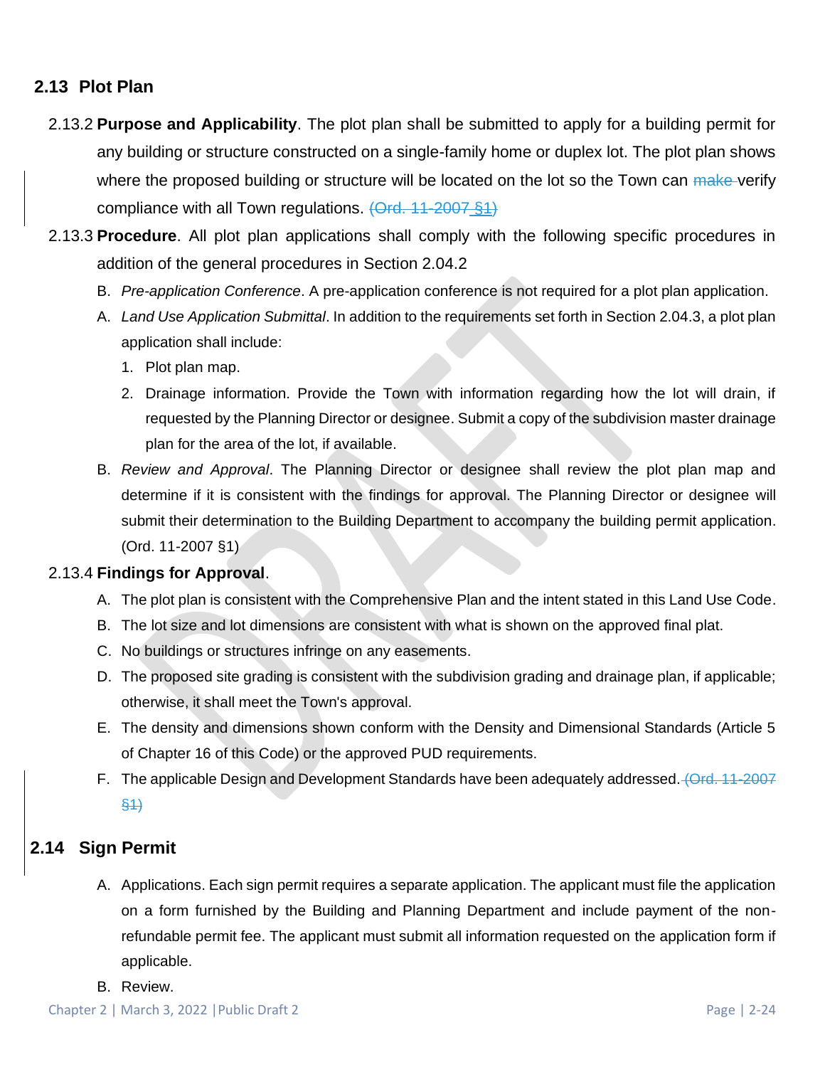## 2.13 Plot Plan

2.13.2 **Purpose and Applicability**. The plot plan shall be submitted to apply for a building permit for any building or structure constructed on a single-family home or duplex lot. The plot plan shows where the proposed building or structure will be located on the lot so the Town can ~~make~~ verify compliance with all Town regulations. ~~(Ord. 11-2007 §1)~~

2.13.3 **Procedure**. All plot plan applications shall comply with the following specific procedures in addition of the general procedures in Section 2.04.2

B. *Pre-application Conference*. A pre-application conference is not required for a plot plan application.

A. *Land Use Application Submittal*. In addition to the requirements set forth in Section 2.04.3, a plot plan application shall include:

1. Plot plan map.
2. Drainage information. Provide the Town with information regarding how the lot will drain, if requested by the Planning Director or designee. Submit a copy of the subdivision master drainage plan for the area of the lot, if available.

B. *Review and Approval*. The Planning Director or designee shall review the plot plan map and determine if it is consistent with the findings for approval. The Planning Director or designee will submit their determination to the Building Department to accompany the building permit application. (Ord. 11-2007 §1)

2.13.4 **Findings for Approval**.

A. The plot plan is consistent with the Comprehensive Plan and the intent stated in this Land Use Code.

B. The lot size and lot dimensions are consistent with what is shown on the approved final plat.

C. No buildings or structures infringe on any easements.

D. The proposed site grading is consistent with the subdivision grading and drainage plan, if applicable; otherwise, it shall meet the Town's approval.

E. The density and dimensions shown conform with the Density and Dimensional Standards (Article 5 of Chapter 16 of this Code) or the approved PUD requirements.

F. The applicable Design and Development Standards have been adequately addressed. ~~(Ord. 11-2007 §1)~~

## 2.14 Sign Permit

A. Applications. Each sign permit requires a separate application. The applicant must file the application on a form furnished by the Building and Planning Department and include payment of the non-refundable permit fee. The applicant must submit all information requested on the application form if applicable.

B. Review.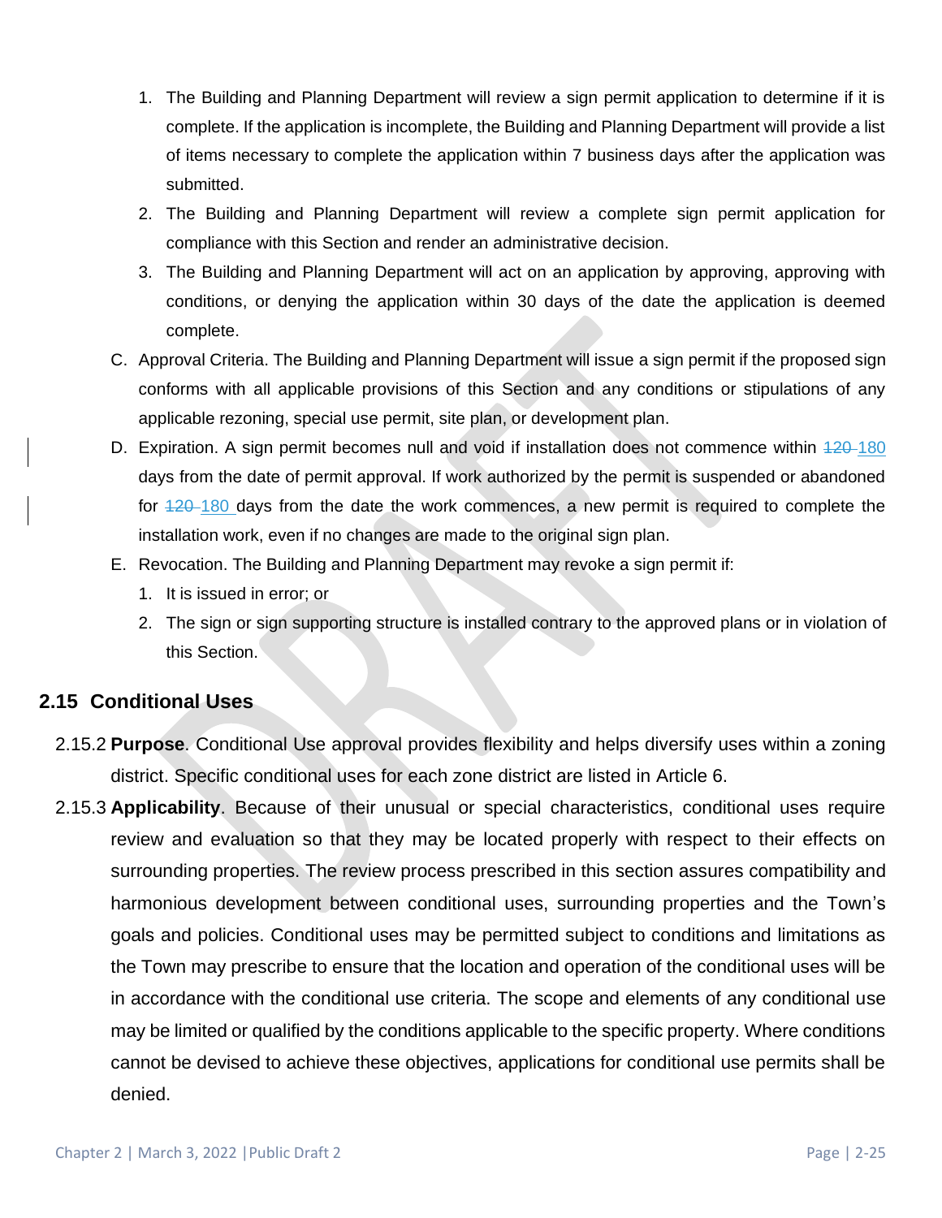1. The Building and Planning Department will review a sign permit application to determine if it is complete. If the application is incomplete, the Building and Planning Department will provide a list of items necessary to complete the application within 7 business days after the application was submitted.
2. The Building and Planning Department will review a complete sign permit application for compliance with this Section and render an administrative decision.
3. The Building and Planning Department will act on an application by approving, approving with conditions, or denying the application within 30 days of the date the application is deemed complete.

C. Approval Criteria. The Building and Planning Department will issue a sign permit if the proposed sign conforms with all applicable provisions of this Section and any conditions or stipulations of any applicable rezoning, special use permit, site plan, or development plan.

D. Expiration. A sign permit becomes null and void if installation does not commence within ~~120~~ 180 days from the date of permit approval. If work authorized by the permit is suspended or abandoned for ~~120~~ 180 days from the date the work commences, a new permit is required to complete the installation work, even if no changes are made to the original sign plan.

E. Revocation. The Building and Planning Department may revoke a sign permit if:

1. It is issued in error; or
2. The sign or sign supporting structure is installed contrary to the approved plans or in violation of this Section.

## 2.15 Conditional Uses

2.15.2 **Purpose**. Conditional Use approval provides flexibility and helps diversify uses within a zoning district. Specific conditional uses for each zone district are listed in Article 6.

2.15.3 **Applicability**. Because of their unusual or special characteristics, conditional uses require review and evaluation so that they may be located properly with respect to their effects on surrounding properties. The review process prescribed in this section assures compatibility and harmonious development between conditional uses, surrounding properties and the Town's goals and policies. Conditional uses may be permitted subject to conditions and limitations as the Town may prescribe to ensure that the location and operation of the conditional uses will be in accordance with the conditional use criteria. The scope and elements of any conditional use may be limited or qualified by the conditions applicable to the specific property. Where conditions cannot be devised to achieve these objectives, applications for conditional use permits shall be denied.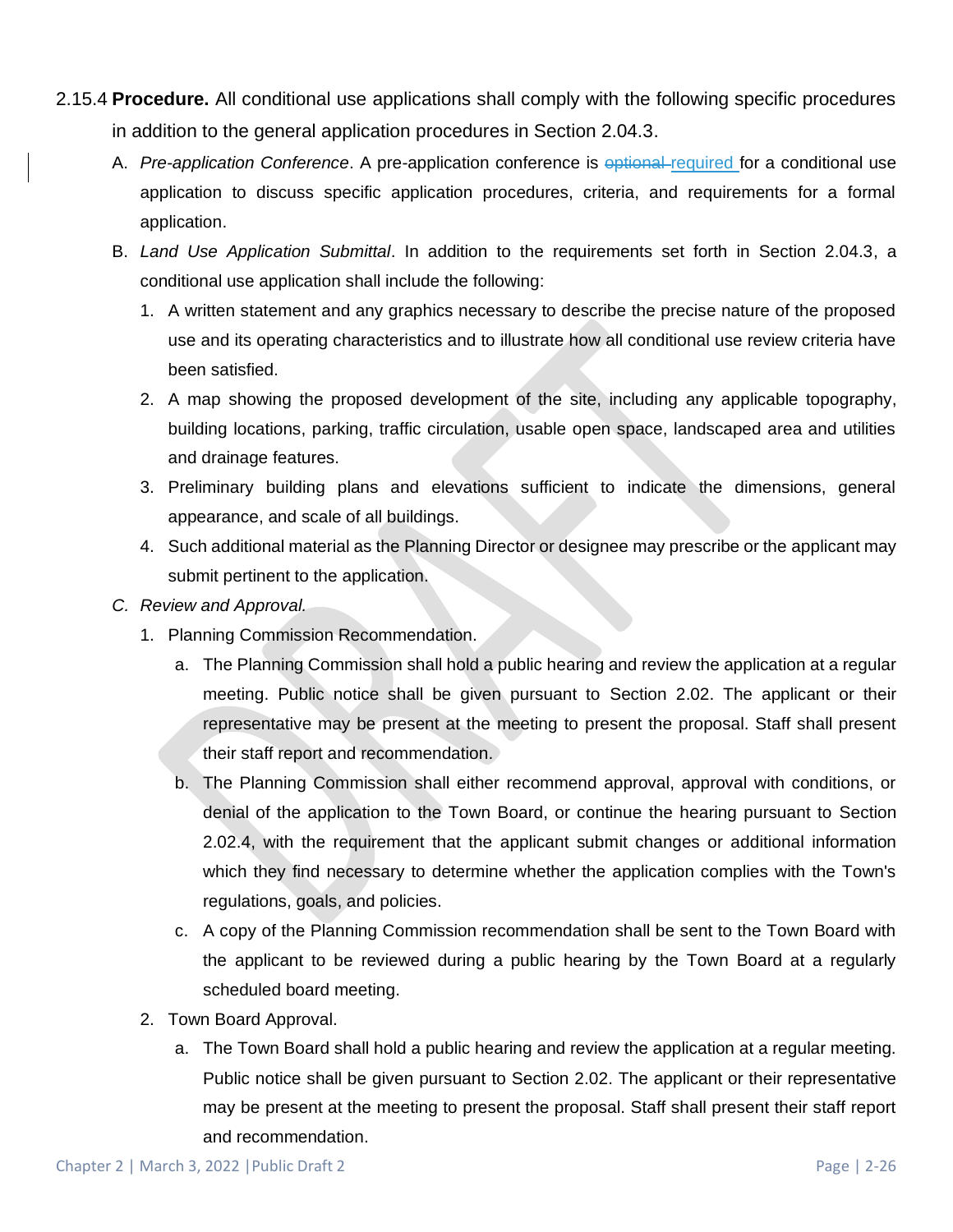2.15.4 **Procedure.** All conditional use applications shall comply with the following specific procedures in addition to the general application procedures in Section 2.04.3.

A. *Pre-application Conference*. A pre-application conference is ~~optional~~ required for a conditional use application to discuss specific application procedures, criteria, and requirements for a formal application.

B. *Land Use Application Submittal*. In addition to the requirements set forth in Section 2.04.3, a conditional use application shall include the following:

   1. A written statement and any graphics necessary to describe the precise nature of the proposed use and its operating characteristics and to illustrate how all conditional use review criteria have been satisfied.
   2. A map showing the proposed development of the site, including any applicable topography, building locations, parking, traffic circulation, usable open space, landscaped area and utilities and drainage features.
   3. Preliminary building plans and elevations sufficient to indicate the dimensions, general appearance, and scale of all buildings.
   4. Such additional material as the Planning Director or designee may prescribe or the applicant may submit pertinent to the application.

C. *Review and Approval.*

   1. Planning Commission Recommendation.
      a. The Planning Commission shall hold a public hearing and review the application at a regular meeting. Public notice shall be given pursuant to Section 2.02. The applicant or their representative may be present at the meeting to present the proposal. Staff shall present their staff report and recommendation.
      b. The Planning Commission shall either recommend approval, approval with conditions, or denial of the application to the Town Board, or continue the hearing pursuant to Section 2.02.4, with the requirement that the applicant submit changes or additional information which they find necessary to determine whether the application complies with the Town's regulations, goals, and policies.
      c. A copy of the Planning Commission recommendation shall be sent to the Town Board with the applicant to be reviewed during a public hearing by the Town Board at a regularly scheduled board meeting.
   2. Town Board Approval.
      a. The Town Board shall hold a public hearing and review the application at a regular meeting. Public notice shall be given pursuant to Section 2.02. The applicant or their representative may be present at the meeting to present the proposal. Staff shall present their staff report and recommendation.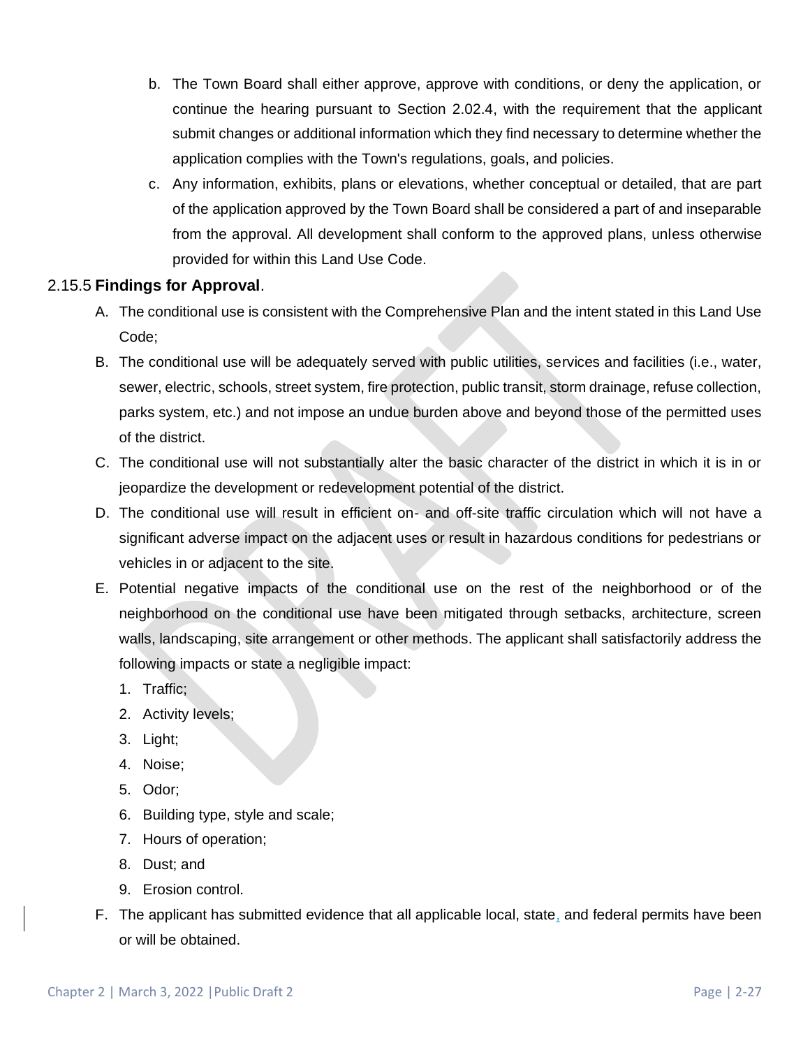b. The Town Board shall either approve, approve with conditions, or deny the application, or continue the hearing pursuant to Section 2.02.4, with the requirement that the applicant submit changes or additional information which they find necessary to determine whether the application complies with the Town's regulations, goals, and policies.

c. Any information, exhibits, plans or elevations, whether conceptual or detailed, that are part of the application approved by the Town Board shall be considered a part of and inseparable from the approval. All development shall conform to the approved plans, unless otherwise provided for within this Land Use Code.

2.15.5 **Findings for Approval**.

A. The conditional use is consistent with the Comprehensive Plan and the intent stated in this Land Use Code;

B. The conditional use will be adequately served with public utilities, services and facilities (i.e., water, sewer, electric, schools, street system, fire protection, public transit, storm drainage, refuse collection, parks system, etc.) and not impose an undue burden above and beyond those of the permitted uses of the district.

C. The conditional use will not substantially alter the basic character of the district in which it is in or jeopardize the development or redevelopment potential of the district.

D. The conditional use will result in efficient on- and off-site traffic circulation which will not have a significant adverse impact on the adjacent uses or result in hazardous conditions for pedestrians or vehicles in or adjacent to the site.

E. Potential negative impacts of the conditional use on the rest of the neighborhood or of the neighborhood on the conditional use have been mitigated through setbacks, architecture, screen walls, landscaping, site arrangement or other methods. The applicant shall satisfactorily address the following impacts or state a negligible impact:

1. Traffic;
2. Activity levels;
3. Light;
4. Noise;
5. Odor;
6. Building type, style and scale;
7. Hours of operation;
8. Dust; and
9. Erosion control.

F. The applicant has submitted evidence that all applicable local, state, and federal permits have been or will be obtained.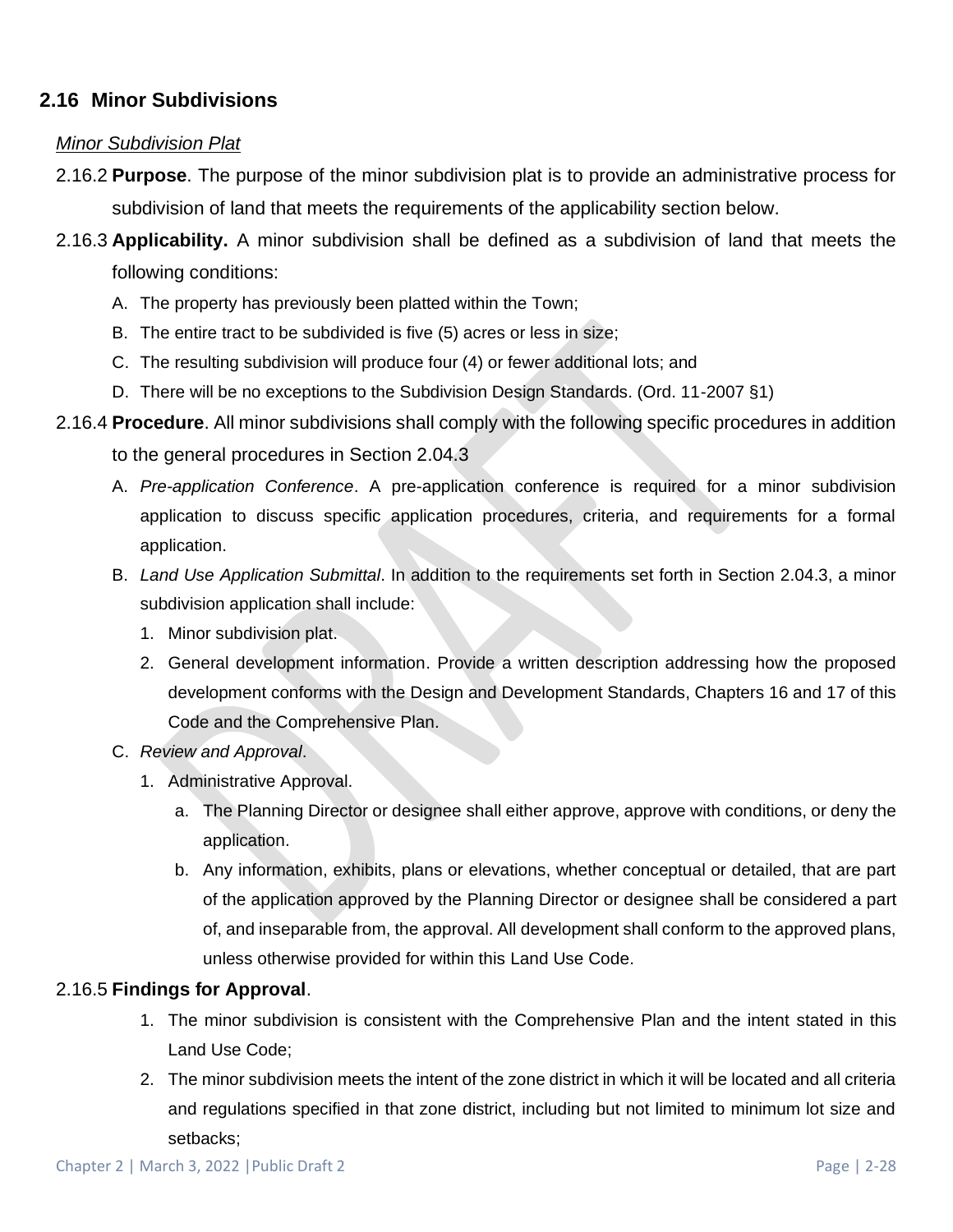## 2.16 Minor Subdivisions

*Minor Subdivision Plat*

2.16.2 **Purpose**. The purpose of the minor subdivision plat is to provide an administrative process for subdivision of land that meets the requirements of the applicability section below.

2.16.3 **Applicability.** A minor subdivision shall be defined as a subdivision of land that meets the following conditions:

A. The property has previously been platted within the Town;

B. The entire tract to be subdivided is five (5) acres or less in size;

C. The resulting subdivision will produce four (4) or fewer additional lots; and

D. There will be no exceptions to the Subdivision Design Standards. (Ord. 11-2007 §1)

2.16.4 **Procedure**. All minor subdivisions shall comply with the following specific procedures in addition to the general procedures in Section 2.04.3

A. *Pre-application Conference*. A pre-application conference is required for a minor subdivision application to discuss specific application procedures, criteria, and requirements for a formal application.

B. *Land Use Application Submittal*. In addition to the requirements set forth in Section 2.04.3, a minor subdivision application shall include:

1. Minor subdivision plat.
2. General development information. Provide a written description addressing how the proposed development conforms with the Design and Development Standards, Chapters 16 and 17 of this Code and the Comprehensive Plan.

C. *Review and Approval*.

1. Administrative Approval.
   a. The Planning Director or designee shall either approve, approve with conditions, or deny the application.
   b. Any information, exhibits, plans or elevations, whether conceptual or detailed, that are part of the application approved by the Planning Director or designee shall be considered a part of, and inseparable from, the approval. All development shall conform to the approved plans, unless otherwise provided for within this Land Use Code.

2.16.5 **Findings for Approval**.

1. The minor subdivision is consistent with the Comprehensive Plan and the intent stated in this Land Use Code;
2. The minor subdivision meets the intent of the zone district in which it will be located and all criteria and regulations specified in that zone district, including but not limited to minimum lot size and setbacks;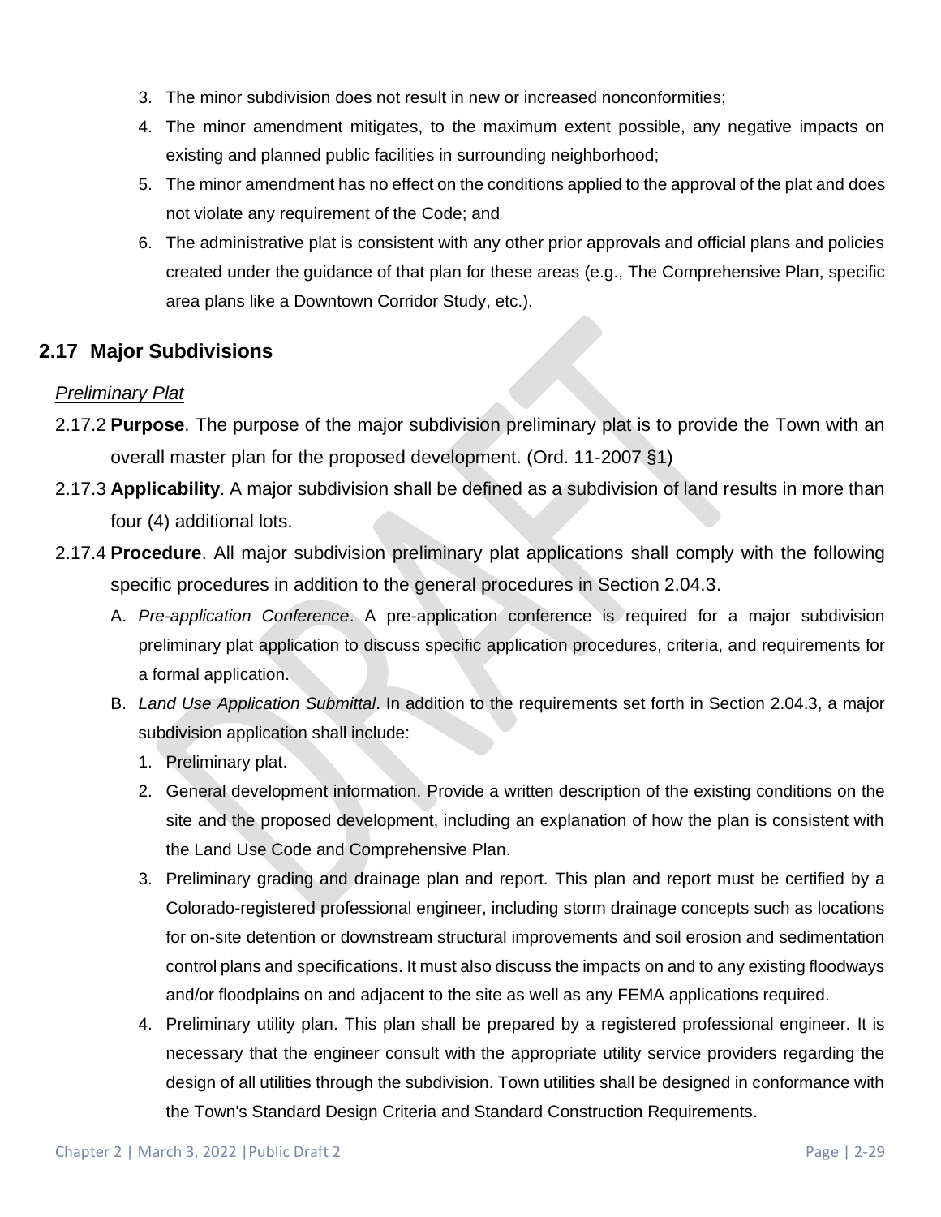3. The minor subdivision does not result in new or increased nonconformities;
4. The minor amendment mitigates, to the maximum extent possible, any negative impacts on existing and planned public facilities in surrounding neighborhood;
5. The minor amendment has no effect on the conditions applied to the approval of the plat and does not violate any requirement of the Code; and
6. The administrative plat is consistent with any other prior approvals and official plans and policies created under the guidance of that plan for these areas (e.g., The Comprehensive Plan, specific area plans like a Downtown Corridor Study, etc.).

## 2.17 Major Subdivisions

*Preliminary Plat*

2.17.2 **Purpose**. The purpose of the major subdivision preliminary plat is to provide the Town with an overall master plan for the proposed development. (Ord. 11-2007 §1)

2.17.3 **Applicability**. A major subdivision shall be defined as a subdivision of land results in more than four (4) additional lots.

2.17.4 **Procedure**. All major subdivision preliminary plat applications shall comply with the following specific procedures in addition to the general procedures in Section 2.04.3.

A. *Pre-application Conference*. A pre-application conference is required for a major subdivision preliminary plat application to discuss specific application procedures, criteria, and requirements for a formal application.

B. *Land Use Application Submittal*. In addition to the requirements set forth in Section 2.04.3, a major subdivision application shall include:

1. Preliminary plat.
2. General development information. Provide a written description of the existing conditions on the site and the proposed development, including an explanation of how the plan is consistent with the Land Use Code and Comprehensive Plan.
3. Preliminary grading and drainage plan and report. This plan and report must be certified by a Colorado-registered professional engineer, including storm drainage concepts such as locations for on-site detention or downstream structural improvements and soil erosion and sedimentation control plans and specifications. It must also discuss the impacts on and to any existing floodways and/or floodplains on and adjacent to the site as well as any FEMA applications required.
4. Preliminary utility plan. This plan shall be prepared by a registered professional engineer. It is necessary that the engineer consult with the appropriate utility service providers regarding the design of all utilities through the subdivision. Town utilities shall be designed in conformance with the Town's Standard Design Criteria and Standard Construction Requirements.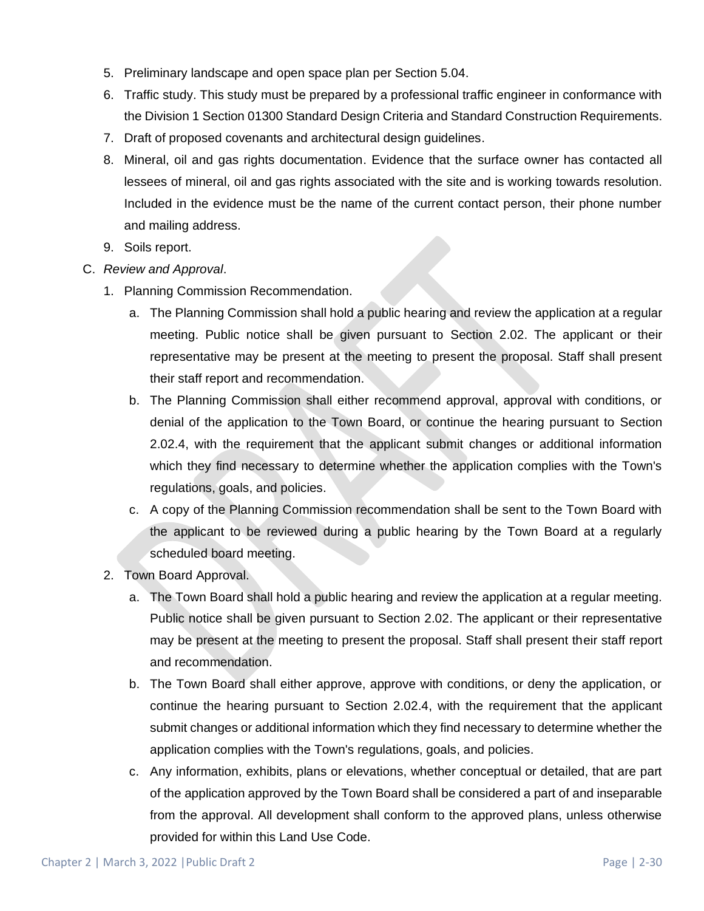5. Preliminary landscape and open space plan per Section 5.04.
6. Traffic study. This study must be prepared by a professional traffic engineer in conformance with the Division 1 Section 01300 Standard Design Criteria and Standard Construction Requirements.
7. Draft of proposed covenants and architectural design guidelines.
8. Mineral, oil and gas rights documentation. Evidence that the surface owner has contacted all lessees of mineral, oil and gas rights associated with the site and is working towards resolution. Included in the evidence must be the name of the current contact person, their phone number and mailing address.
9. Soils report.

C. *Review and Approval*.

1. Planning Commission Recommendation.
   a. The Planning Commission shall hold a public hearing and review the application at a regular meeting. Public notice shall be given pursuant to Section 2.02. The applicant or their representative may be present at the meeting to present the proposal. Staff shall present their staff report and recommendation.
   b. The Planning Commission shall either recommend approval, approval with conditions, or denial of the application to the Town Board, or continue the hearing pursuant to Section 2.02.4, with the requirement that the applicant submit changes or additional information which they find necessary to determine whether the application complies with the Town's regulations, goals, and policies.
   c. A copy of the Planning Commission recommendation shall be sent to the Town Board with the applicant to be reviewed during a public hearing by the Town Board at a regularly scheduled board meeting.
2. Town Board Approval.
   a. The Town Board shall hold a public hearing and review the application at a regular meeting. Public notice shall be given pursuant to Section 2.02. The applicant or their representative may be present at the meeting to present the proposal. Staff shall present their staff report and recommendation.
   b. The Town Board shall either approve, approve with conditions, or deny the application, or continue the hearing pursuant to Section 2.02.4, with the requirement that the applicant submit changes or additional information which they find necessary to determine whether the application complies with the Town's regulations, goals, and policies.
   c. Any information, exhibits, plans or elevations, whether conceptual or detailed, that are part of the application approved by the Town Board shall be considered a part of and inseparable from the approval. All development shall conform to the approved plans, unless otherwise provided for within this Land Use Code.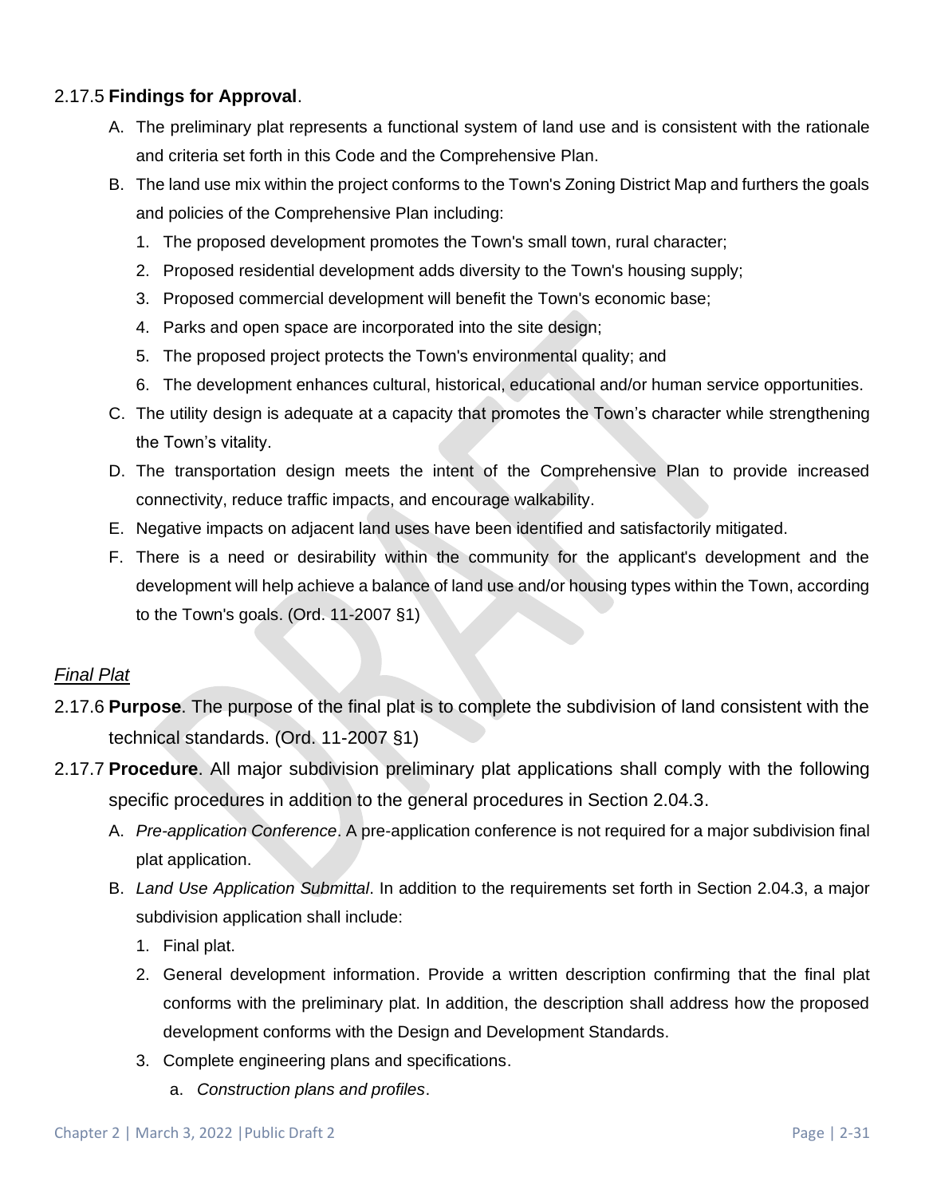2.17.5 **Findings for Approval**.

A. The preliminary plat represents a functional system of land use and is consistent with the rationale and criteria set forth in this Code and the Comprehensive Plan.

B. The land use mix within the project conforms to the Town's Zoning District Map and furthers the goals and policies of the Comprehensive Plan including:

   1. The proposed development promotes the Town's small town, rural character;
   2. Proposed residential development adds diversity to the Town's housing supply;
   3. Proposed commercial development will benefit the Town's economic base;
   4. Parks and open space are incorporated into the site design;
   5. The proposed project protects the Town's environmental quality; and
   6. The development enhances cultural, historical, educational and/or human service opportunities.

C. The utility design is adequate at a capacity that promotes the Town's character while strengthening the Town's vitality.

D. The transportation design meets the intent of the Comprehensive Plan to provide increased connectivity, reduce traffic impacts, and encourage walkability.

E. Negative impacts on adjacent land uses have been identified and satisfactorily mitigated.

F. There is a need or desirability within the community for the applicant's development and the development will help achieve a balance of land use and/or housing types within the Town, according to the Town's goals. (Ord. 11-2007 §1)

*Final Plat*

2.17.6 **Purpose**. The purpose of the final plat is to complete the subdivision of land consistent with the technical standards. (Ord. 11-2007 §1)

2.17.7 **Procedure**. All major subdivision preliminary plat applications shall comply with the following specific procedures in addition to the general procedures in Section 2.04.3.

A. *Pre-application Conference*. A pre-application conference is not required for a major subdivision final plat application.

B. *Land Use Application Submittal*. In addition to the requirements set forth in Section 2.04.3, a major subdivision application shall include:

   1. Final plat.
   2. General development information. Provide a written description confirming that the final plat conforms with the preliminary plat. In addition, the description shall address how the proposed development conforms with the Design and Development Standards.
   3. Complete engineering plans and specifications.
      a. *Construction plans and profiles*.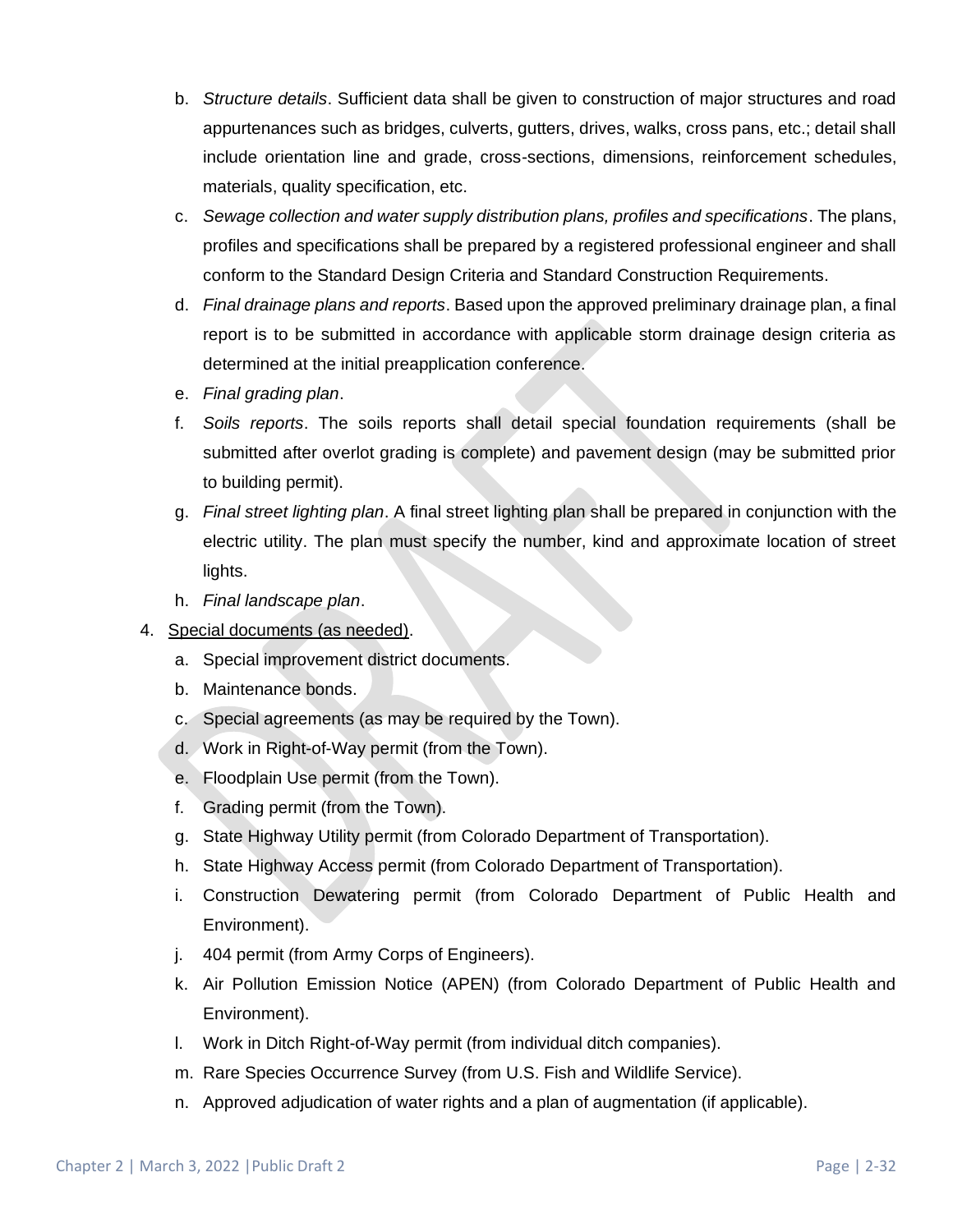b. *Structure details*. Sufficient data shall be given to construction of major structures and road appurtenances such as bridges, culverts, gutters, drives, walks, cross pans, etc.; detail shall include orientation line and grade, cross-sections, dimensions, reinforcement schedules, materials, quality specification, etc.

c. *Sewage collection and water supply distribution plans, profiles and specifications*. The plans, profiles and specifications shall be prepared by a registered professional engineer and shall conform to the Standard Design Criteria and Standard Construction Requirements.

d. *Final drainage plans and reports*. Based upon the approved preliminary drainage plan, a final report is to be submitted in accordance with applicable storm drainage design criteria as determined at the initial preapplication conference.

e. *Final grading plan*.

f. *Soils reports*. The soils reports shall detail special foundation requirements (shall be submitted after overlot grading is complete) and pavement design (may be submitted prior to building permit).

g. *Final street lighting plan*. A final street lighting plan shall be prepared in conjunction with the electric utility. The plan must specify the number, kind and approximate location of street lights.

h. *Final landscape plan*.

4. <u>Special documents (as needed)</u>.

   a. Special improvement district documents.
   b. Maintenance bonds.
   c. Special agreements (as may be required by the Town).
   d. Work in Right-of-Way permit (from the Town).
   e. Floodplain Use permit (from the Town).
   f. Grading permit (from the Town).
   g. State Highway Utility permit (from Colorado Department of Transportation).
   h. State Highway Access permit (from Colorado Department of Transportation).
   i. Construction Dewatering permit (from Colorado Department of Public Health and Environment).
   j. 404 permit (from Army Corps of Engineers).
   k. Air Pollution Emission Notice (APEN) (from Colorado Department of Public Health and Environment).
   l. Work in Ditch Right-of-Way permit (from individual ditch companies).
   m. Rare Species Occurrence Survey (from U.S. Fish and Wildlife Service).
   n. Approved adjudication of water rights and a plan of augmentation (if applicable).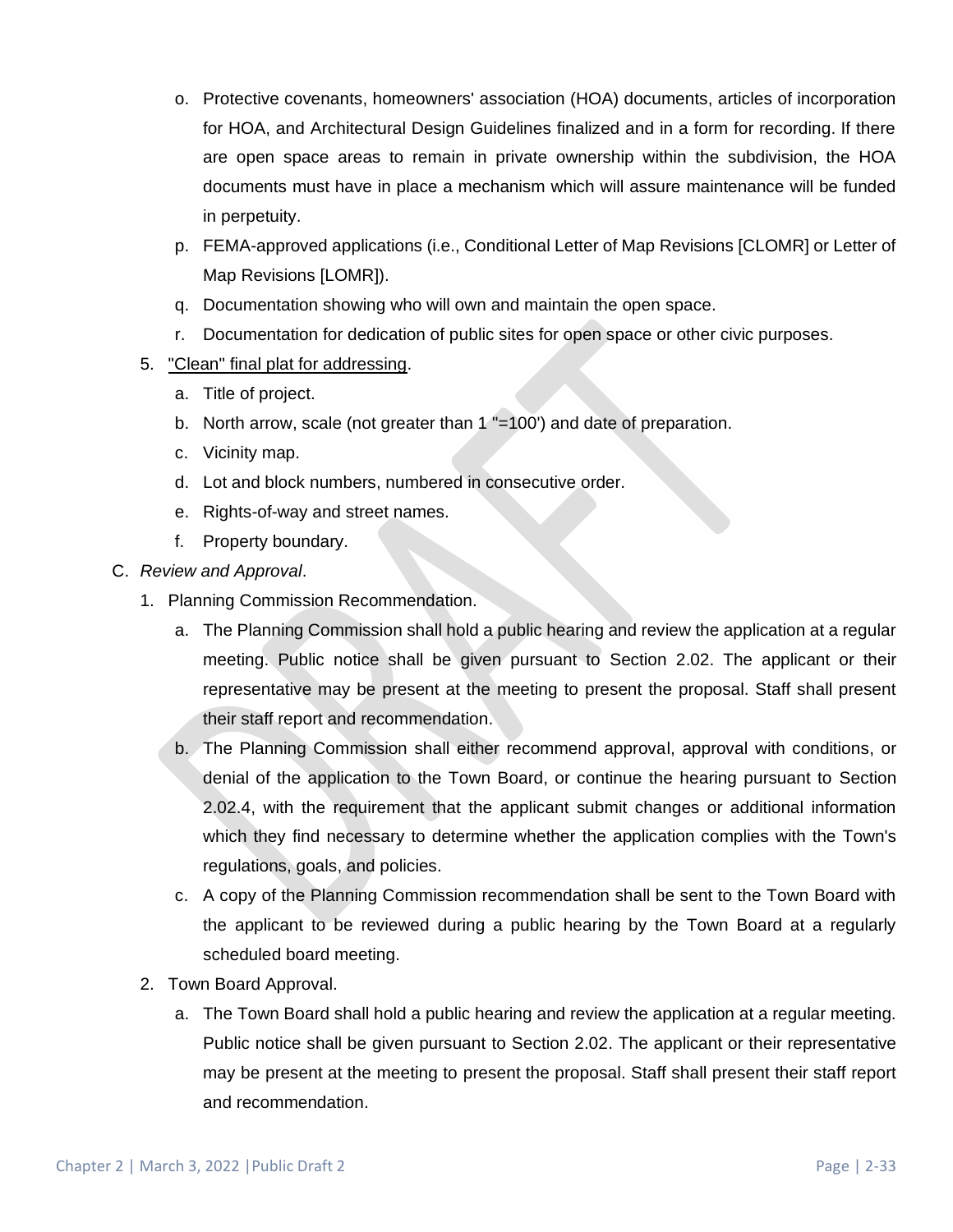o. Protective covenants, homeowners' association (HOA) documents, articles of incorporation for HOA, and Architectural Design Guidelines finalized and in a form for recording. If there are open space areas to remain in private ownership within the subdivision, the HOA documents must have in place a mechanism which will assure maintenance will be funded in perpetuity.

p. FEMA-approved applications (i.e., Conditional Letter of Map Revisions [CLOMR] or Letter of Map Revisions [LOMR]).

q. Documentation showing who will own and maintain the open space.

r. Documentation for dedication of public sites for open space or other civic purposes.

5. "Clean" final plat for addressing.

   a. Title of project.

   b. North arrow, scale (not greater than 1 "=100') and date of preparation.

   c. Vicinity map.

   d. Lot and block numbers, numbered in consecutive order.

   e. Rights-of-way and street names.

   f. Property boundary.

C. *Review and Approval*.

1. Planning Commission Recommendation.

   a. The Planning Commission shall hold a public hearing and review the application at a regular meeting. Public notice shall be given pursuant to Section 2.02. The applicant or their representative may be present at the meeting to present the proposal. Staff shall present their staff report and recommendation.

   b. The Planning Commission shall either recommend approval, approval with conditions, or denial of the application to the Town Board, or continue the hearing pursuant to Section 2.02.4, with the requirement that the applicant submit changes or additional information which they find necessary to determine whether the application complies with the Town's regulations, goals, and policies.

   c. A copy of the Planning Commission recommendation shall be sent to the Town Board with the applicant to be reviewed during a public hearing by the Town Board at a regularly scheduled board meeting.

2. Town Board Approval.

   a. The Town Board shall hold a public hearing and review the application at a regular meeting. Public notice shall be given pursuant to Section 2.02. The applicant or their representative may be present at the meeting to present the proposal. Staff shall present their staff report and recommendation.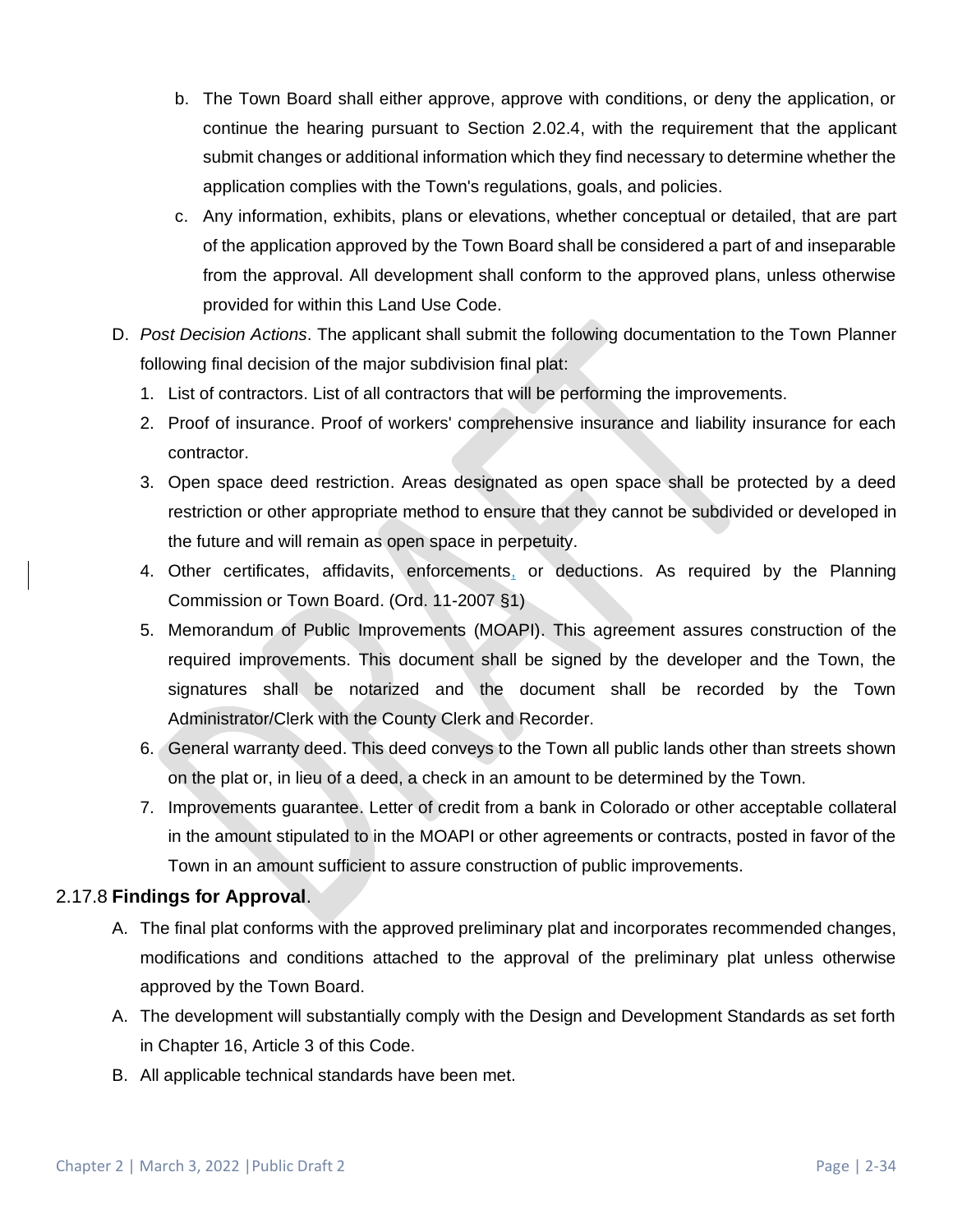b. The Town Board shall either approve, approve with conditions, or deny the application, or continue the hearing pursuant to Section 2.02.4, with the requirement that the applicant submit changes or additional information which they find necessary to determine whether the application complies with the Town's regulations, goals, and policies.

c. Any information, exhibits, plans or elevations, whether conceptual or detailed, that are part of the application approved by the Town Board shall be considered a part of and inseparable from the approval. All development shall conform to the approved plans, unless otherwise provided for within this Land Use Code.

D. *Post Decision Actions*. The applicant shall submit the following documentation to the Town Planner following final decision of the major subdivision final plat:

1. List of contractors. List of all contractors that will be performing the improvements.
2. Proof of insurance. Proof of workers' comprehensive insurance and liability insurance for each contractor.
3. Open space deed restriction. Areas designated as open space shall be protected by a deed restriction or other appropriate method to ensure that they cannot be subdivided or developed in the future and will remain as open space in perpetuity.
4. Other certificates, affidavits, enforcements, or deductions. As required by the Planning Commission or Town Board. (Ord. 11-2007 §1)
5. Memorandum of Public Improvements (MOAPI). This agreement assures construction of the required improvements. This document shall be signed by the developer and the Town, the signatures shall be notarized and the document shall be recorded by the Town Administrator/Clerk with the County Clerk and Recorder.
6. General warranty deed. This deed conveys to the Town all public lands other than streets shown on the plat or, in lieu of a deed, a check in an amount to be determined by the Town.
7. Improvements guarantee. Letter of credit from a bank in Colorado or other acceptable collateral in the amount stipulated to in the MOAPI or other agreements or contracts, posted in favor of the Town in an amount sufficient to assure construction of public improvements.

2.17.8 **Findings for Approval**.

A. The final plat conforms with the approved preliminary plat and incorporates recommended changes, modifications and conditions attached to the approval of the preliminary plat unless otherwise approved by the Town Board.

A. The development will substantially comply with the Design and Development Standards as set forth in Chapter 16, Article 3 of this Code.

B. All applicable technical standards have been met.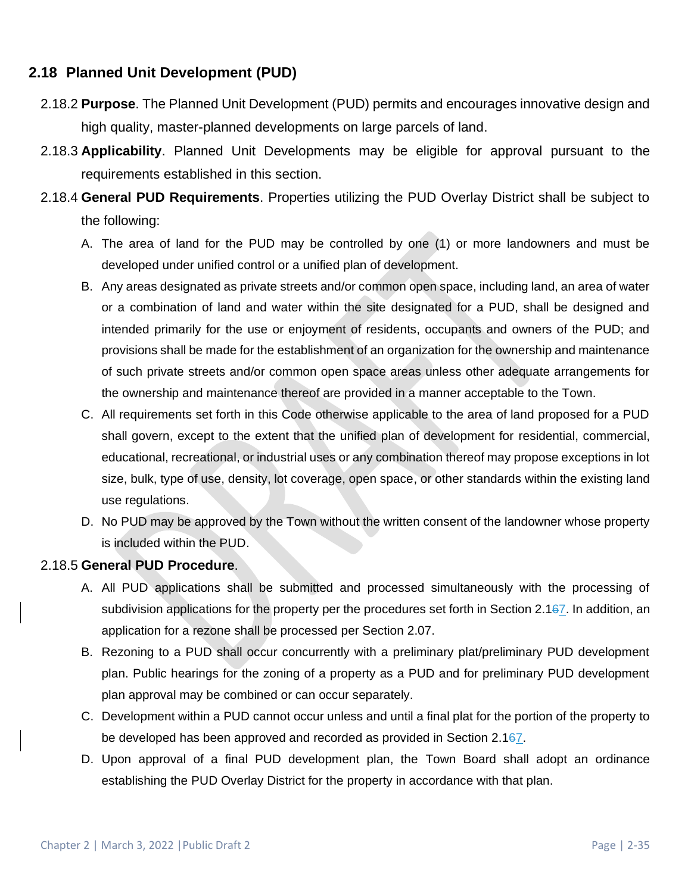## 2.18 Planned Unit Development (PUD)

2.18.2 **Purpose**. The Planned Unit Development (PUD) permits and encourages innovative design and high quality, master-planned developments on large parcels of land.

2.18.3 **Applicability**. Planned Unit Developments may be eligible for approval pursuant to the requirements established in this section.

2.18.4 **General PUD Requirements**. Properties utilizing the PUD Overlay District shall be subject to the following:

A. The area of land for the PUD may be controlled by one (1) or more landowners and must be developed under unified control or a unified plan of development.

B. Any areas designated as private streets and/or common open space, including land, an area of water or a combination of land and water within the site designated for a PUD, shall be designed and intended primarily for the use or enjoyment of residents, occupants and owners of the PUD; and provisions shall be made for the establishment of an organization for the ownership and maintenance of such private streets and/or common open space areas unless other adequate arrangements for the ownership and maintenance thereof are provided in a manner acceptable to the Town.

C. All requirements set forth in this Code otherwise applicable to the area of land proposed for a PUD shall govern, except to the extent that the unified plan of development for residential, commercial, educational, recreational, or industrial uses or any combination thereof may propose exceptions in lot size, bulk, type of use, density, lot coverage, open space, or other standards within the existing land use regulations.

D. No PUD may be approved by the Town without the written consent of the landowner whose property is included within the PUD.

2.18.5 **General PUD Procedure**.

A. All PUD applications shall be submitted and processed simultaneously with the processing of subdivision applications for the property per the procedures set forth in Section 2.1~~6~~7. In addition, an application for a rezone shall be processed per Section 2.07.

B. Rezoning to a PUD shall occur concurrently with a preliminary plat/preliminary PUD development plan. Public hearings for the zoning of a property as a PUD and for preliminary PUD development plan approval may be combined or can occur separately.

C. Development within a PUD cannot occur unless and until a final plat for the portion of the property to be developed has been approved and recorded as provided in Section 2.1~~6~~7.

D. Upon approval of a final PUD development plan, the Town Board shall adopt an ordinance establishing the PUD Overlay District for the property in accordance with that plan.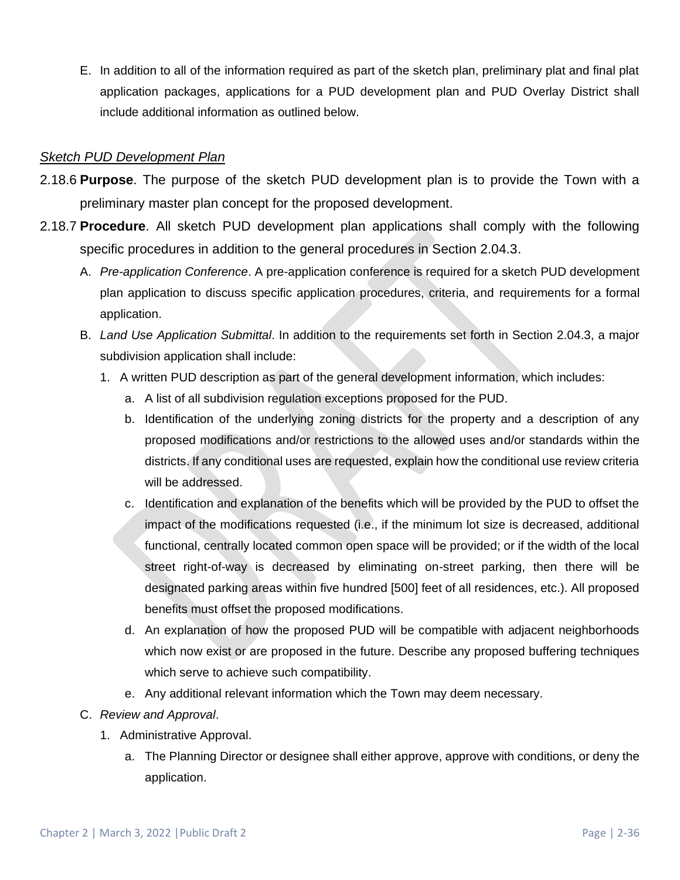E. In addition to all of the information required as part of the sketch plan, preliminary plat and final plat application packages, applications for a PUD development plan and PUD Overlay District shall include additional information as outlined below.

*Sketch PUD Development Plan*

2.18.6 **Purpose**. The purpose of the sketch PUD development plan is to provide the Town with a preliminary master plan concept for the proposed development.

2.18.7 **Procedure**. All sketch PUD development plan applications shall comply with the following specific procedures in addition to the general procedures in Section 2.04.3.

A. *Pre-application Conference*. A pre-application conference is required for a sketch PUD development plan application to discuss specific application procedures, criteria, and requirements for a formal application.

B. *Land Use Application Submittal*. In addition to the requirements set forth in Section 2.04.3, a major subdivision application shall include:

1. A written PUD description as part of the general development information, which includes:

   a. A list of all subdivision regulation exceptions proposed for the PUD.

   b. Identification of the underlying zoning districts for the property and a description of any proposed modifications and/or restrictions to the allowed uses and/or standards within the districts. If any conditional uses are requested, explain how the conditional use review criteria will be addressed.

   c. Identification and explanation of the benefits which will be provided by the PUD to offset the impact of the modifications requested (i.e., if the minimum lot size is decreased, additional functional, centrally located common open space will be provided; or if the width of the local street right-of-way is decreased by eliminating on-street parking, then there will be designated parking areas within five hundred [500] feet of all residences, etc.). All proposed benefits must offset the proposed modifications.

   d. An explanation of how the proposed PUD will be compatible with adjacent neighborhoods which now exist or are proposed in the future. Describe any proposed buffering techniques which serve to achieve such compatibility.

   e. Any additional relevant information which the Town may deem necessary.

C. *Review and Approval*.

1. Administrative Approval.

   a. The Planning Director or designee shall either approve, approve with conditions, or deny the application.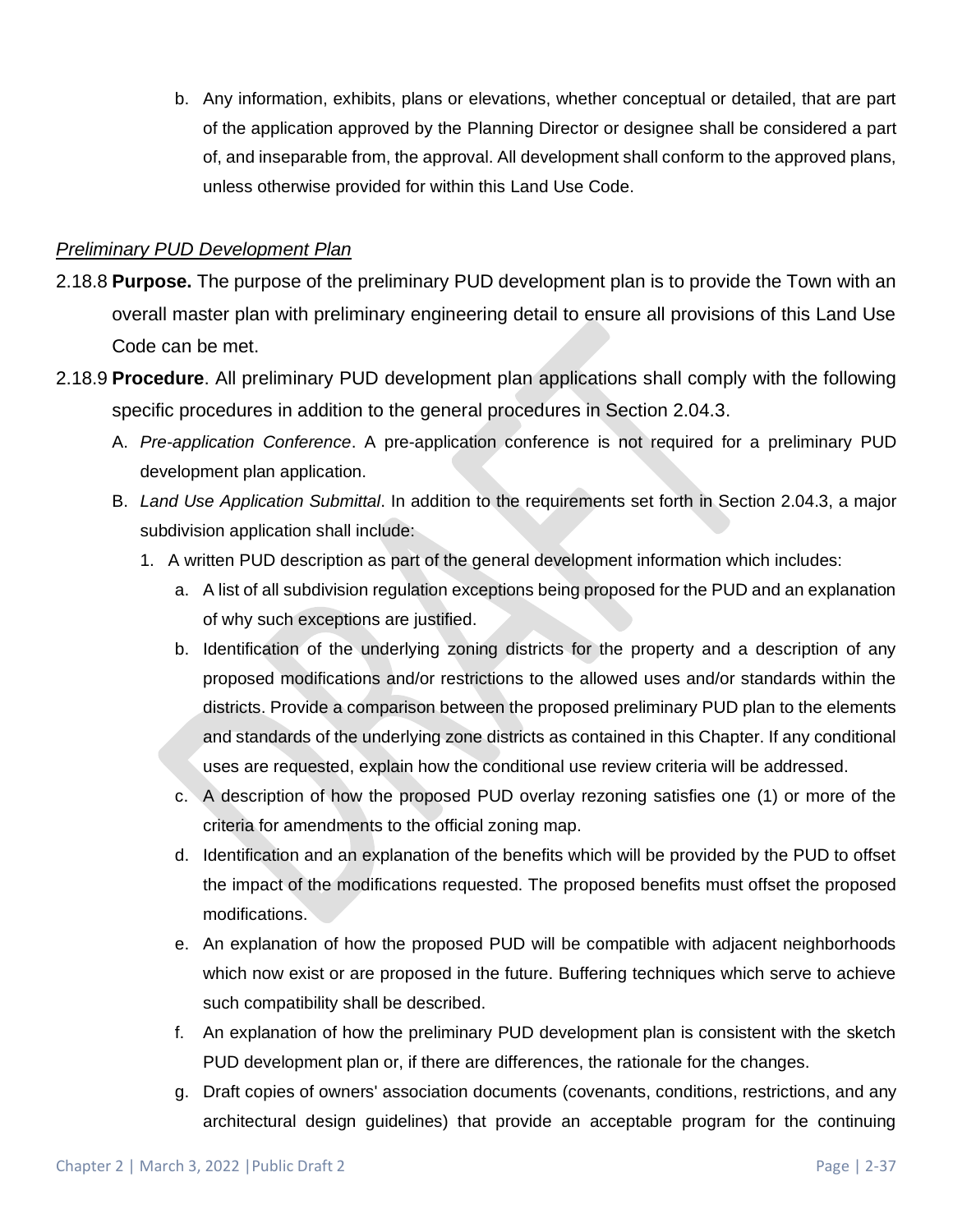b. Any information, exhibits, plans or elevations, whether conceptual or detailed, that are part of the application approved by the Planning Director or designee shall be considered a part of, and inseparable from, the approval. All development shall conform to the approved plans, unless otherwise provided for within this Land Use Code.

*Preliminary PUD Development Plan*

2.18.8 **Purpose.** The purpose of the preliminary PUD development plan is to provide the Town with an overall master plan with preliminary engineering detail to ensure all provisions of this Land Use Code can be met.

2.18.9 **Procedure**. All preliminary PUD development plan applications shall comply with the following specific procedures in addition to the general procedures in Section 2.04.3.

A. *Pre-application Conference*. A pre-application conference is not required for a preliminary PUD development plan application.

B. *Land Use Application Submittal*. In addition to the requirements set forth in Section 2.04.3, a major subdivision application shall include:

1. A written PUD description as part of the general development information which includes:

   a. A list of all subdivision regulation exceptions being proposed for the PUD and an explanation of why such exceptions are justified.

   b. Identification of the underlying zoning districts for the property and a description of any proposed modifications and/or restrictions to the allowed uses and/or standards within the districts. Provide a comparison between the proposed preliminary PUD plan to the elements and standards of the underlying zone districts as contained in this Chapter. If any conditional uses are requested, explain how the conditional use review criteria will be addressed.

   c. A description of how the proposed PUD overlay rezoning satisfies one (1) or more of the criteria for amendments to the official zoning map.

   d. Identification and an explanation of the benefits which will be provided by the PUD to offset the impact of the modifications requested. The proposed benefits must offset the proposed modifications.

   e. An explanation of how the proposed PUD will be compatible with adjacent neighborhoods which now exist or are proposed in the future. Buffering techniques which serve to achieve such compatibility shall be described.

   f. An explanation of how the preliminary PUD development plan is consistent with the sketch PUD development plan or, if there are differences, the rationale for the changes.

   g. Draft copies of owners' association documents (covenants, conditions, restrictions, and any architectural design guidelines) that provide an acceptable program for the continuing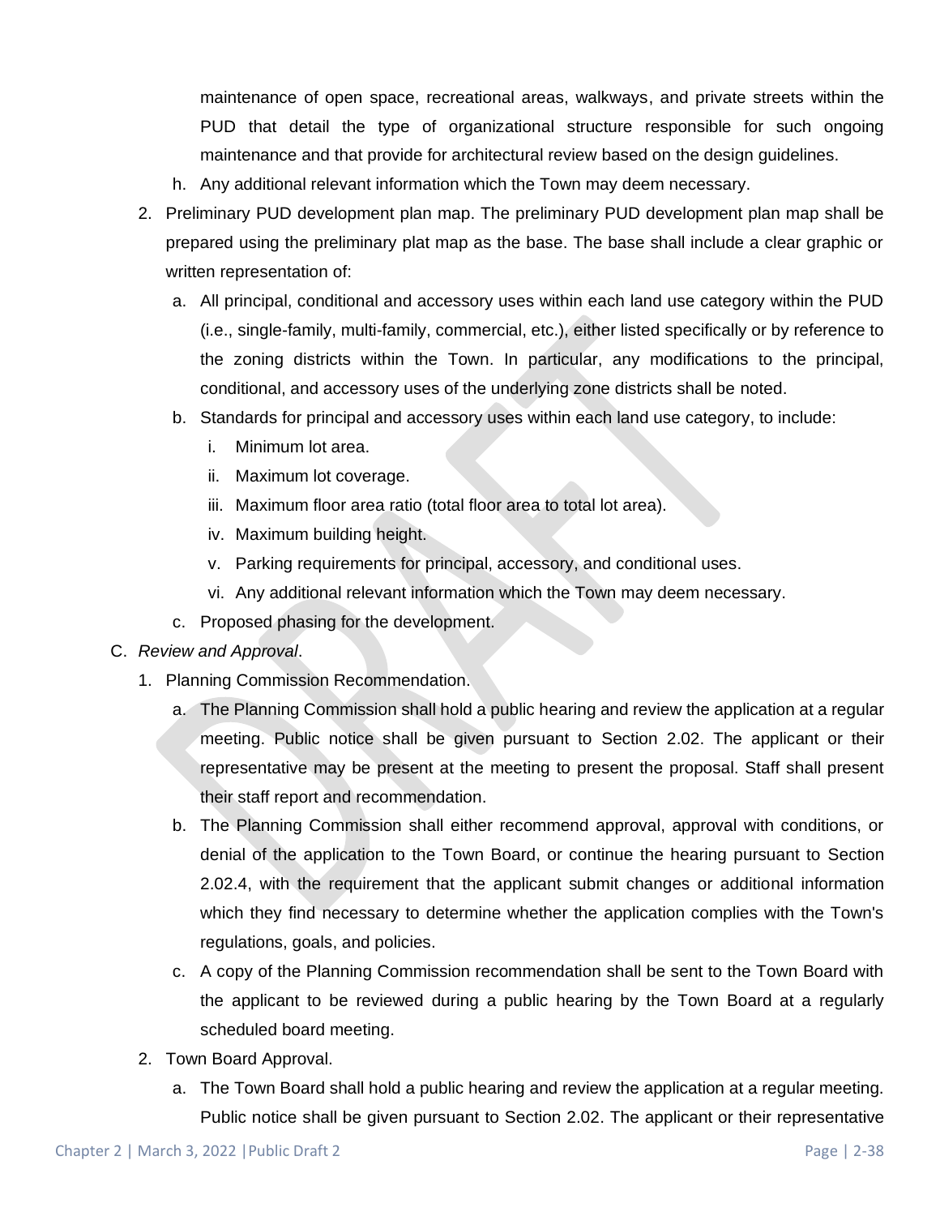maintenance of open space, recreational areas, walkways, and private streets within the PUD that detail the type of organizational structure responsible for such ongoing maintenance and that provide for architectural review based on the design guidelines.

h. Any additional relevant information which the Town may deem necessary.

2. Preliminary PUD development plan map. The preliminary PUD development plan map shall be prepared using the preliminary plat map as the base. The base shall include a clear graphic or written representation of:
   a. All principal, conditional and accessory uses within each land use category within the PUD (i.e., single-family, multi-family, commercial, etc.), either listed specifically or by reference to the zoning districts within the Town. In particular, any modifications to the principal, conditional, and accessory uses of the underlying zone districts shall be noted.
   b. Standards for principal and accessory uses within each land use category, to include:
      i. Minimum lot area.
      ii. Maximum lot coverage.
      iii. Maximum floor area ratio (total floor area to total lot area).
      iv. Maximum building height.
      v. Parking requirements for principal, accessory, and conditional uses.
      vi. Any additional relevant information which the Town may deem necessary.
   c. Proposed phasing for the development.

C. *Review and Approval*.
   1. Planning Commission Recommendation.
      a. The Planning Commission shall hold a public hearing and review the application at a regular meeting. Public notice shall be given pursuant to Section 2.02. The applicant or their representative may be present at the meeting to present the proposal. Staff shall present their staff report and recommendation.
      b. The Planning Commission shall either recommend approval, approval with conditions, or denial of the application to the Town Board, or continue the hearing pursuant to Section 2.02.4, with the requirement that the applicant submit changes or additional information which they find necessary to determine whether the application complies with the Town's regulations, goals, and policies.
      c. A copy of the Planning Commission recommendation shall be sent to the Town Board with the applicant to be reviewed during a public hearing by the Town Board at a regularly scheduled board meeting.
   2. Town Board Approval.
      a. The Town Board shall hold a public hearing and review the application at a regular meeting. Public notice shall be given pursuant to Section 2.02. The applicant or their representative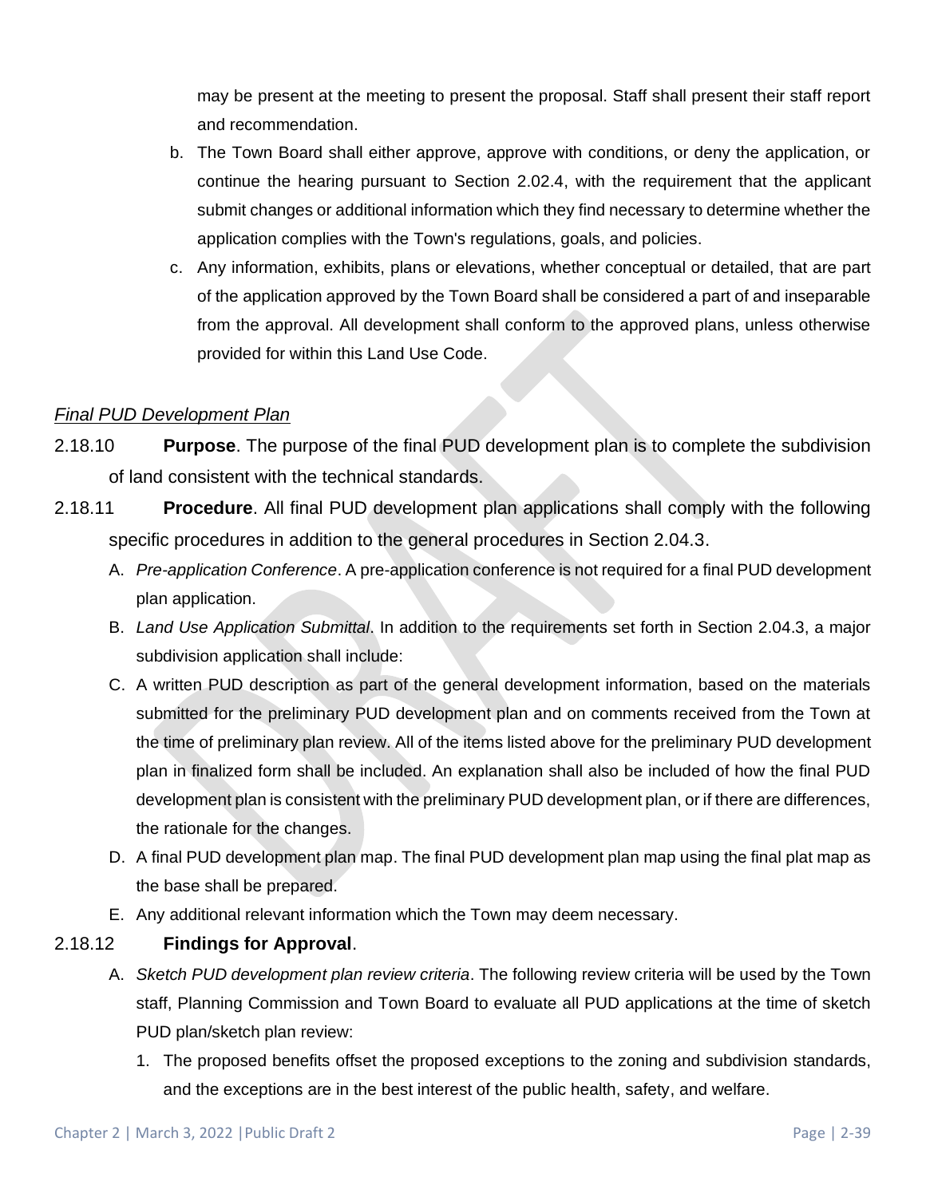may be present at the meeting to present the proposal. Staff shall present their staff report and recommendation.

b. The Town Board shall either approve, approve with conditions, or deny the application, or continue the hearing pursuant to Section 2.02.4, with the requirement that the applicant submit changes or additional information which they find necessary to determine whether the application complies with the Town's regulations, goals, and policies.

c. Any information, exhibits, plans or elevations, whether conceptual or detailed, that are part of the application approved by the Town Board shall be considered a part of and inseparable from the approval. All development shall conform to the approved plans, unless otherwise provided for within this Land Use Code.

*Final PUD Development Plan*

2.18.10 **Purpose**. The purpose of the final PUD development plan is to complete the subdivision of land consistent with the technical standards.

2.18.11 **Procedure**. All final PUD development plan applications shall comply with the following specific procedures in addition to the general procedures in Section 2.04.3.

A. *Pre-application Conference*. A pre-application conference is not required for a final PUD development plan application.

B. *Land Use Application Submittal*. In addition to the requirements set forth in Section 2.04.3, a major subdivision application shall include:

C. A written PUD description as part of the general development information, based on the materials submitted for the preliminary PUD development plan and on comments received from the Town at the time of preliminary plan review. All of the items listed above for the preliminary PUD development plan in finalized form shall be included. An explanation shall also be included of how the final PUD development plan is consistent with the preliminary PUD development plan, or if there are differences, the rationale for the changes.

D. A final PUD development plan map. The final PUD development plan map using the final plat map as the base shall be prepared.

E. Any additional relevant information which the Town may deem necessary.

2.18.12 **Findings for Approval**.

A. *Sketch PUD development plan review criteria*. The following review criteria will be used by the Town staff, Planning Commission and Town Board to evaluate all PUD applications at the time of sketch PUD plan/sketch plan review:

1. The proposed benefits offset the proposed exceptions to the zoning and subdivision standards, and the exceptions are in the best interest of the public health, safety, and welfare.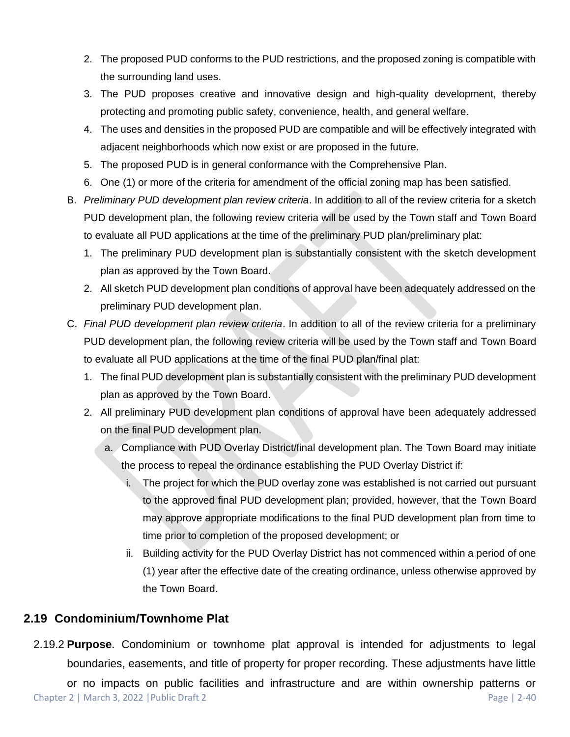2. The proposed PUD conforms to the PUD restrictions, and the proposed zoning is compatible with the surrounding land uses.
3. The PUD proposes creative and innovative design and high-quality development, thereby protecting and promoting public safety, convenience, health, and general welfare.
4. The uses and densities in the proposed PUD are compatible and will be effectively integrated with adjacent neighborhoods which now exist or are proposed in the future.
5. The proposed PUD is in general conformance with the Comprehensive Plan.
6. One (1) or more of the criteria for amendment of the official zoning map has been satisfied.

B. *Preliminary PUD development plan review criteria*. In addition to all of the review criteria for a sketch PUD development plan, the following review criteria will be used by the Town staff and Town Board to evaluate all PUD applications at the time of the preliminary PUD plan/preliminary plat:

1. The preliminary PUD development plan is substantially consistent with the sketch development plan as approved by the Town Board.
2. All sketch PUD development plan conditions of approval have been adequately addressed on the preliminary PUD development plan.

C. *Final PUD development plan review criteria*. In addition to all of the review criteria for a preliminary PUD development plan, the following review criteria will be used by the Town staff and Town Board to evaluate all PUD applications at the time of the final PUD plan/final plat:

1. The final PUD development plan is substantially consistent with the preliminary PUD development plan as approved by the Town Board.
2. All preliminary PUD development plan conditions of approval have been adequately addressed on the final PUD development plan.
   a. Compliance with PUD Overlay District/final development plan. The Town Board may initiate the process to repeal the ordinance establishing the PUD Overlay District if:
      i. The project for which the PUD overlay zone was established is not carried out pursuant to the approved final PUD development plan; provided, however, that the Town Board may approve appropriate modifications to the final PUD development plan from time to time prior to completion of the proposed development; or
      ii. Building activity for the PUD Overlay District has not commenced within a period of one (1) year after the effective date of the creating ordinance, unless otherwise approved by the Town Board.

## 2.19 Condominium/Townhome Plat

2.19.2 **Purpose**. Condominium or townhome plat approval is intended for adjustments to legal boundaries, easements, and title of property for proper recording. These adjustments have little or no impacts on public facilities and infrastructure and are within ownership patterns or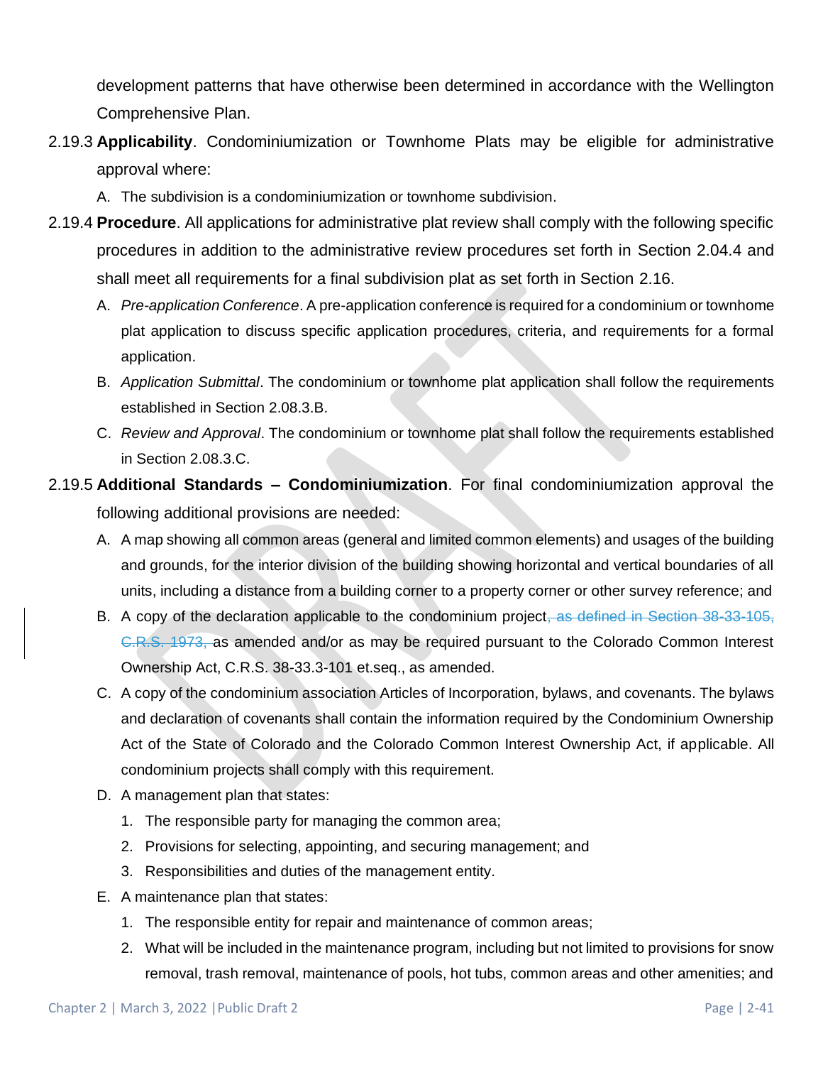development patterns that have otherwise been determined in accordance with the Wellington Comprehensive Plan.

2.19.3 **Applicability**. Condominiumization or Townhome Plats may be eligible for administrative approval where:

A. The subdivision is a condominiumization or townhome subdivision.

2.19.4 **Procedure**. All applications for administrative plat review shall comply with the following specific procedures in addition to the administrative review procedures set forth in Section 2.04.4 and shall meet all requirements for a final subdivision plat as set forth in Section 2.16.

A. *Pre-application Conference*. A pre-application conference is required for a condominium or townhome plat application to discuss specific application procedures, criteria, and requirements for a formal application.

B. *Application Submittal*. The condominium or townhome plat application shall follow the requirements established in Section 2.08.3.B.

C. *Review and Approval*. The condominium or townhome plat shall follow the requirements established in Section 2.08.3.C.

2.19.5 **Additional Standards – Condominiumization**. For final condominiumization approval the following additional provisions are needed:

A. A map showing all common areas (general and limited common elements) and usages of the building and grounds, for the interior division of the building showing horizontal and vertical boundaries of all units, including a distance from a building corner to a property corner or other survey reference; and

B. A copy of the declaration applicable to the condominium project~~, as defined in Section 38-33-105, C.R.S. 1973,~~ as amended and/or as may be required pursuant to the Colorado Common Interest Ownership Act, C.R.S. 38-33.3-101 et.seq., as amended.

C. A copy of the condominium association Articles of Incorporation, bylaws, and covenants. The bylaws and declaration of covenants shall contain the information required by the Condominium Ownership Act of the State of Colorado and the Colorado Common Interest Ownership Act, if applicable. All condominium projects shall comply with this requirement.

D. A management plan that states:

1. The responsible party for managing the common area;
2. Provisions for selecting, appointing, and securing management; and
3. Responsibilities and duties of the management entity.

E. A maintenance plan that states:

1. The responsible entity for repair and maintenance of common areas;
2. What will be included in the maintenance program, including but not limited to provisions for snow removal, trash removal, maintenance of pools, hot tubs, common areas and other amenities; and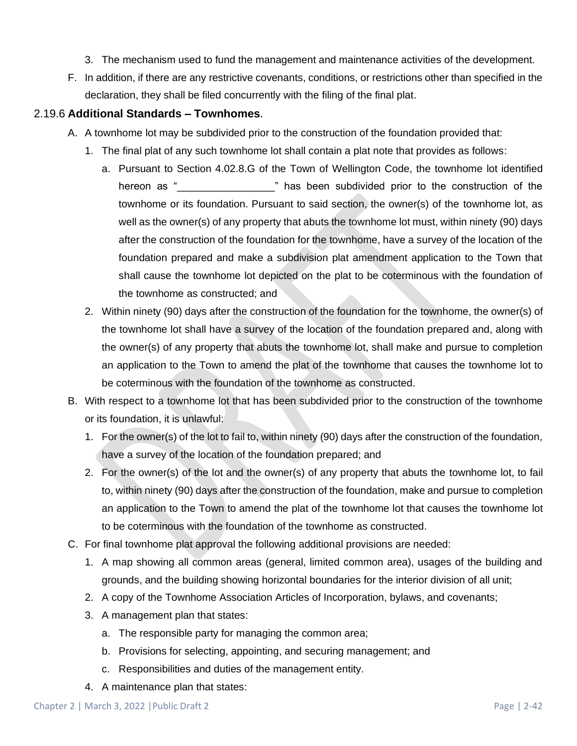3. The mechanism used to fund the management and maintenance activities of the development.

F. In addition, if there are any restrictive covenants, conditions, or restrictions other than specified in the declaration, they shall be filed concurrently with the filing of the final plat.

### 2.19.6 **Additional Standards – Townhomes**.

A. A townhome lot may be subdivided prior to the construction of the foundation provided that:

1. The final plat of any such townhome lot shall contain a plat note that provides as follows:

   a. Pursuant to Section 4.02.8.G of the Town of Wellington Code, the townhome lot identified hereon as "_________________" has been subdivided prior to the construction of the townhome or its foundation. Pursuant to said section, the owner(s) of the townhome lot, as well as the owner(s) of any property that abuts the townhome lot must, within ninety (90) days after the construction of the foundation for the townhome, have a survey of the location of the foundation prepared and make a subdivision plat amendment application to the Town that shall cause the townhome lot depicted on the plat to be coterminous with the foundation of the townhome as constructed; and

2. Within ninety (90) days after the construction of the foundation for the townhome, the owner(s) of the townhome lot shall have a survey of the location of the foundation prepared and, along with the owner(s) of any property that abuts the townhome lot, shall make and pursue to completion an application to the Town to amend the plat of the townhome that causes the townhome lot to be coterminous with the foundation of the townhome as constructed.

B. With respect to a townhome lot that has been subdivided prior to the construction of the townhome or its foundation, it is unlawful:

1. For the owner(s) of the lot to fail to, within ninety (90) days after the construction of the foundation, have a survey of the location of the foundation prepared; and

2. For the owner(s) of the lot and the owner(s) of any property that abuts the townhome lot, to fail to, within ninety (90) days after the construction of the foundation, make and pursue to completion an application to the Town to amend the plat of the townhome lot that causes the townhome lot to be coterminous with the foundation of the townhome as constructed.

C. For final townhome plat approval the following additional provisions are needed:

1. A map showing all common areas (general, limited common area), usages of the building and grounds, and the building showing horizontal boundaries for the interior division of all unit;

2. A copy of the Townhome Association Articles of Incorporation, bylaws, and covenants;

3. A management plan that states:

   a. The responsible party for managing the common area;

   b. Provisions for selecting, appointing, and securing management; and

   c. Responsibilities and duties of the management entity.

4. A maintenance plan that states: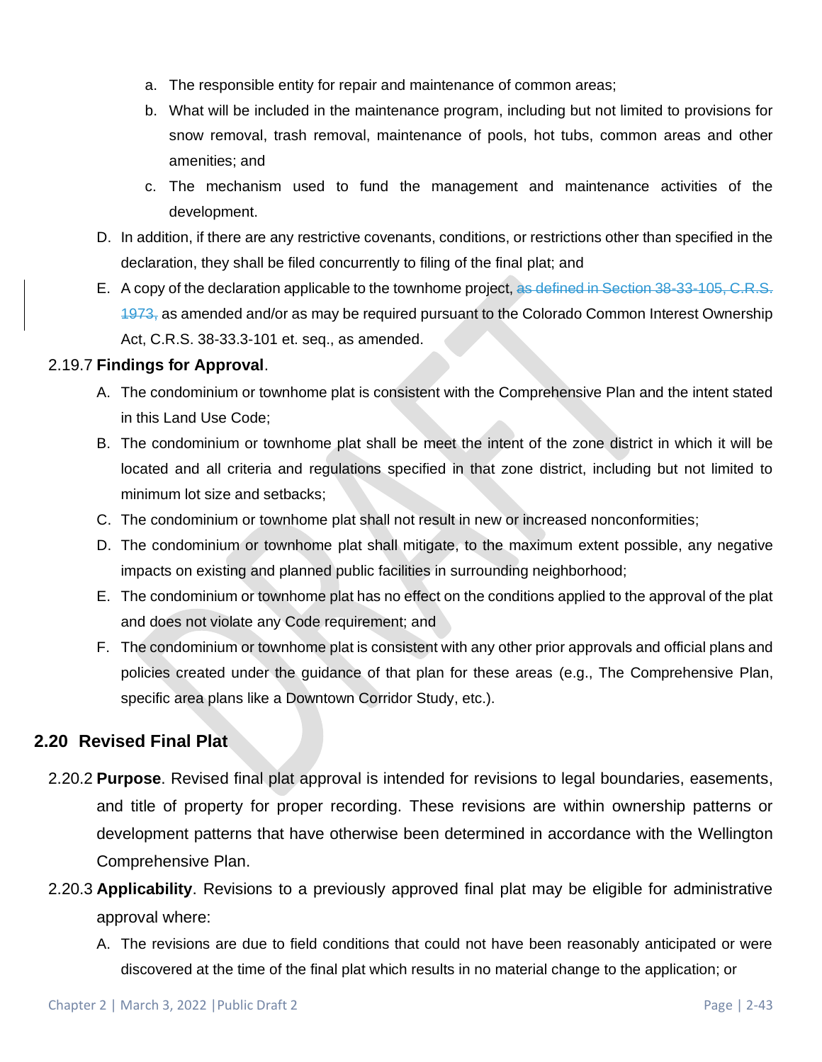a. The responsible entity for repair and maintenance of common areas;

b. What will be included in the maintenance program, including but not limited to provisions for snow removal, trash removal, maintenance of pools, hot tubs, common areas and other amenities; and

c. The mechanism used to fund the management and maintenance activities of the development.

D. In addition, if there are any restrictive covenants, conditions, or restrictions other than specified in the declaration, they shall be filed concurrently to filing of the final plat; and

E. A copy of the declaration applicable to the townhome project, ~~as defined in Section 38-33-105, C.R.S. 1973,~~ as amended and/or as may be required pursuant to the Colorado Common Interest Ownership Act, C.R.S. 38-33.3-101 et. seq., as amended.

2.19.7 **Findings for Approval**.

A. The condominium or townhome plat is consistent with the Comprehensive Plan and the intent stated in this Land Use Code;

B. The condominium or townhome plat shall be meet the intent of the zone district in which it will be located and all criteria and regulations specified in that zone district, including but not limited to minimum lot size and setbacks;

C. The condominium or townhome plat shall not result in new or increased nonconformities;

D. The condominium or townhome plat shall mitigate, to the maximum extent possible, any negative impacts on existing and planned public facilities in surrounding neighborhood;

E. The condominium or townhome plat has no effect on the conditions applied to the approval of the plat and does not violate any Code requirement; and

F. The condominium or townhome plat is consistent with any other prior approvals and official plans and policies created under the guidance of that plan for these areas (e.g., The Comprehensive Plan, specific area plans like a Downtown Corridor Study, etc.).

## 2.20 Revised Final Plat

2.20.2 **Purpose**. Revised final plat approval is intended for revisions to legal boundaries, easements, and title of property for proper recording. These revisions are within ownership patterns or development patterns that have otherwise been determined in accordance with the Wellington Comprehensive Plan.

2.20.3 **Applicability**. Revisions to a previously approved final plat may be eligible for administrative approval where:

A. The revisions are due to field conditions that could not have been reasonably anticipated or were discovered at the time of the final plat which results in no material change to the application; or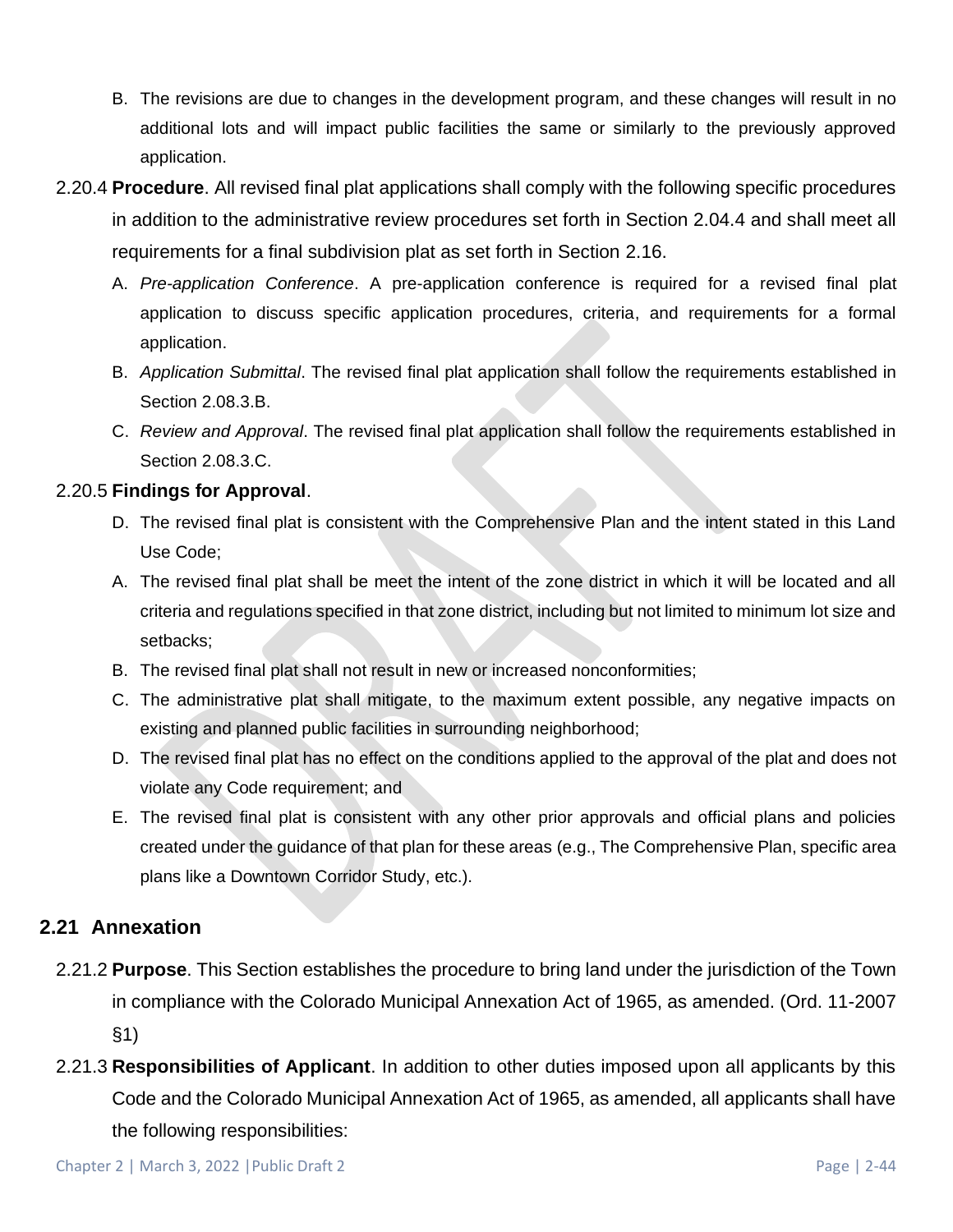B. The revisions are due to changes in the development program, and these changes will result in no additional lots and will impact public facilities the same or similarly to the previously approved application.

2.20.4 **Procedure**. All revised final plat applications shall comply with the following specific procedures in addition to the administrative review procedures set forth in Section 2.04.4 and shall meet all requirements for a final subdivision plat as set forth in Section 2.16.

A. *Pre-application Conference*. A pre-application conference is required for a revised final plat application to discuss specific application procedures, criteria, and requirements for a formal application.

B. *Application Submittal*. The revised final plat application shall follow the requirements established in Section 2.08.3.B.

C. *Review and Approval*. The revised final plat application shall follow the requirements established in Section 2.08.3.C.

2.20.5 **Findings for Approval**.

D. The revised final plat is consistent with the Comprehensive Plan and the intent stated in this Land Use Code;

A. The revised final plat shall be meet the intent of the zone district in which it will be located and all criteria and regulations specified in that zone district, including but not limited to minimum lot size and setbacks;

B. The revised final plat shall not result in new or increased nonconformities;

C. The administrative plat shall mitigate, to the maximum extent possible, any negative impacts on existing and planned public facilities in surrounding neighborhood;

D. The revised final plat has no effect on the conditions applied to the approval of the plat and does not violate any Code requirement; and

E. The revised final plat is consistent with any other prior approvals and official plans and policies created under the guidance of that plan for these areas (e.g., The Comprehensive Plan, specific area plans like a Downtown Corridor Study, etc.).

## 2.21 Annexation

2.21.2 **Purpose**. This Section establishes the procedure to bring land under the jurisdiction of the Town in compliance with the Colorado Municipal Annexation Act of 1965, as amended. (Ord. 11-2007 §1)

2.21.3 **Responsibilities of Applicant**. In addition to other duties imposed upon all applicants by this Code and the Colorado Municipal Annexation Act of 1965, as amended, all applicants shall have the following responsibilities: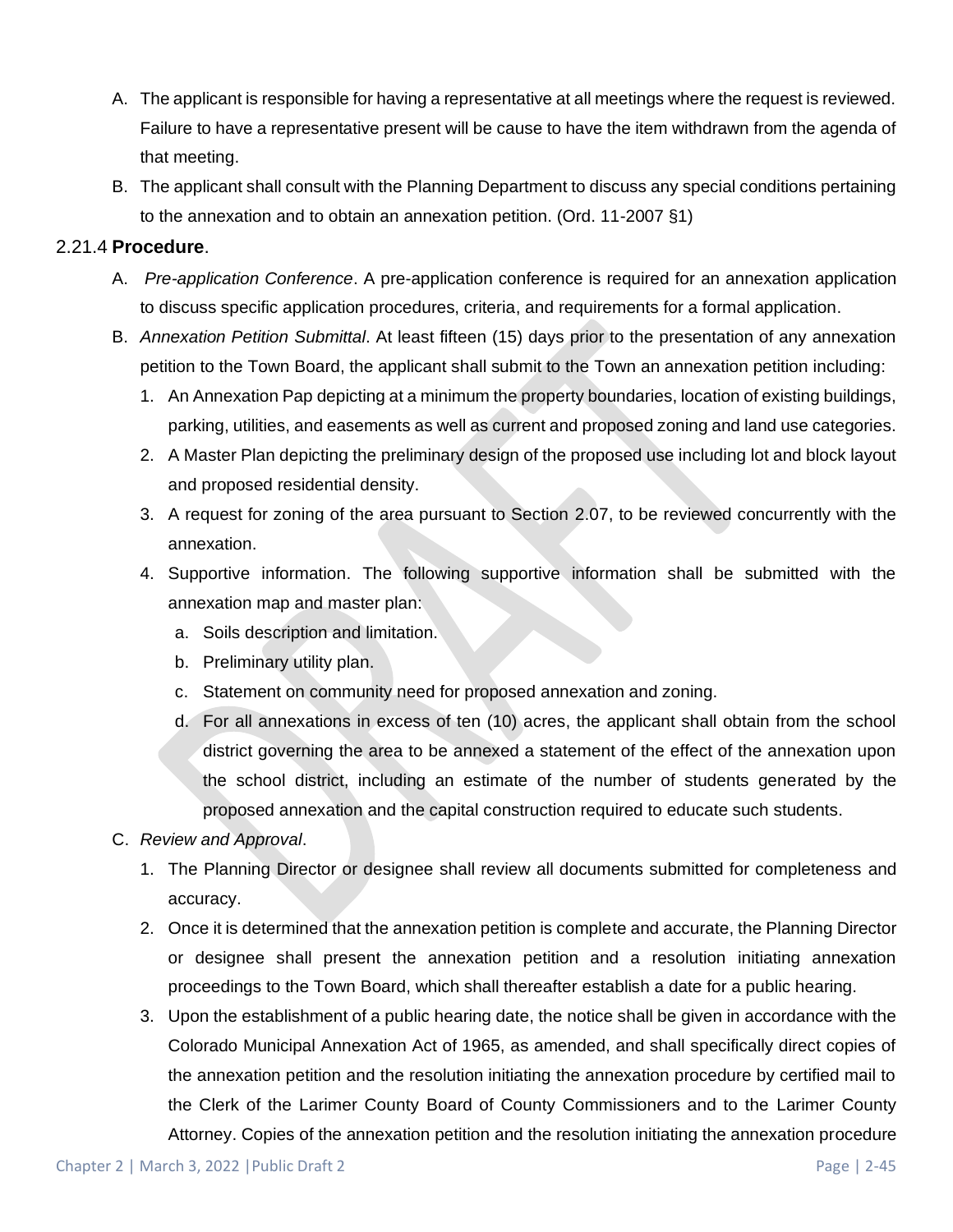A. The applicant is responsible for having a representative at all meetings where the request is reviewed. Failure to have a representative present will be cause to have the item withdrawn from the agenda of that meeting.

B. The applicant shall consult with the Planning Department to discuss any special conditions pertaining to the annexation and to obtain an annexation petition. (Ord. 11-2007 §1)

2.21.4 **Procedure**.

A. *Pre-application Conference*. A pre-application conference is required for an annexation application to discuss specific application procedures, criteria, and requirements for a formal application.

B. *Annexation Petition Submittal*. At least fifteen (15) days prior to the presentation of any annexation petition to the Town Board, the applicant shall submit to the Town an annexation petition including:

   1. An Annexation Pap depicting at a minimum the property boundaries, location of existing buildings, parking, utilities, and easements as well as current and proposed zoning and land use categories.
   2. A Master Plan depicting the preliminary design of the proposed use including lot and block layout and proposed residential density.
   3. A request for zoning of the area pursuant to Section 2.07, to be reviewed concurrently with the annexation.
   4. Supportive information. The following supportive information shall be submitted with the annexation map and master plan:
      a. Soils description and limitation.
      b. Preliminary utility plan.
      c. Statement on community need for proposed annexation and zoning.
      d. For all annexations in excess of ten (10) acres, the applicant shall obtain from the school district governing the area to be annexed a statement of the effect of the annexation upon the school district, including an estimate of the number of students generated by the proposed annexation and the capital construction required to educate such students.

C. *Review and Approval*.

   1. The Planning Director or designee shall review all documents submitted for completeness and accuracy.
   2. Once it is determined that the annexation petition is complete and accurate, the Planning Director or designee shall present the annexation petition and a resolution initiating annexation proceedings to the Town Board, which shall thereafter establish a date for a public hearing.
   3. Upon the establishment of a public hearing date, the notice shall be given in accordance with the Colorado Municipal Annexation Act of 1965, as amended, and shall specifically direct copies of the annexation petition and the resolution initiating the annexation procedure by certified mail to the Clerk of the Larimer County Board of County Commissioners and to the Larimer County Attorney. Copies of the annexation petition and the resolution initiating the annexation procedure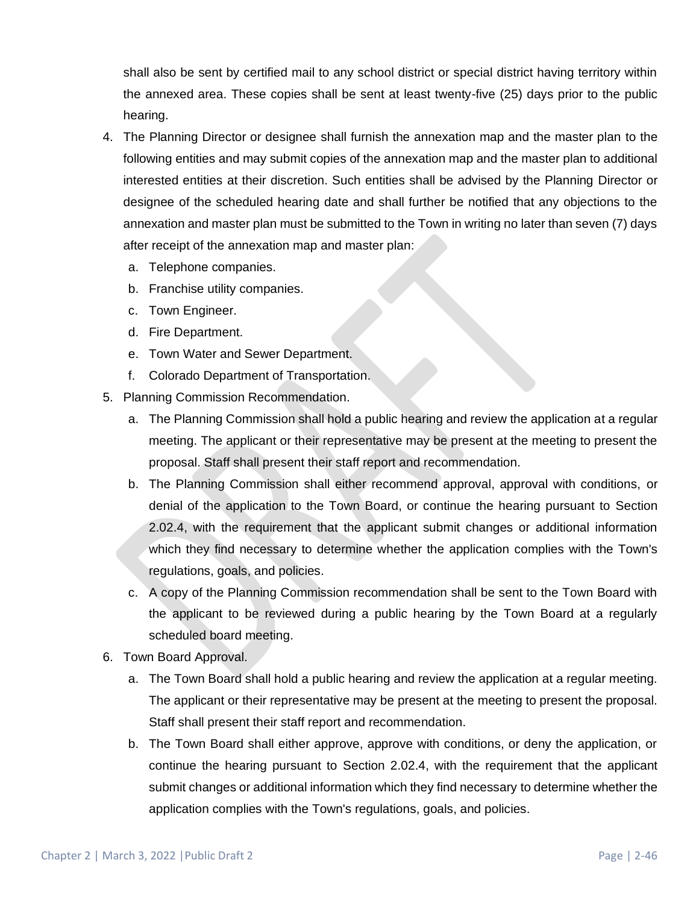shall also be sent by certified mail to any school district or special district having territory within the annexed area. These copies shall be sent at least twenty-five (25) days prior to the public hearing.

4. The Planning Director or designee shall furnish the annexation map and the master plan to the following entities and may submit copies of the annexation map and the master plan to additional interested entities at their discretion. Such entities shall be advised by the Planning Director or designee of the scheduled hearing date and shall further be notified that any objections to the annexation and master plan must be submitted to the Town in writing no later than seven (7) days after receipt of the annexation map and master plan:
   a. Telephone companies.
   b. Franchise utility companies.
   c. Town Engineer.
   d. Fire Department.
   e. Town Water and Sewer Department.
   f. Colorado Department of Transportation.
5. Planning Commission Recommendation.
   a. The Planning Commission shall hold a public hearing and review the application at a regular meeting. The applicant or their representative may be present at the meeting to present the proposal. Staff shall present their staff report and recommendation.
   b. The Planning Commission shall either recommend approval, approval with conditions, or denial of the application to the Town Board, or continue the hearing pursuant to Section 2.02.4, with the requirement that the applicant submit changes or additional information which they find necessary to determine whether the application complies with the Town's regulations, goals, and policies.
   c. A copy of the Planning Commission recommendation shall be sent to the Town Board with the applicant to be reviewed during a public hearing by the Town Board at a regularly scheduled board meeting.
6. Town Board Approval.
   a. The Town Board shall hold a public hearing and review the application at a regular meeting. The applicant or their representative may be present at the meeting to present the proposal. Staff shall present their staff report and recommendation.
   b. The Town Board shall either approve, approve with conditions, or deny the application, or continue the hearing pursuant to Section 2.02.4, with the requirement that the applicant submit changes or additional information which they find necessary to determine whether the application complies with the Town's regulations, goals, and policies.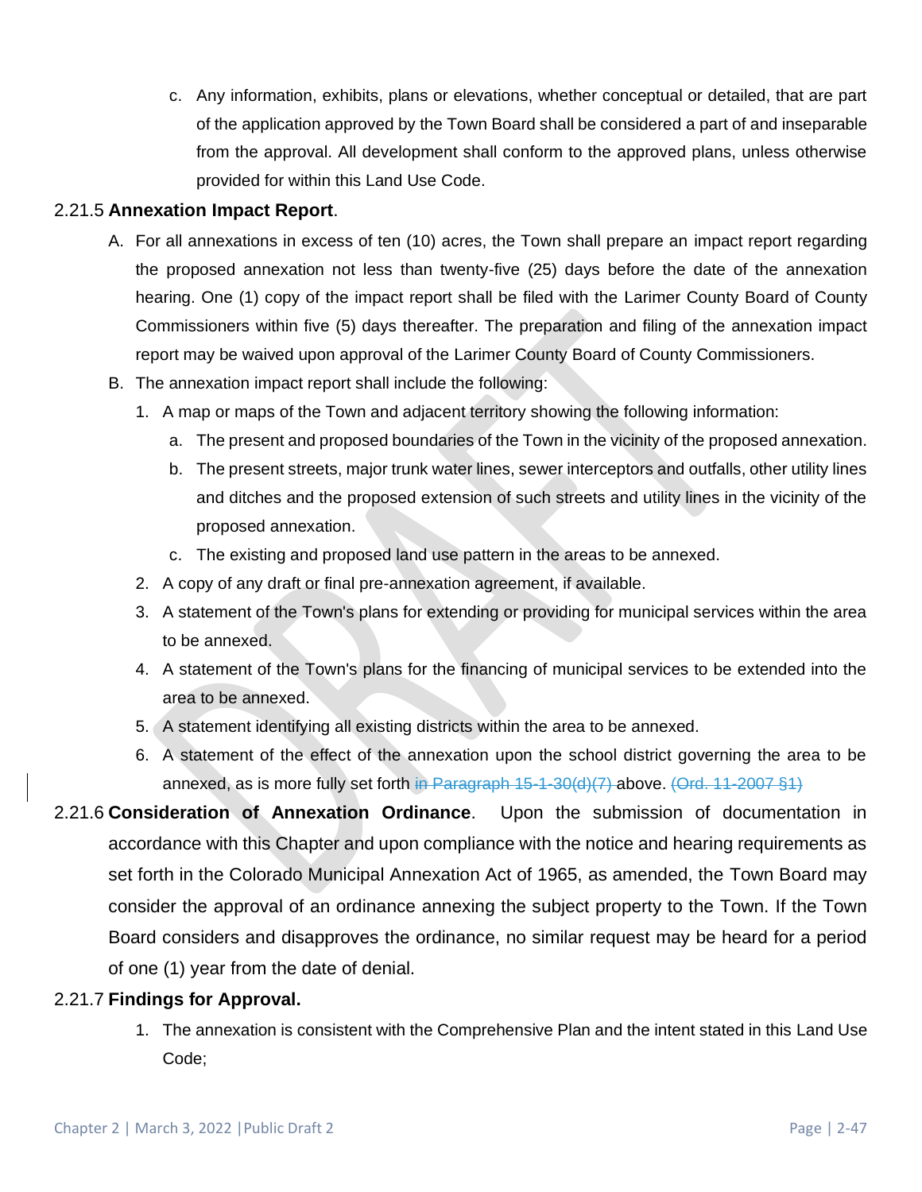c. Any information, exhibits, plans or elevations, whether conceptual or detailed, that are part of the application approved by the Town Board shall be considered a part of and inseparable from the approval. All development shall conform to the approved plans, unless otherwise provided for within this Land Use Code.

### 2.21.5 **Annexation Impact Report**.

A. For all annexations in excess of ten (10) acres, the Town shall prepare an impact report regarding the proposed annexation not less than twenty-five (25) days before the date of the annexation hearing. One (1) copy of the impact report shall be filed with the Larimer County Board of County Commissioners within five (5) days thereafter. The preparation and filing of the annexation impact report may be waived upon approval of the Larimer County Board of County Commissioners.

B. The annexation impact report shall include the following:

1. A map or maps of the Town and adjacent territory showing the following information:
   a. The present and proposed boundaries of the Town in the vicinity of the proposed annexation.
   b. The present streets, major trunk water lines, sewer interceptors and outfalls, other utility lines and ditches and the proposed extension of such streets and utility lines in the vicinity of the proposed annexation.
   c. The existing and proposed land use pattern in the areas to be annexed.
2. A copy of any draft or final pre-annexation agreement, if available.
3. A statement of the Town's plans for extending or providing for municipal services within the area to be annexed.
4. A statement of the Town's plans for the financing of municipal services to be extended into the area to be annexed.
5. A statement identifying all existing districts within the area to be annexed.
6. A statement of the effect of the annexation upon the school district governing the area to be annexed, as is more fully set forth ~~in Paragraph 15-1-30(d)(7)~~ above. ~~(Ord. 11-2007 §1)~~

### 2.21.6 **Consideration of Annexation Ordinance**.

Upon the submission of documentation in accordance with this Chapter and upon compliance with the notice and hearing requirements as set forth in the Colorado Municipal Annexation Act of 1965, as amended, the Town Board may consider the approval of an ordinance annexing the subject property to the Town. If the Town Board considers and disapproves the ordinance, no similar request may be heard for a period of one (1) year from the date of denial.

### 2.21.7 **Findings for Approval.**

1. The annexation is consistent with the Comprehensive Plan and the intent stated in this Land Use Code;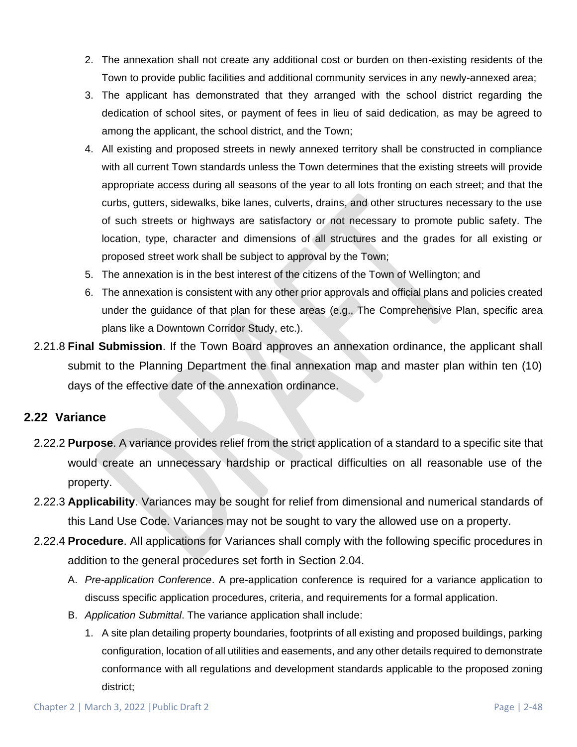2. The annexation shall not create any additional cost or burden on then-existing residents of the Town to provide public facilities and additional community services in any newly-annexed area;
3. The applicant has demonstrated that they arranged with the school district regarding the dedication of school sites, or payment of fees in lieu of said dedication, as may be agreed to among the applicant, the school district, and the Town;
4. All existing and proposed streets in newly annexed territory shall be constructed in compliance with all current Town standards unless the Town determines that the existing streets will provide appropriate access during all seasons of the year to all lots fronting on each street; and that the curbs, gutters, sidewalks, bike lanes, culverts, drains, and other structures necessary to the use of such streets or highways are satisfactory or not necessary to promote public safety. The location, type, character and dimensions of all structures and the grades for all existing or proposed street work shall be subject to approval by the Town;
5. The annexation is in the best interest of the citizens of the Town of Wellington; and
6. The annexation is consistent with any other prior approvals and official plans and policies created under the guidance of that plan for these areas (e.g., The Comprehensive Plan, specific area plans like a Downtown Corridor Study, etc.).

2.21.8 **Final Submission**. If the Town Board approves an annexation ordinance, the applicant shall submit to the Planning Department the final annexation map and master plan within ten (10) days of the effective date of the annexation ordinance.

## 2.22 Variance

2.22.2 **Purpose**. A variance provides relief from the strict application of a standard to a specific site that would create an unnecessary hardship or practical difficulties on all reasonable use of the property.

2.22.3 **Applicability**. Variances may be sought for relief from dimensional and numerical standards of this Land Use Code. Variances may not be sought to vary the allowed use on a property.

2.22.4 **Procedure**. All applications for Variances shall comply with the following specific procedures in addition to the general procedures set forth in Section 2.04.

A. *Pre-application Conference*. A pre-application conference is required for a variance application to discuss specific application procedures, criteria, and requirements for a formal application.

B. *Application Submittal*. The variance application shall include:

1. A site plan detailing property boundaries, footprints of all existing and proposed buildings, parking configuration, location of all utilities and easements, and any other details required to demonstrate conformance with all regulations and development standards applicable to the proposed zoning district;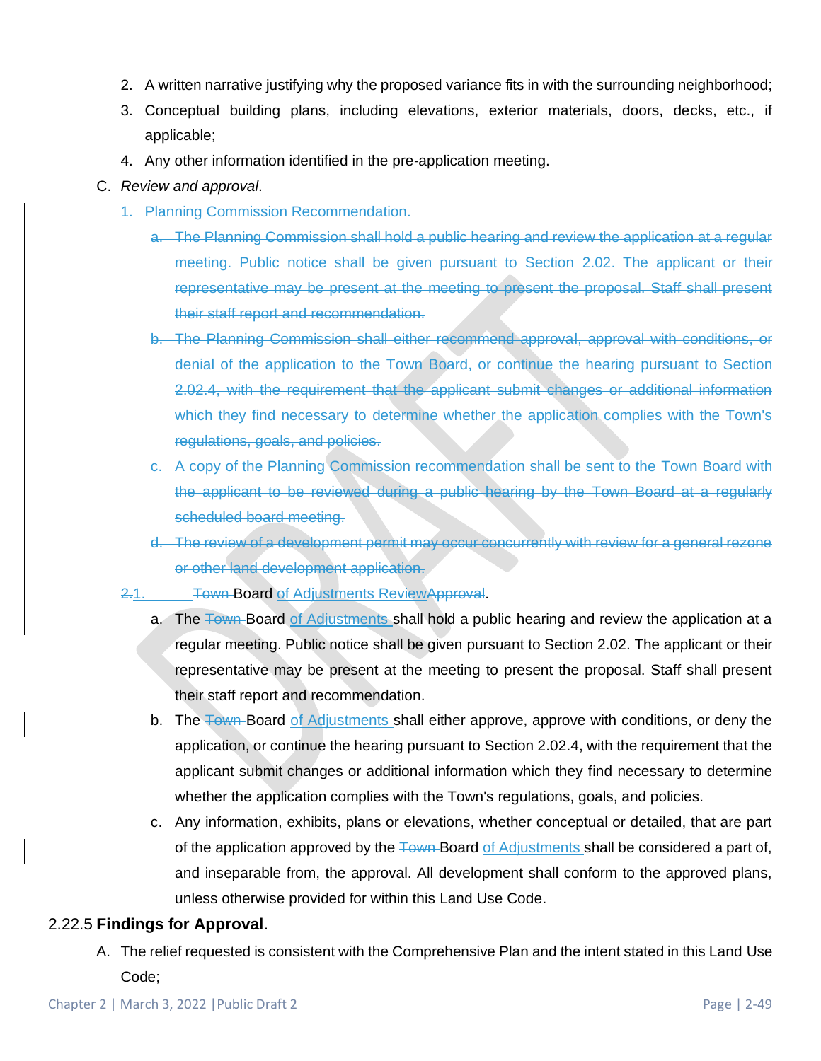2. A written narrative justifying why the proposed variance fits in with the surrounding neighborhood;
3. Conceptual building plans, including elevations, exterior materials, doors, decks, etc., if applicable;
4. Any other information identified in the pre-application meeting.

C. *Review and approval*.

~~1. Planning Commission Recommendation.~~

~~a. The Planning Commission shall hold a public hearing and review the application at a regular meeting. Public notice shall be given pursuant to Section 2.02. The applicant or their representative may be present at the meeting to present the proposal. Staff shall present their staff report and recommendation.~~

~~b. The Planning Commission shall either recommend approval, approval with conditions, or denial of the application to the Town Board, or continue the hearing pursuant to Section 2.02.4, with the requirement that the applicant submit changes or additional information which they find necessary to determine whether the application complies with the Town's regulations, goals, and policies.~~

~~c. A copy of the Planning Commission recommendation shall be sent to the Town Board with the applicant to be reviewed during a public hearing by the Town Board at a regularly scheduled board meeting.~~

~~d. The review of a development permit may occur concurrently with review for a general rezone or other land development application.~~

~~2.~~1. ~~Town~~ Board of Adjustments Review~~Approval~~.

a. The ~~Town~~ Board of Adjustments shall hold a public hearing and review the application at a regular meeting. Public notice shall be given pursuant to Section 2.02. The applicant or their representative may be present at the meeting to present the proposal. Staff shall present their staff report and recommendation.

b. The ~~Town~~ Board of Adjustments shall either approve, approve with conditions, or deny the application, or continue the hearing pursuant to Section 2.02.4, with the requirement that the applicant submit changes or additional information which they find necessary to determine whether the application complies with the Town's regulations, goals, and policies.

c. Any information, exhibits, plans or elevations, whether conceptual or detailed, that are part of the application approved by the ~~Town~~ Board of Adjustments shall be considered a part of, and inseparable from, the approval. All development shall conform to the approved plans, unless otherwise provided for within this Land Use Code.

## 2.22.5 **Findings for Approval**.

A. The relief requested is consistent with the Comprehensive Plan and the intent stated in this Land Use Code;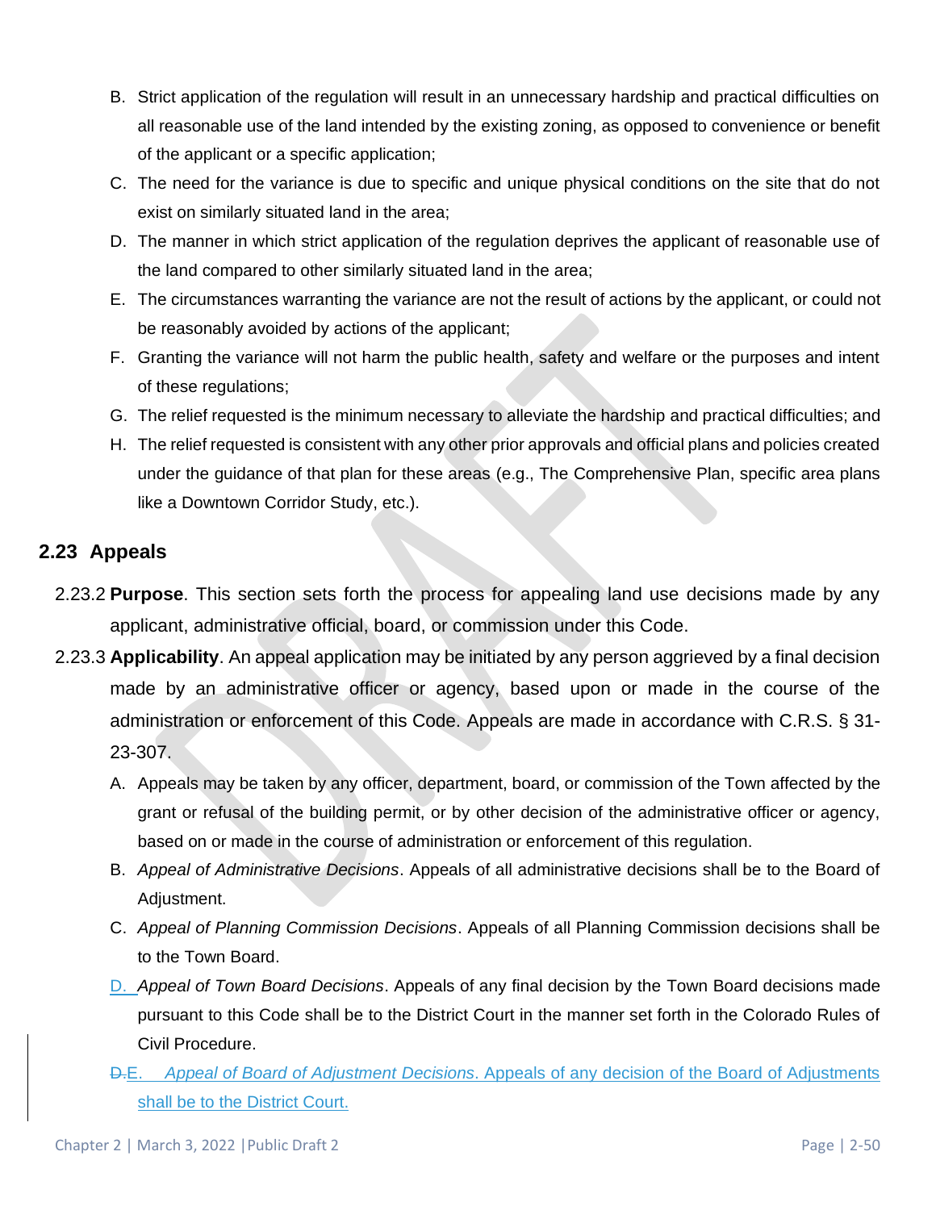B. Strict application of the regulation will result in an unnecessary hardship and practical difficulties on all reasonable use of the land intended by the existing zoning, as opposed to convenience or benefit of the applicant or a specific application;
C. The need for the variance is due to specific and unique physical conditions on the site that do not exist on similarly situated land in the area;
D. The manner in which strict application of the regulation deprives the applicant of reasonable use of the land compared to other similarly situated land in the area;
E. The circumstances warranting the variance are not the result of actions by the applicant, or could not be reasonably avoided by actions of the applicant;
F. Granting the variance will not harm the public health, safety and welfare or the purposes and intent of these regulations;
G. The relief requested is the minimum necessary to alleviate the hardship and practical difficulties; and
H. The relief requested is consistent with any other prior approvals and official plans and policies created under the guidance of that plan for these areas (e.g., The Comprehensive Plan, specific area plans like a Downtown Corridor Study, etc.).

## 2.23 Appeals

2.23.2 **Purpose**. This section sets forth the process for appealing land use decisions made by any applicant, administrative official, board, or commission under this Code.

2.23.3 **Applicability**. An appeal application may be initiated by any person aggrieved by a final decision made by an administrative officer or agency, based upon or made in the course of the administration or enforcement of this Code. Appeals are made in accordance with C.R.S. § 31-23-307.

A. Appeals may be taken by any officer, department, board, or commission of the Town affected by the grant or refusal of the building permit, or by other decision of the administrative officer or agency, based on or made in the course of administration or enforcement of this regulation.
B. *Appeal of Administrative Decisions*. Appeals of all administrative decisions shall be to the Board of Adjustment.
C. *Appeal of Planning Commission Decisions*. Appeals of all Planning Commission decisions shall be to the Town Board.
D. *Appeal of Town Board Decisions*. Appeals of any final decision by the Town Board decisions made pursuant to this Code shall be to the District Court in the manner set forth in the Colorado Rules of Civil Procedure.
~~D.~~E. *Appeal of Board of Adjustment Decisions*. Appeals of any decision of the Board of Adjustments shall be to the District Court.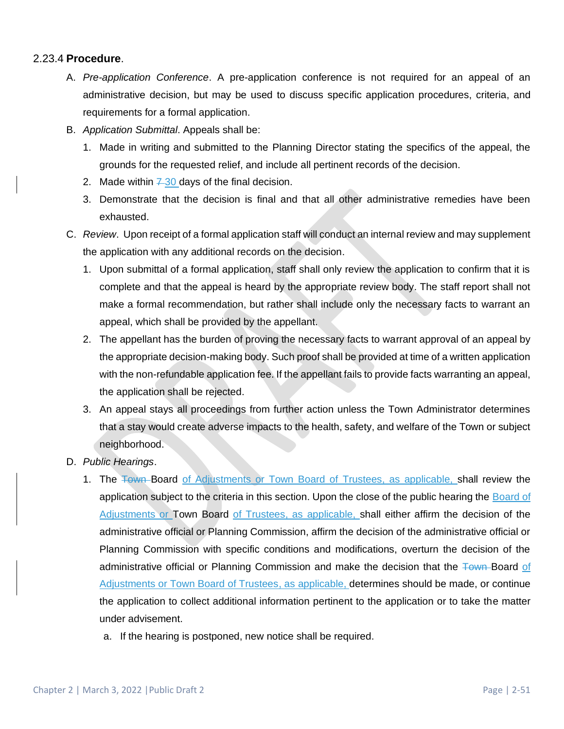### 2.23.4 **Procedure**.

A. *Pre-application Conference*. A pre-application conference is not required for an appeal of an administrative decision, but may be used to discuss specific application procedures, criteria, and requirements for a formal application.

B. *Application Submittal*. Appeals shall be:

1. Made in writing and submitted to the Planning Director stating the specifics of the appeal, the grounds for the requested relief, and include all pertinent records of the decision.
2. Made within ~~7~~ 30 days of the final decision.
3. Demonstrate that the decision is final and that all other administrative remedies have been exhausted.

C. *Review*. Upon receipt of a formal application staff will conduct an internal review and may supplement the application with any additional records on the decision.

1. Upon submittal of a formal application, staff shall only review the application to confirm that it is complete and that the appeal is heard by the appropriate review body. The staff report shall not make a formal recommendation, but rather shall include only the necessary facts to warrant an appeal, which shall be provided by the appellant.
2. The appellant has the burden of proving the necessary facts to warrant approval of an appeal by the appropriate decision-making body. Such proof shall be provided at time of a written application with the non-refundable application fee. If the appellant fails to provide facts warranting an appeal, the application shall be rejected.
3. An appeal stays all proceedings from further action unless the Town Administrator determines that a stay would create adverse impacts to the health, safety, and welfare of the Town or subject neighborhood.

D. *Public Hearings*.

1. The ~~Town~~ Board of Adjustments or Town Board of Trustees, as applicable, shall review the application subject to the criteria in this section. Upon the close of the public hearing the Board of Adjustments or Town Board of Trustees, as applicable, shall either affirm the decision of the administrative official or Planning Commission, affirm the decision of the administrative official or Planning Commission with specific conditions and modifications, overturn the decision of the administrative official or Planning Commission and make the decision that the ~~Town~~ Board of Adjustments or Town Board of Trustees, as applicable, determines should be made, or continue the application to collect additional information pertinent to the application or to take the matter under advisement.
   a. If the hearing is postponed, new notice shall be required.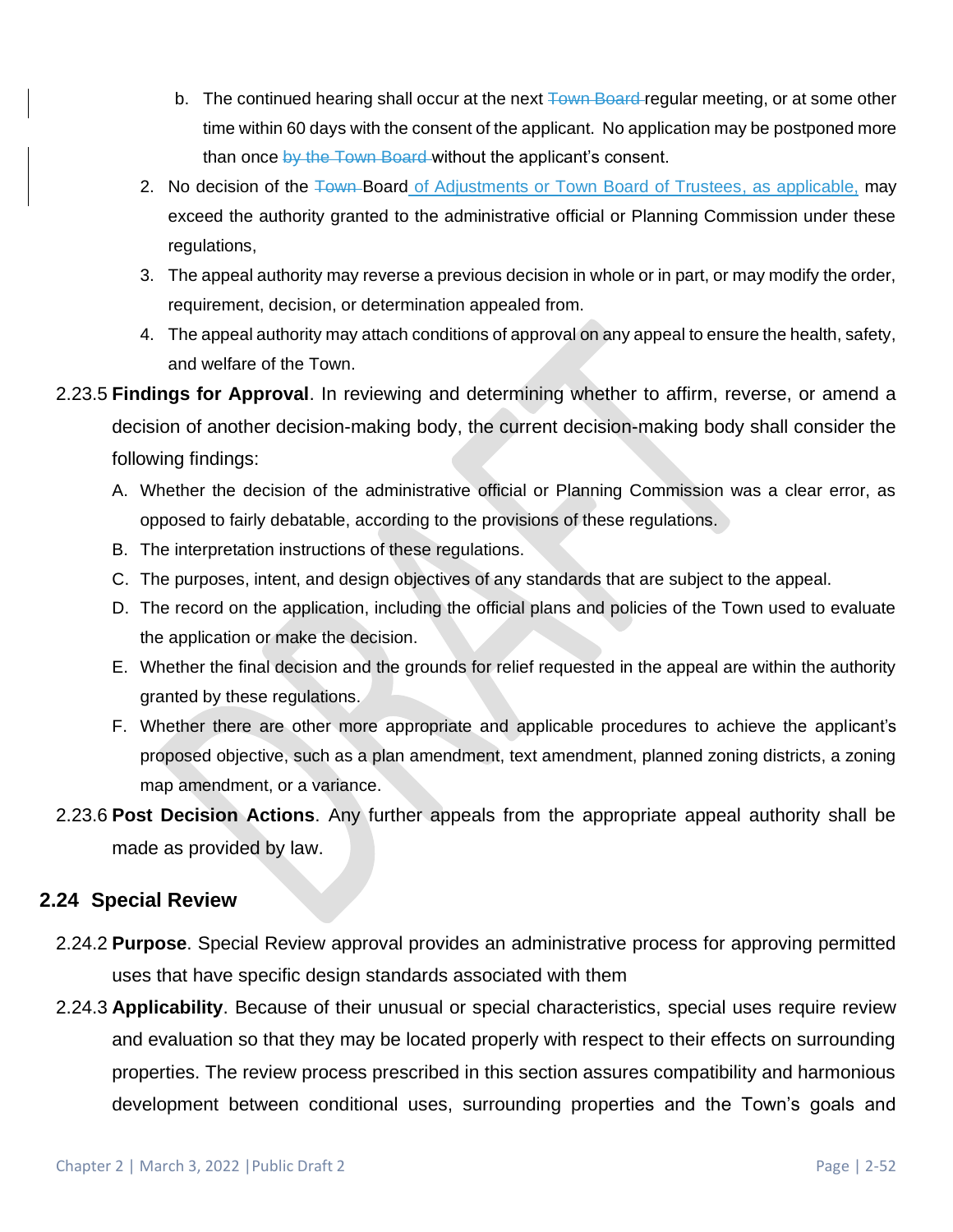b. The continued hearing shall occur at the next ~~Town Board~~ regular meeting, or at some other time within 60 days with the consent of the applicant. No application may be postponed more than once ~~by the Town Board~~ without the applicant's consent.

2. No decision of the ~~Town~~ Board of Adjustments or Town Board of Trustees, as applicable, may exceed the authority granted to the administrative official or Planning Commission under these regulations,
3. The appeal authority may reverse a previous decision in whole or in part, or may modify the order, requirement, decision, or determination appealed from.
4. The appeal authority may attach conditions of approval on any appeal to ensure the health, safety, and welfare of the Town.

2.23.5 **Findings for Approval**. In reviewing and determining whether to affirm, reverse, or amend a decision of another decision-making body, the current decision-making body shall consider the following findings:

A. Whether the decision of the administrative official or Planning Commission was a clear error, as opposed to fairly debatable, according to the provisions of these regulations.
B. The interpretation instructions of these regulations.
C. The purposes, intent, and design objectives of any standards that are subject to the appeal.
D. The record on the application, including the official plans and policies of the Town used to evaluate the application or make the decision.
E. Whether the final decision and the grounds for relief requested in the appeal are within the authority granted by these regulations.
F. Whether there are other more appropriate and applicable procedures to achieve the applicant's proposed objective, such as a plan amendment, text amendment, planned zoning districts, a zoning map amendment, or a variance.

2.23.6 **Post Decision Actions**. Any further appeals from the appropriate appeal authority shall be made as provided by law.

## 2.24 Special Review

2.24.2 **Purpose**. Special Review approval provides an administrative process for approving permitted uses that have specific design standards associated with them

2.24.3 **Applicability**. Because of their unusual or special characteristics, special uses require review and evaluation so that they may be located properly with respect to their effects on surrounding properties. The review process prescribed in this section assures compatibility and harmonious development between conditional uses, surrounding properties and the Town's goals and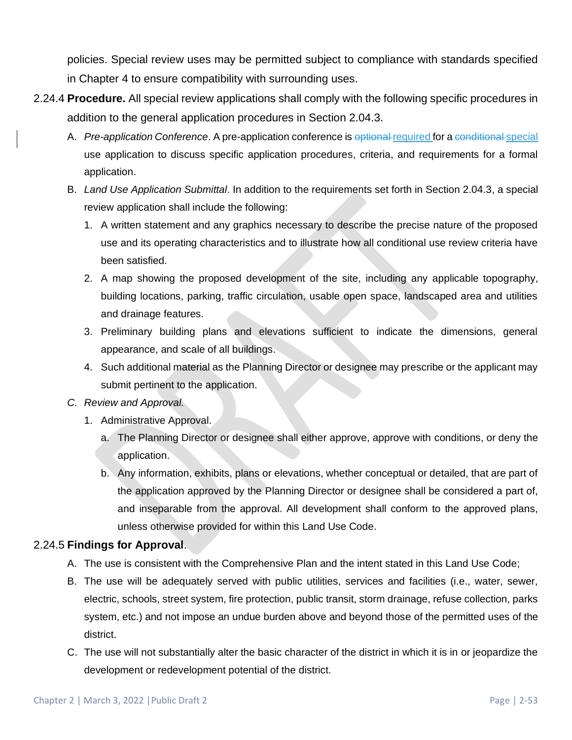policies. Special review uses may be permitted subject to compliance with standards specified in Chapter 4 to ensure compatibility with surrounding uses.

2.24.4 **Procedure.** All special review applications shall comply with the following specific procedures in addition to the general application procedures in Section 2.04.3.

A. *Pre-application Conference*. A pre-application conference is ~~optional~~ required for a ~~conditional~~ special use application to discuss specific application procedures, criteria, and requirements for a formal application.

B. *Land Use Application Submittal*. In addition to the requirements set forth in Section 2.04.3, a special review application shall include the following:

1. A written statement and any graphics necessary to describe the precise nature of the proposed use and its operating characteristics and to illustrate how all conditional use review criteria have been satisfied.
2. A map showing the proposed development of the site, including any applicable topography, building locations, parking, traffic circulation, usable open space, landscaped area and utilities and drainage features.
3. Preliminary building plans and elevations sufficient to indicate the dimensions, general appearance, and scale of all buildings.
4. Such additional material as the Planning Director or designee may prescribe or the applicant may submit pertinent to the application.

C. *Review and Approval.*

1. Administrative Approval.
   a. The Planning Director or designee shall either approve, approve with conditions, or deny the application.
   b. Any information, exhibits, plans or elevations, whether conceptual or detailed, that are part of the application approved by the Planning Director or designee shall be considered a part of, and inseparable from the approval. All development shall conform to the approved plans, unless otherwise provided for within this Land Use Code.

2.24.5 **Findings for Approval**.

A. The use is consistent with the Comprehensive Plan and the intent stated in this Land Use Code;

B. The use will be adequately served with public utilities, services and facilities (i.e., water, sewer, electric, schools, street system, fire protection, public transit, storm drainage, refuse collection, parks system, etc.) and not impose an undue burden above and beyond those of the permitted uses of the district.

C. The use will not substantially alter the basic character of the district in which it is in or jeopardize the development or redevelopment potential of the district.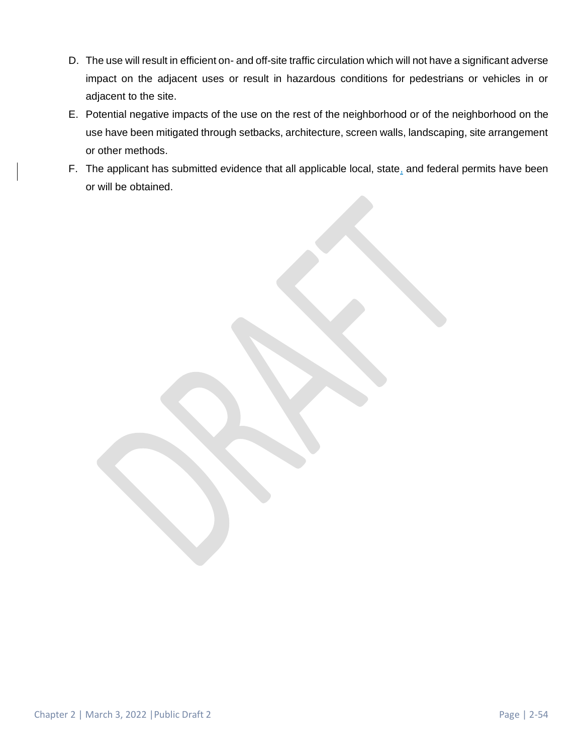D. The use will result in efficient on- and off-site traffic circulation which will not have a significant adverse impact on the adjacent uses or result in hazardous conditions for pedestrians or vehicles in or adjacent to the site.
E. Potential negative impacts of the use on the rest of the neighborhood or of the neighborhood on the use have been mitigated through setbacks, architecture, screen walls, landscaping, site arrangement or other methods.
F. The applicant has submitted evidence that all applicable local, state, and federal permits have been or will be obtained.